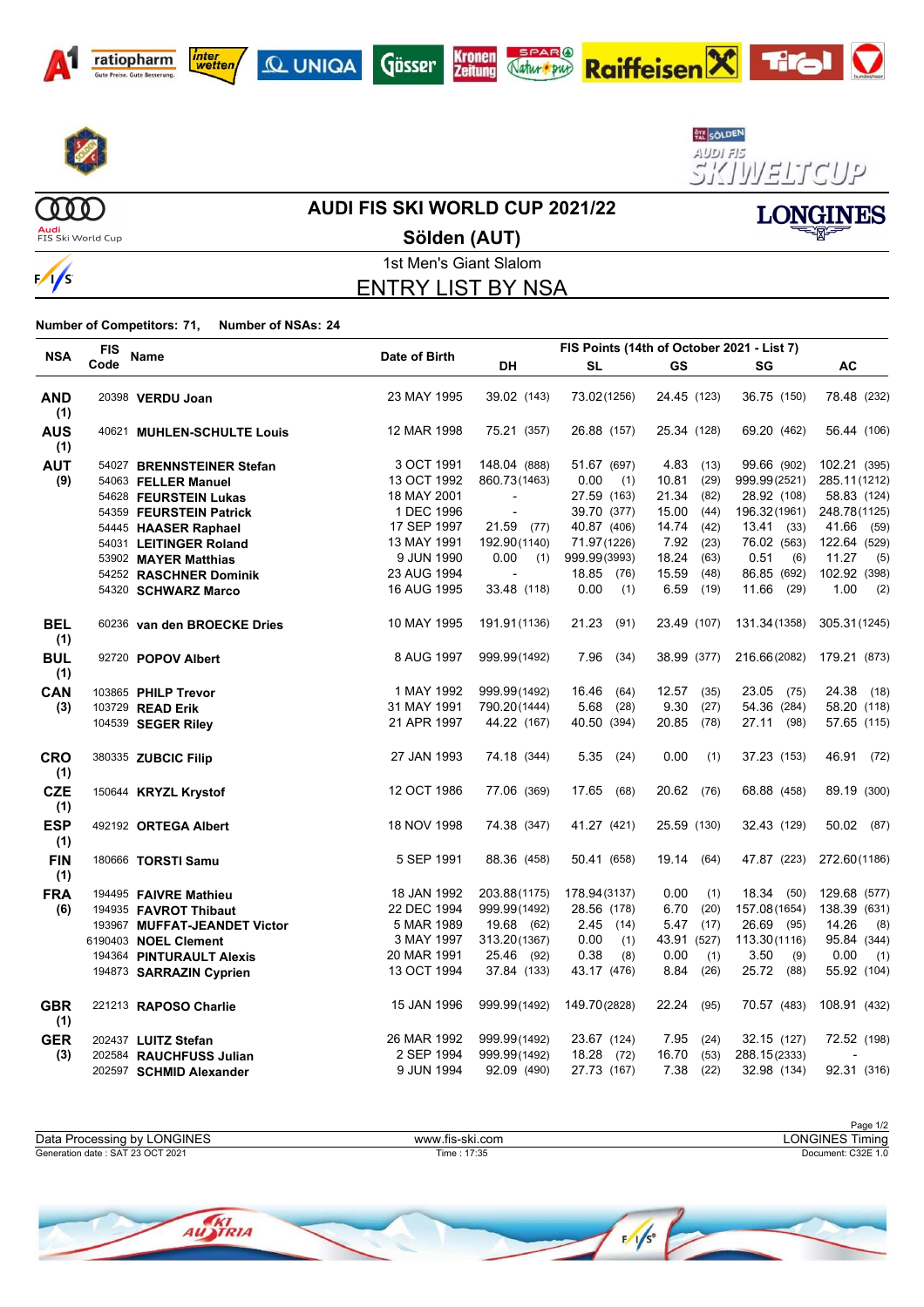# AUDI FIS SKI WORLD CUP 2021/22

## Sölden (AUT)

### 1st Men's Giant Slalom

## ENTRY LIST BY NSA

**Number of Competitors: 71, Number of NSAs: 24**

| NSA | FIS Code | Name | Date of Birth | DH | SL | GS | SG | AC |
|---|---|---|---|---|---|---|---|---|
| | | | | FIS Points (14th of October 2021 - List 7) | | | | |
| **AND (1)** | 20398 | **VERDU Joan** | 23 MAY 1995 | 39.02 (143) | 73.02 (1256) | 24.45 (123) | 36.75 (150) | 78.48 (232) |
| **AUS (1)** | 40621 | **MUHLEN-SCHULTE Louis** | 12 MAR 1998 | 75.21 (357) | 26.88 (157) | 25.34 (128) | 69.20 (462) | 56.44 (106) |
| **AUT (9)** | 54027 | **BRENNSTEINER Stefan** | 3 OCT 1991 | 148.04 (888) | 51.67 (697) | 4.83 (13) | 99.66 (902) | 102.21 (395) |
| | 54063 | **FELLER Manuel** | 13 OCT 1992 | 860.73 (1463) | 0.00 (1) | 10.81 (29) | 999.99 (2521) | 285.11 (1212) |
| | 54628 | **FEURSTEIN Lukas** | 18 MAY 2001 | - | 27.59 (163) | 21.34 (82) | 28.92 (108) | 58.83 (124) |
| | 54359 | **FEURSTEIN Patrick** | 1 DEC 1996 | - | 39.70 (377) | 15.00 (44) | 196.32 (1961) | 248.78 (1125) |
| | 54445 | **HAASER Raphael** | 17 SEP 1997 | 21.59 (77) | 40.87 (406) | 14.74 (42) | 13.41 (33) | 41.66 (59) |
| | 54031 | **LEITINGER Roland** | 13 MAY 1991 | 192.90 (1140) | 71.97 (1226) | 7.92 (23) | 76.02 (563) | 122.64 (529) |
| | 53902 | **MAYER Matthias** | 9 JUN 1990 | 0.00 (1) | 999.99 (3993) | 18.24 (63) | 0.51 (6) | 11.27 (5) |
| | 54252 | **RASCHNER Dominik** | 23 AUG 1994 | - | 18.85 (76) | 15.59 (48) | 86.85 (692) | 102.92 (398) |
| | 54320 | **SCHWARZ Marco** | 16 AUG 1995 | 33.48 (118) | 0.00 (1) | 6.59 (19) | 11.66 (29) | 1.00 (2) |
| **BEL (1)** | 60236 | **van den BROECKE Dries** | 10 MAY 1995 | 191.91 (1136) | 21.23 (91) | 23.49 (107) | 131.34 (1358) | 305.31 (1245) |
| **BUL (1)** | 92720 | **POPOV Albert** | 8 AUG 1997 | 999.99 (1492) | 7.96 (34) | 38.99 (377) | 216.66 (2082) | 179.21 (873) |
| **CAN (3)** | 103865 | **PHILP Trevor** | 1 MAY 1992 | 999.99 (1492) | 16.46 (64) | 12.57 (35) | 23.05 (75) | 24.38 (18) |
| | 103729 | **READ Erik** | 31 MAY 1991 | 790.20 (1444) | 5.68 (28) | 9.30 (27) | 54.36 (284) | 58.20 (118) |
| | 104539 | **SEGER Riley** | 21 APR 1997 | 44.22 (167) | 40.50 (394) | 20.85 (78) | 27.11 (98) | 57.65 (115) |
| **CRO (1)** | 380335 | **ZUBCIC Filip** | 27 JAN 1993 | 74.18 (344) | 5.35 (24) | 0.00 (1) | 37.23 (153) | 46.91 (72) |
| **CZE (1)** | 150644 | **KRYZL Krystof** | 12 OCT 1986 | 77.06 (369) | 17.65 (68) | 20.62 (76) | 68.88 (458) | 89.19 (300) |
| **ESP (1)** | 492192 | **ORTEGA Albert** | 18 NOV 1998 | 74.38 (347) | 41.27 (421) | 25.59 (130) | 32.43 (129) | 50.02 (87) |
| **FIN (1)** | 180666 | **TORSTI Samu** | 5 SEP 1991 | 88.36 (458) | 50.41 (658) | 19.14 (64) | 47.87 (223) | 272.60 (1186) |
| **FRA (6)** | 194495 | **FAIVRE Mathieu** | 18 JAN 1992 | 203.88 (1175) | 178.94 (3137) | 0.00 (1) | 18.34 (50) | 129.68 (577) |
| | 194935 | **FAVROT Thibaut** | 22 DEC 1994 | 999.99 (1492) | 28.56 (178) | 6.70 (20) | 157.08 (1654) | 138.39 (631) |
| | 193967 | **MUFFAT-JEANDET Victor** | 5 MAR 1989 | 19.68 (62) | 2.45 (14) | 5.47 (17) | 26.69 (95) | 14.26 (8) |
| | 6190403 | **NOEL Clement** | 3 MAY 1997 | 313.20 (1367) | 0.00 (1) | 43.91 (527) | 113.30 (1116) | 95.84 (344) |
| | 194364 | **PINTURAULT Alexis** | 20 MAR 1991 | 25.46 (92) | 0.38 (8) | 0.00 (1) | 3.50 (9) | 0.00 (1) |
| | 194873 | **SARRAZIN Cyprien** | 13 OCT 1994 | 37.84 (133) | 43.17 (476) | 8.84 (26) | 25.72 (88) | 55.92 (104) |
| **GBR (1)** | 221213 | **RAPOSO Charlie** | 15 JAN 1996 | 999.99 (1492) | 149.70 (2828) | 22.24 (95) | 70.57 (483) | 108.91 (432) |
| **GER (3)** | 202437 | **LUITZ Stefan** | 26 MAR 1992 | 999.99 (1492) | 23.67 (124) | 7.95 (24) | 32.15 (127) | 72.52 (198) |
| | 202584 | **RAUCHFUSS Julian** | 2 SEP 1994 | 999.99 (1492) | 18.28 (72) | 16.70 (53) | 288.15 (2333) | - |
| | 202597 | **SCHMID Alexander** | 9 JUN 1994 | 92.09 (490) | 27.73 (167) | 7.38 (22) | 32.98 (134) | 92.31 (316) |

Data Processing by LONGINES | www.fis-ski.com | LONGINES Timing

Generation date : SAT 23 OCT 2021 | Time : 17:35 | Document: C32E 1.0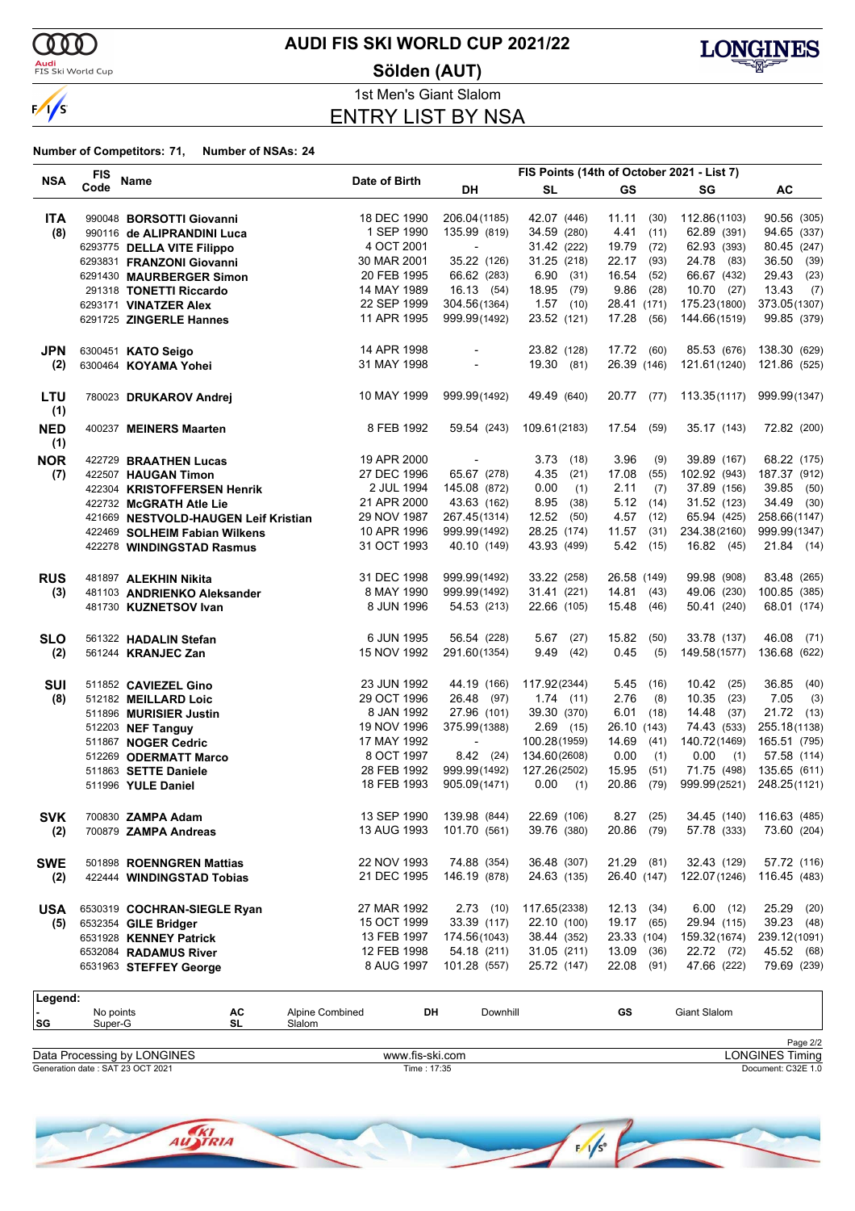# AUDI FIS SKI WORLD CUP 2021/22

## Sölden (AUT)

1st Men's Giant Slalom

## ENTRY LIST BY NSA

**Number of Competitors: 71, Number of NSAs: 24**

| NSA | FIS Code | Name | Date of Birth | DH | SL | GS | SG | AC |
|---|---|---|---|---|---|---|---|---|
| | | | | FIS Points (14th of October 2021 - List 7) | | | | |
| **ITA (8)** | 990048 | **BORSOTTI Giovanni** | 18 DEC 1990 | 206.04 (1185) | 42.07 (446) | 11.11 (30) | 112.86 (1103) | 90.56 (305) |
| | 990116 | **de ALIPRANDINI Luca** | 1 SEP 1990 | 135.99 (819) | 34.59 (280) | 4.41 (11) | 62.89 (391) | 94.65 (337) |
| | 6293775 | **DELLA VITE Filippo** | 4 OCT 2001 | - | 31.42 (222) | 19.79 (72) | 62.93 (393) | 80.45 (247) |
| | 6293831 | **FRANZONI Giovanni** | 30 MAR 2001 | 35.22 (126) | 31.25 (218) | 22.17 (93) | 24.78 (83) | 36.50 (39) |
| | 6291430 | **MAURBERGER Simon** | 20 FEB 1995 | 66.62 (283) | 6.90 (31) | 16.54 (52) | 66.67 (432) | 29.43 (23) |
| | 291318 | **TONETTI Riccardo** | 14 MAY 1989 | 16.13 (54) | 18.95 (79) | 9.86 (28) | 10.70 (27) | 13.43 (7) |
| | 6293171 | **VINATZER Alex** | 22 SEP 1999 | 304.56 (1364) | 1.57 (10) | 28.41 (171) | 175.23 (1800) | 373.05 (1307) |
| | 6291725 | **ZINGERLE Hannes** | 11 APR 1995 | 999.99 (1492) | 23.52 (121) | 17.28 (56) | 144.66 (1519) | 99.85 (379) |
| **JPN (2)** | 6300451 | **KATO Seigo** | 14 APR 1998 | - | 23.82 (128) | 17.72 (60) | 85.53 (676) | 138.30 (629) |
| | 6300464 | **KOYAMA Yohei** | 31 MAY 1998 | - | 19.30 (81) | 26.39 (146) | 121.61 (1240) | 121.86 (525) |
| **LTU (1)** | 780023 | **DRUKAROV Andrej** | 10 MAY 1999 | 999.99 (1492) | 49.49 (640) | 20.77 (77) | 113.35 (1117) | 999.99 (1347) |
| **NED (1)** | 400237 | **MEINERS Maarten** | 8 FEB 1992 | 59.54 (243) | 109.61 (2183) | 17.54 (59) | 35.17 (143) | 72.82 (200) |
| **NOR (7)** | 422729 | **BRAATHEN Lucas** | 19 APR 2000 | - | 3.73 (18) | 3.96 (9) | 39.89 (167) | 68.22 (175) |
| | 422507 | **HAUGAN Timon** | 27 DEC 1996 | 65.67 (278) | 4.35 (21) | 17.08 (55) | 102.92 (943) | 187.37 (912) |
| | 422304 | **KRISTOFFERSEN Henrik** | 2 JUL 1994 | 145.08 (872) | 0.00 (1) | 2.11 (7) | 37.89 (156) | 39.85 (50) |
| | 422732 | **McGRATH Atle Lie** | 21 APR 2000 | 43.63 (162) | 8.95 (38) | 5.12 (14) | 31.52 (123) | 34.49 (30) |
| | 421669 | **NESTVOLD-HAUGEN Leif Kristian** | 29 NOV 1987 | 267.45 (1314) | 12.52 (50) | 4.57 (12) | 65.94 (425) | 258.66 (1147) |
| | 422469 | **SOLHEIM Fabian Wilkens** | 10 APR 1996 | 999.99 (1492) | 28.25 (174) | 11.57 (31) | 234.38 (2160) | 999.99 (1347) |
| | 422278 | **WINDINGSTAD Rasmus** | 31 OCT 1993 | 40.10 (149) | 43.93 (499) | 5.42 (15) | 16.82 (45) | 21.84 (14) |
| **RUS (3)** | 481897 | **ALEKHIN Nikita** | 31 DEC 1998 | 999.99 (1492) | 33.22 (258) | 26.58 (149) | 99.98 (908) | 83.48 (265) |
| | 481103 | **ANDRIENKO Aleksander** | 8 MAY 1990 | 999.99 (1492) | 31.41 (221) | 14.81 (43) | 49.06 (230) | 100.85 (385) |
| | 481730 | **KUZNETSOV Ivan** | 8 JUN 1996 | 54.53 (213) | 22.66 (105) | 15.48 (46) | 50.41 (240) | 68.01 (174) |
| **SLO (2)** | 561322 | **HADALIN Stefan** | 6 JUN 1995 | 56.54 (228) | 5.67 (27) | 15.82 (50) | 33.78 (137) | 46.08 (71) |
| | 561244 | **KRANJEC Zan** | 15 NOV 1992 | 291.60 (1354) | 9.49 (42) | 0.45 (5) | 149.58 (1577) | 136.68 (622) |
| **SUI (8)** | 511852 | **CAVIEZEL Gino** | 23 JUN 1992 | 44.19 (166) | 117.92 (2344) | 5.45 (16) | 10.42 (25) | 36.85 (40) |
| | 512182 | **MEILLARD Loic** | 29 OCT 1996 | 26.48 (97) | 1.74 (11) | 2.76 (8) | 10.35 (23) | 7.05 (3) |
| | 511896 | **MURISIER Justin** | 8 JAN 1992 | 27.96 (101) | 39.30 (370) | 6.01 (18) | 14.48 (37) | 21.72 (13) |
| | 512203 | **NEF Tanguy** | 19 NOV 1996 | 375.99 (1388) | 2.69 (15) | 26.10 (143) | 74.43 (533) | 255.18 (1138) |
| | 511867 | **NOGER Cedric** | 17 MAY 1992 | - | 100.28 (1959) | 14.69 (41) | 140.72 (1469) | 165.51 (795) |
| | 512269 | **ODERMATT Marco** | 8 OCT 1997 | 8.42 (24) | 134.60 (2608) | 0.00 (1) | 0.00 (1) | 57.58 (114) |
| | 511863 | **SETTE Daniele** | 28 FEB 1992 | 999.99 (1492) | 127.26 (2502) | 15.95 (51) | 71.75 (498) | 135.65 (611) |
| | 511996 | **YULE Daniel** | 18 FEB 1993 | 905.09 (1471) | 0.00 (1) | 20.86 (79) | 999.99 (2521) | 248.25 (1121) |
| **SVK (2)** | 700830 | **ZAMPA Adam** | 13 SEP 1990 | 139.98 (844) | 22.69 (106) | 8.27 (25) | 34.45 (140) | 116.63 (485) |
| | 700879 | **ZAMPA Andreas** | 13 AUG 1993 | 101.70 (561) | 39.76 (380) | 20.86 (79) | 57.78 (333) | 73.60 (204) |
| **SWE (2)** | 501898 | **ROENNGREN Mattias** | 22 NOV 1993 | 74.88 (354) | 36.48 (307) | 21.29 (81) | 32.43 (129) | 57.72 (116) |
| | 422444 | **WINDINGSTAD Tobias** | 21 DEC 1995 | 146.19 (878) | 24.63 (135) | 26.40 (147) | 122.07 (1246) | 116.45 (483) |
| **USA (5)** | 6530319 | **COCHRAN-SIEGLE Ryan** | 27 MAR 1992 | 2.73 (10) | 117.65 (2338) | 12.13 (34) | 6.00 (12) | 25.29 (20) |
| | 6532354 | **GILE Bridger** | 15 OCT 1999 | 33.39 (117) | 22.10 (100) | 19.17 (65) | 29.94 (115) | 39.23 (48) |
| | 6531928 | **KENNEY Patrick** | 13 FEB 1997 | 174.56 (1043) | 38.44 (352) | 23.33 (104) | 159.32 (1674) | 239.12 (1091) |
| | 6532084 | **RADAMUS River** | 12 FEB 1998 | 54.18 (211) | 31.05 (211) | 13.09 (36) | 22.72 (72) | 45.52 (68) |
| | 6531963 | **STEFFEY George** | 8 AUG 1997 | 101.28 (557) | 25.72 (147) | 22.08 (91) | 47.66 (222) | 79.69 (239) |

**Legend:**

| | | | | | | | |
|---|---|---|---|---|---|---|---|
| - | No points | AC | Alpine Combined | DH | Downhill | GS | Giant Slalom |
| SG | Super-G | SL | Slalom | | | | |

Data Processing by LONGINES | www.fis-ski.com | LONGINES Timing

Generation date : SAT 23 OCT 2021 | Time : 17:35 | Document: C32E 1.0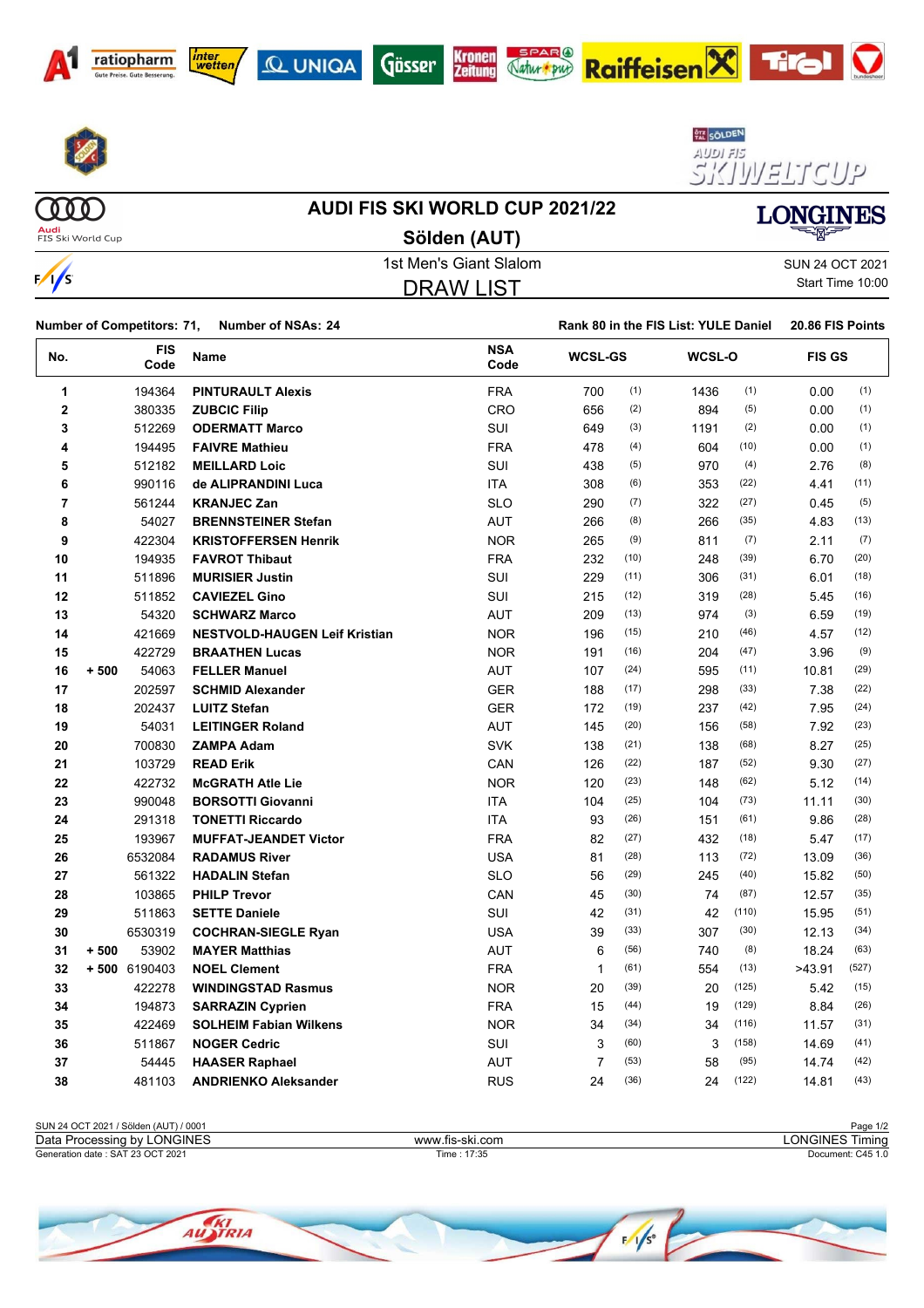# AUDI FIS SKI WORLD CUP 2021/22

## Sölden (AUT)

1st Men's Giant Slalom

SUN 24 OCT 2021

Start Time 10:00

## DRAW LIST

**Number of Competitors: 71, Number of NSAs: 24** **Rank 80 in the FIS List: YULE Daniel 20.86 FIS Points**

| No. | | FIS Code | Name | NSA Code | WCSL-GS | | WCSL-O | | FIS GS | |
|---|---|---|---|---|---|---|---|---|---|---|
| 1 | | 194364 | **PINTURAULT Alexis** | FRA | 700 | (1) | 1436 | (1) | 0.00 | (1) |
| 2 | | 380335 | **ZUBCIC Filip** | CRO | 656 | (2) | 894 | (5) | 0.00 | (1) |
| 3 | | 512269 | **ODERMATT Marco** | SUI | 649 | (3) | 1191 | (2) | 0.00 | (1) |
| 4 | | 194495 | **FAIVRE Mathieu** | FRA | 478 | (4) | 604 | (10) | 0.00 | (1) |
| 5 | | 512182 | **MEILLARD Loic** | SUI | 438 | (5) | 970 | (4) | 2.76 | (8) |
| 6 | | 990116 | **de ALIPRANDINI Luca** | ITA | 308 | (6) | 353 | (22) | 4.41 | (11) |
| 7 | | 561244 | **KRANJEC Zan** | SLO | 290 | (7) | 322 | (27) | 0.45 | (5) |
| 8 | | 54027 | **BRENNSTEINER Stefan** | AUT | 266 | (8) | 266 | (35) | 4.83 | (13) |
| 9 | | 422304 | **KRISTOFFERSEN Henrik** | NOR | 265 | (9) | 811 | (7) | 2.11 | (7) |
| 10 | | 194935 | **FAVROT Thibaut** | FRA | 232 | (10) | 248 | (39) | 6.70 | (20) |
| 11 | | 511896 | **MURISIER Justin** | SUI | 229 | (11) | 306 | (31) | 6.01 | (18) |
| 12 | | 511852 | **CAVIEZEL Gino** | SUI | 215 | (12) | 319 | (28) | 5.45 | (16) |
| 13 | | 54320 | **SCHWARZ Marco** | AUT | 209 | (13) | 974 | (3) | 6.59 | (19) |
| 14 | | 421669 | **NESTVOLD-HAUGEN Leif Kristian** | NOR | 196 | (15) | 210 | (46) | 4.57 | (12) |
| 15 | | 422729 | **BRAATHEN Lucas** | NOR | 191 | (16) | 204 | (47) | 3.96 | (9) |
| 16 | + 500 | 54063 | **FELLER Manuel** | AUT | 107 | (24) | 595 | (11) | 10.81 | (29) |
| 17 | | 202597 | **SCHMID Alexander** | GER | 188 | (17) | 298 | (33) | 7.38 | (22) |
| 18 | | 202437 | **LUITZ Stefan** | GER | 172 | (19) | 237 | (42) | 7.95 | (24) |
| 19 | | 54031 | **LEITINGER Roland** | AUT | 145 | (20) | 156 | (58) | 7.92 | (23) |
| 20 | | 700830 | **ZAMPA Adam** | SVK | 138 | (21) | 138 | (68) | 8.27 | (25) |
| 21 | | 103729 | **READ Erik** | CAN | 126 | (22) | 187 | (52) | 9.30 | (27) |
| 22 | | 422732 | **McGRATH Atle Lie** | NOR | 120 | (23) | 148 | (62) | 5.12 | (14) |
| 23 | | 990048 | **BORSOTTI Giovanni** | ITA | 104 | (25) | 104 | (73) | 11.11 | (30) |
| 24 | | 291318 | **TONETTI Riccardo** | ITA | 93 | (26) | 151 | (61) | 9.86 | (28) |
| 25 | | 193967 | **MUFFAT-JEANDET Victor** | FRA | 82 | (27) | 432 | (18) | 5.47 | (17) |
| 26 | | 6532084 | **RADAMUS River** | USA | 81 | (28) | 113 | (72) | 13.09 | (36) |
| 27 | | 561322 | **HADALIN Stefan** | SLO | 56 | (29) | 245 | (40) | 15.82 | (50) |
| 28 | | 103865 | **PHILP Trevor** | CAN | 45 | (30) | 74 | (87) | 12.57 | (35) |
| 29 | | 511863 | **SETTE Daniele** | SUI | 42 | (31) | 42 | (110) | 15.95 | (51) |
| 30 | | 6530319 | **COCHRAN-SIEGLE Ryan** | USA | 39 | (33) | 307 | (30) | 12.13 | (34) |
| 31 | + 500 | 53902 | **MAYER Matthias** | AUT | 6 | (56) | 740 | (8) | 18.24 | (63) |
| 32 | + 500 | 6190403 | **NOEL Clement** | FRA | 1 | (61) | 554 | (13) | >43.91 | (527) |
| 33 | | 422278 | **WINDINGSTAD Rasmus** | NOR | 20 | (39) | 20 | (125) | 5.42 | (15) |
| 34 | | 194873 | **SARRAZIN Cyprien** | FRA | 15 | (44) | 19 | (129) | 8.84 | (26) |
| 35 | | 422469 | **SOLHEIM Fabian Wilkens** | NOR | 34 | (34) | 34 | (116) | 11.57 | (31) |
| 36 | | 511867 | **NOGER Cedric** | SUI | 3 | (60) | 3 | (158) | 14.69 | (41) |
| 37 | | 54445 | **HAASER Raphael** | AUT | 7 | (53) | 58 | (95) | 14.74 | (42) |
| 38 | | 481103 | **ANDRIENKO Aleksander** | RUS | 24 | (36) | 24 | (122) | 14.81 | (43) |

SUN 24 OCT 2021 / Sölden (AUT) / 0001

Data Processing by LONGINES www.fis-ski.com LONGINES Timing

Generation date : SAT 23 OCT 2021 Time : 17:35 Document: C45 1.0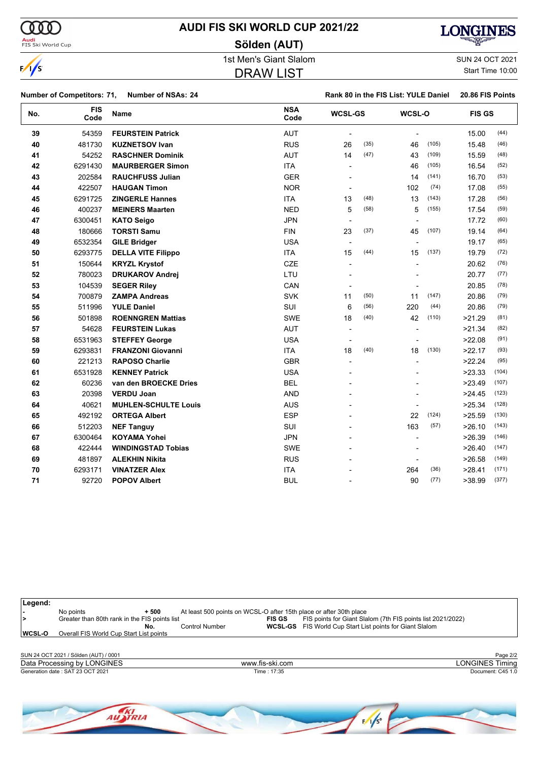# AUDI FIS SKI WORLD CUP 2021/22

## Sölden (AUT)

1st Men's Giant Slalom

SUN 24 OCT 2021

## DRAW LIST

Start Time 10:00

**Number of Competitors: 71, Number of NSAs: 24** **Rank 80 in the FIS List: YULE Daniel** **20.86 FIS Points**

| No. | FIS Code | Name | NSA Code | WCSL-GS | | WCSL-O | | FIS GS | |
|---|---|---|---|---|---|---|---|---|---|
| 39 | 54359 | **FEURSTEIN Patrick** | AUT | - | | - | | 15.00 | (44) |
| 40 | 481730 | **KUZNETSOV Ivan** | RUS | 26 | (35) | 46 | (105) | 15.48 | (46) |
| 41 | 54252 | **RASCHNER Dominik** | AUT | 14 | (47) | 43 | (109) | 15.59 | (48) |
| 42 | 6291430 | **MAURBERGER Simon** | ITA | - | | 46 | (105) | 16.54 | (52) |
| 43 | 202584 | **RAUCHFUSS Julian** | GER | - | | 14 | (141) | 16.70 | (53) |
| 44 | 422507 | **HAUGAN Timon** | NOR | - | | 102 | (74) | 17.08 | (55) |
| 45 | 6291725 | **ZINGERLE Hannes** | ITA | 13 | (48) | 13 | (143) | 17.28 | (56) |
| 46 | 400237 | **MEINERS Maarten** | NED | 5 | (58) | 5 | (155) | 17.54 | (59) |
| 47 | 6300451 | **KATO Seigo** | JPN | - | | - | | 17.72 | (60) |
| 48 | 180666 | **TORSTI Samu** | FIN | 23 | (37) | 45 | (107) | 19.14 | (64) |
| 49 | 6532354 | **GILE Bridger** | USA | - | | - | | 19.17 | (65) |
| 50 | 6293775 | **DELLA VITE Filippo** | ITA | 15 | (44) | 15 | (137) | 19.79 | (72) |
| 51 | 150644 | **KRYZL Krystof** | CZE | - | | - | | 20.62 | (76) |
| 52 | 780023 | **DRUKAROV Andrej** | LTU | - | | - | | 20.77 | (77) |
| 53 | 104539 | **SEGER Riley** | CAN | - | | - | | 20.85 | (78) |
| 54 | 700879 | **ZAMPA Andreas** | SVK | 11 | (50) | 11 | (147) | 20.86 | (79) |
| 55 | 511996 | **YULE Daniel** | SUI | 6 | (56) | 220 | (44) | 20.86 | (79) |
| 56 | 501898 | **ROENNGREN Mattias** | SWE | 18 | (40) | 42 | (110) | >21.29 | (81) |
| 57 | 54628 | **FEURSTEIN Lukas** | AUT | - | | - | | >21.34 | (82) |
| 58 | 6531963 | **STEFFEY George** | USA | - | | - | | >22.08 | (91) |
| 59 | 6293831 | **FRANZONI Giovanni** | ITA | 18 | (40) | 18 | (130) | >22.17 | (93) |
| 60 | 221213 | **RAPOSO Charlie** | GBR | - | | - | | >22.24 | (95) |
| 61 | 6531928 | **KENNEY Patrick** | USA | - | | - | | >23.33 | (104) |
| 62 | 60236 | **van den BROECKE Dries** | BEL | - | | - | | >23.49 | (107) |
| 63 | 20398 | **VERDU Joan** | AND | - | | - | | >24.45 | (123) |
| 64 | 40621 | **MUHLEN-SCHULTE Louis** | AUS | - | | - | | >25.34 | (128) |
| 65 | 492192 | **ORTEGA Albert** | ESP | - | | 22 | (124) | >25.59 | (130) |
| 66 | 512203 | **NEF Tanguy** | SUI | - | | 163 | (57) | >26.10 | (143) |
| 67 | 6300464 | **KOYAMA Yohei** | JPN | - | | - | | >26.39 | (146) |
| 68 | 422444 | **WINDINGSTAD Tobias** | SWE | - | | - | | >26.40 | (147) |
| 69 | 481897 | **ALEKHIN Nikita** | RUS | - | | - | | >26.58 | (149) |
| 70 | 6293171 | **VINATZER Alex** | ITA | - | | 264 | (36) | >28.41 | (171) |
| 71 | 92720 | **POPOV Albert** | BUL | - | | 90 | (77) | >38.99 | (377) |

**Legend:**

| | | | |
|---|---|---|---|
| - | No points | + 500 | At least 500 points on WCSL-O after 15th place or after 30th place |
| > | Greater than 80th rank in the FIS points list | FIS GS | FIS points for Giant Slalom (7th FIS points list 2021/2022) |
| No. | Control Number | WCSL-GS | FIS World Cup Start List points for Giant Slalom |
| WCSL-O | Overall FIS World Cup Start List points | | |

SUN 24 OCT 2021 / Sölden (AUT) / 0001

Data Processing by LONGINES — www.fis-ski.com — LONGINES Timing

Generation date : SAT 23 OCT 2021 — Time : 17:35 — Document: C45 1.0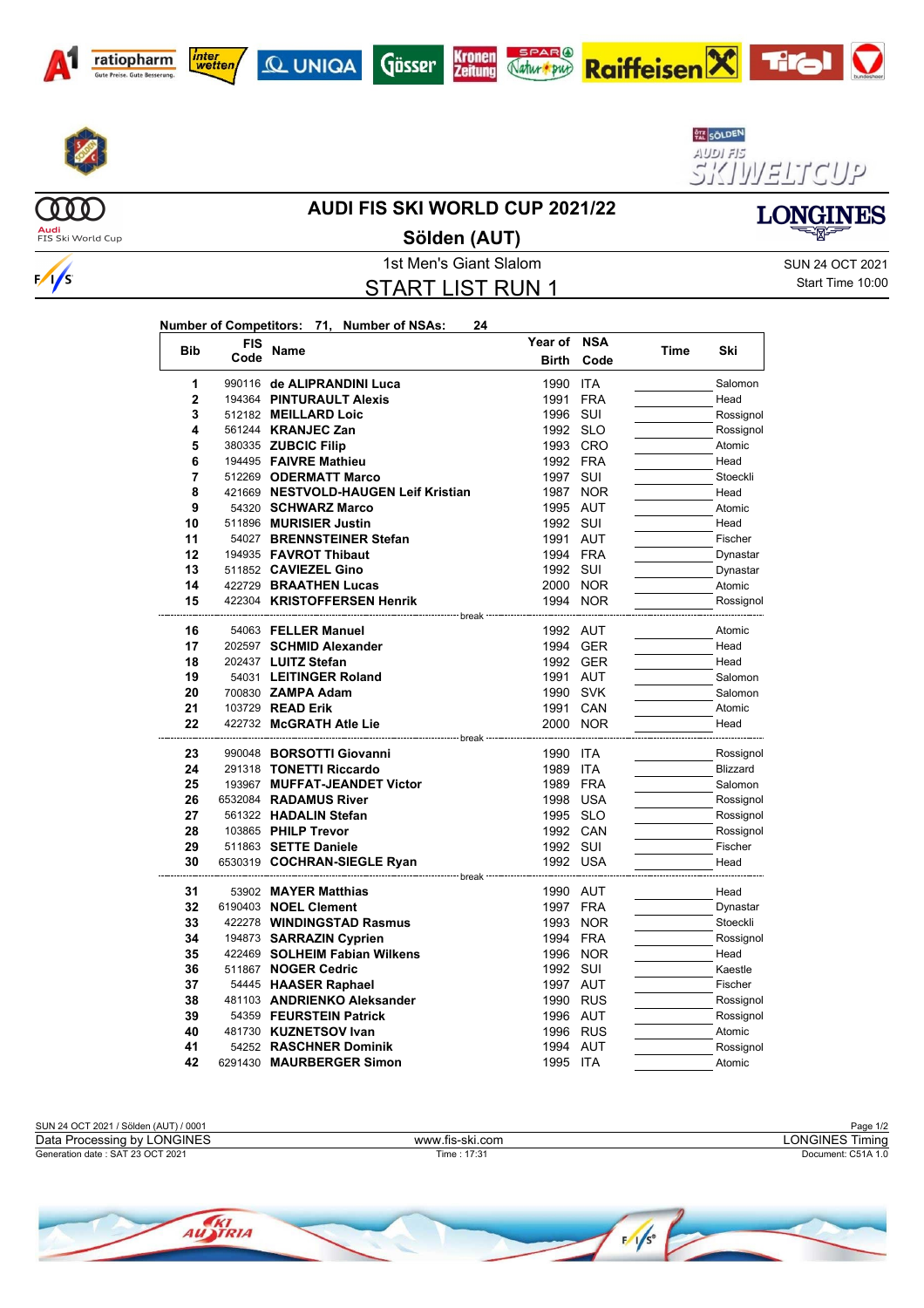# AUDI FIS SKI WORLD CUP 2021/22

## Sölden (AUT)

1st Men's Giant Slalom

SUN 24 OCT 2021
Start Time 10:00

## START LIST RUN 1

**Number of Competitors: 71, Number of NSAs: 24**

| Bib | FIS Code | Name | Year of Birth | NSA Code | Time | Ski |
|---|---|---|---|---|---|---|
| 1 | 990116 | **de ALIPRANDINI Luca** | 1990 | ITA | | Salomon |
| 2 | 194364 | **PINTURAULT Alexis** | 1991 | FRA | | Head |
| 3 | 512182 | **MEILLARD Loic** | 1996 | SUI | | Rossignol |
| 4 | 561244 | **KRANJEC Zan** | 1992 | SLO | | Rossignol |
| 5 | 380335 | **ZUBCIC Filip** | 1993 | CRO | | Atomic |
| 6 | 194495 | **FAIVRE Mathieu** | 1992 | FRA | | Head |
| 7 | 512269 | **ODERMATT Marco** | 1997 | SUI | | Stoeckli |
| 8 | 421669 | **NESTVOLD-HAUGEN Leif Kristian** | 1987 | NOR | | Head |
| 9 | 54320 | **SCHWARZ Marco** | 1995 | AUT | | Atomic |
| 10 | 511896 | **MURISIER Justin** | 1992 | SUI | | Head |
| 11 | 54027 | **BRENNSTEINER Stefan** | 1991 | AUT | | Fischer |
| 12 | 194935 | **FAVROT Thibaut** | 1994 | FRA | | Dynastar |
| 13 | 511852 | **CAVIEZEL Gino** | 1992 | SUI | | Dynastar |
| 14 | 422729 | **BRAATHEN Lucas** | 2000 | NOR | | Atomic |
| 15 | 422304 | **KRISTOFFERSEN Henrik** | 1994 | NOR | | Rossignol |
| | | break | | | | |
| 16 | 54063 | **FELLER Manuel** | 1992 | AUT | | Atomic |
| 17 | 202597 | **SCHMID Alexander** | 1994 | GER | | Head |
| 18 | 202437 | **LUITZ Stefan** | 1992 | GER | | Head |
| 19 | 54031 | **LEITINGER Roland** | 1991 | AUT | | Salomon |
| 20 | 700830 | **ZAMPA Adam** | 1990 | SVK | | Salomon |
| 21 | 103729 | **READ Erik** | 1991 | CAN | | Atomic |
| 22 | 422732 | **McGRATH Atle Lie** | 2000 | NOR | | Head |
| | | break | | | | |
| 23 | 990048 | **BORSOTTI Giovanni** | 1990 | ITA | | Rossignol |
| 24 | 291318 | **TONETTI Riccardo** | 1989 | ITA | | Blizzard |
| 25 | 193967 | **MUFFAT-JEANDET Victor** | 1989 | FRA | | Salomon |
| 26 | 6532084 | **RADAMUS River** | 1998 | USA | | Rossignol |
| 27 | 561322 | **HADALIN Stefan** | 1995 | SLO | | Rossignol |
| 28 | 103865 | **PHILP Trevor** | 1992 | CAN | | Rossignol |
| 29 | 511863 | **SETTE Daniele** | 1992 | SUI | | Fischer |
| 30 | 6530319 | **COCHRAN-SIEGLE Ryan** | 1992 | USA | | Head |
| | | break | | | | |
| 31 | 53902 | **MAYER Matthias** | 1990 | AUT | | Head |
| 32 | 6190403 | **NOEL Clement** | 1997 | FRA | | Dynastar |
| 33 | 422278 | **WINDINGSTAD Rasmus** | 1993 | NOR | | Stoeckli |
| 34 | 194873 | **SARRAZIN Cyprien** | 1994 | FRA | | Rossignol |
| 35 | 422469 | **SOLHEIM Fabian Wilkens** | 1996 | NOR | | Head |
| 36 | 511867 | **NOGER Cedric** | 1992 | SUI | | Kaestle |
| 37 | 54445 | **HAASER Raphael** | 1997 | AUT | | Fischer |
| 38 | 481103 | **ANDRIENKO Aleksander** | 1990 | RUS | | Rossignol |
| 39 | 54359 | **FEURSTEIN Patrick** | 1996 | AUT | | Rossignol |
| 40 | 481730 | **KUZNETSOV Ivan** | 1996 | RUS | | Atomic |
| 41 | 54252 | **RASCHNER Dominik** | 1994 | AUT | | Rossignol |
| 42 | 6291430 | **MAURBERGER Simon** | 1995 | ITA | | Atomic |

SUN 24 OCT 2021 / Sölden (AUT) / 0001
Data Processing by LONGINES — www.fis-ski.com — LONGINES Timing
Generation date : SAT 23 OCT 2021 — Time : 17:31 — Document: C51A 1.0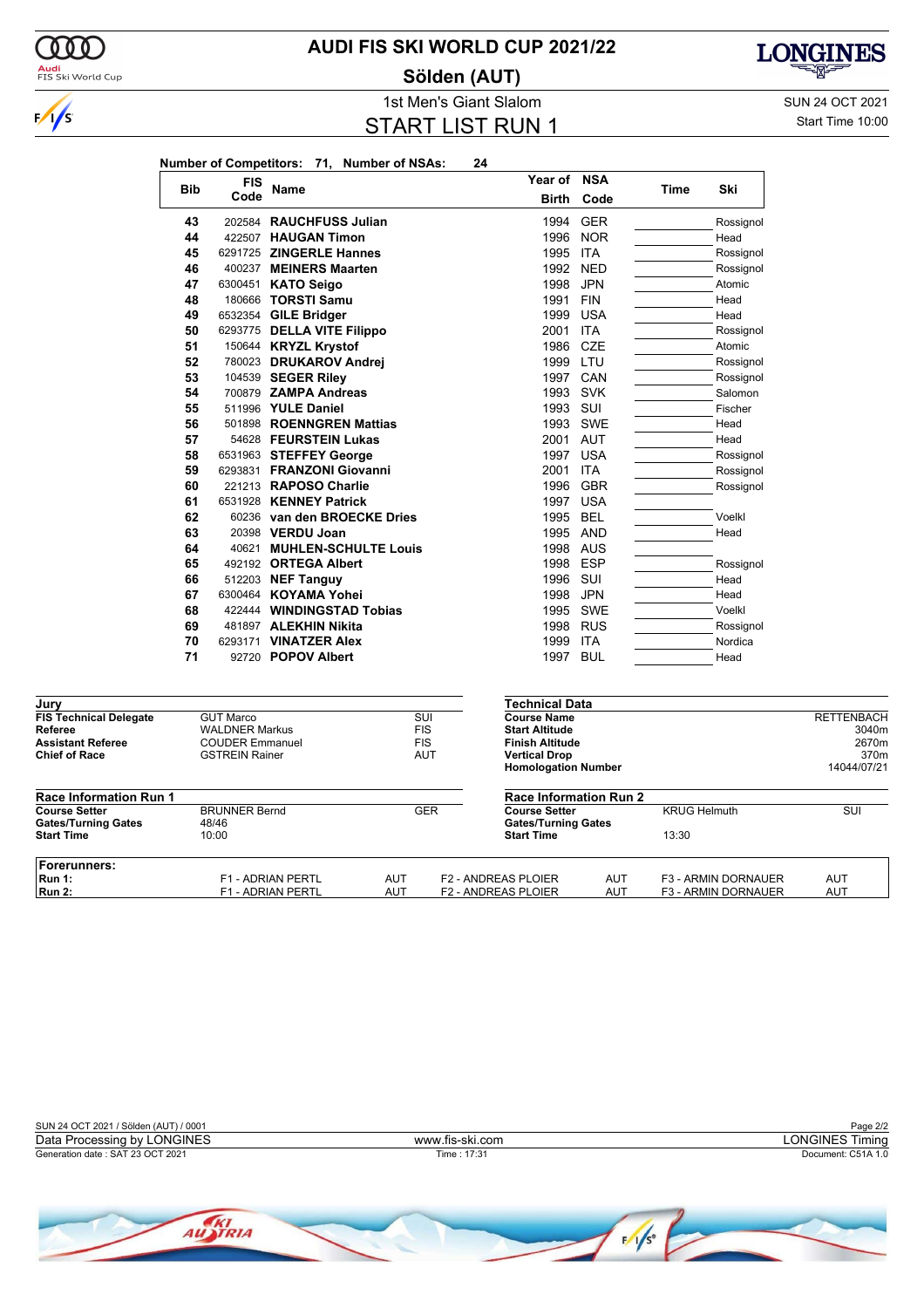# AUDI FIS SKI WORLD CUP 2021/22

## Sölden (AUT)

### 1st Men's Giant Slalom

### START LIST RUN 1

SUN 24 OCT 2021
Start Time 10:00

**Number of Competitors: 71, Number of NSAs: 24**

| Bib | FIS Code | Name | Year of Birth | NSA Code | Time | Ski |
|---|---|---|---|---|---|---|
| 43 | 202584 | **RAUCHFUSS Julian** | 1994 | GER | | Rossignol |
| 44 | 422507 | **HAUGAN Timon** | 1996 | NOR | | Head |
| 45 | 6291725 | **ZINGERLE Hannes** | 1995 | ITA | | Rossignol |
| 46 | 400237 | **MEINERS Maarten** | 1992 | NED | | Rossignol |
| 47 | 6300451 | **KATO Seigo** | 1998 | JPN | | Atomic |
| 48 | 180666 | **TORSTI Samu** | 1991 | FIN | | Head |
| 49 | 6532354 | **GILE Bridger** | 1999 | USA | | Head |
| 50 | 6293775 | **DELLA VITE Filippo** | 2001 | ITA | | Rossignol |
| 51 | 150644 | **KRYZL Krystof** | 1986 | CZE | | Atomic |
| 52 | 780023 | **DRUKAROV Andrej** | 1999 | LTU | | Rossignol |
| 53 | 104539 | **SEGER Riley** | 1997 | CAN | | Rossignol |
| 54 | 700879 | **ZAMPA Andreas** | 1993 | SVK | | Salomon |
| 55 | 511996 | **YULE Daniel** | 1993 | SUI | | Fischer |
| 56 | 501898 | **ROENNGREN Mattias** | 1993 | SWE | | Head |
| 57 | 54628 | **FEURSTEIN Lukas** | 2001 | AUT | | Head |
| 58 | 6531963 | **STEFFEY George** | 1997 | USA | | Rossignol |
| 59 | 6293831 | **FRANZONI Giovanni** | 2001 | ITA | | Rossignol |
| 60 | 221213 | **RAPOSO Charlie** | 1996 | GBR | | Rossignol |
| 61 | 6531928 | **KENNEY Patrick** | 1997 | USA | | |
| 62 | 60236 | **van den BROECKE Dries** | 1995 | BEL | | Voelkl |
| 63 | 20398 | **VERDU Joan** | 1995 | AND | | Head |
| 64 | 40621 | **MUHLEN-SCHULTE Louis** | 1998 | AUS | | |
| 65 | 492192 | **ORTEGA Albert** | 1998 | ESP | | Rossignol |
| 66 | 512203 | **NEF Tanguy** | 1996 | SUI | | Head |
| 67 | 6300464 | **KOYAMA Yohei** | 1998 | JPN | | Head |
| 68 | 422444 | **WINDINGSTAD Tobias** | 1995 | SWE | | Voelkl |
| 69 | 481897 | **ALEKHIN Nikita** | 1998 | RUS | | Rossignol |
| 70 | 6293171 | **VINATZER Alex** | 1999 | ITA | | Nordica |
| 71 | 92720 | **POPOV Albert** | 1997 | BUL | | Head |

| Jury | | |
|---|---|---|
| **FIS Technical Delegate** | GUT Marco | SUI |
| **Referee** | WALDNER Markus | FIS |
| **Assistant Referee** | COUDER Emmanuel | FIS |
| **Chief of Race** | GSTREIN Rainer | AUT |

| Technical Data | |
|---|---|
| **Course Name** | RETTENBACH |
| **Start Altitude** | 3040m |
| **Finish Altitude** | 2670m |
| **Vertical Drop** | 370m |
| **Homologation Number** | 14044/07/21 |

| Race Information Run 1 | | |
|---|---|---|
| **Course Setter** | BRUNNER Bernd | GER |
| **Gates/Turning Gates** | 48/46 | |
| **Start Time** | 10:00 | |

| Race Information Run 2 | | |
|---|---|---|
| **Course Setter** | KRUG Helmuth | SUI |
| **Gates/Turning Gates** | | |
| **Start Time** | 13:30 | |

| Forerunners: | | | | | | |
|---|---|---|---|---|---|---|
| **Run 1:** | F1 - ADRIAN PERTL | AUT | F2 - ANDREAS PLOIER | AUT | F3 - ARMIN DORNAUER | AUT |
| **Run 2:** | F1 - ADRIAN PERTL | AUT | F2 - ANDREAS PLOIER | AUT | F3 - ARMIN DORNAUER | AUT |

SUN 24 OCT 2021 / Sölden (AUT) / 0001
Data Processing by LONGINES — www.fis-ski.com — LONGINES Timing
Generation date : SAT 23 OCT 2021 — Time : 17:31 — Document: C51A 1.0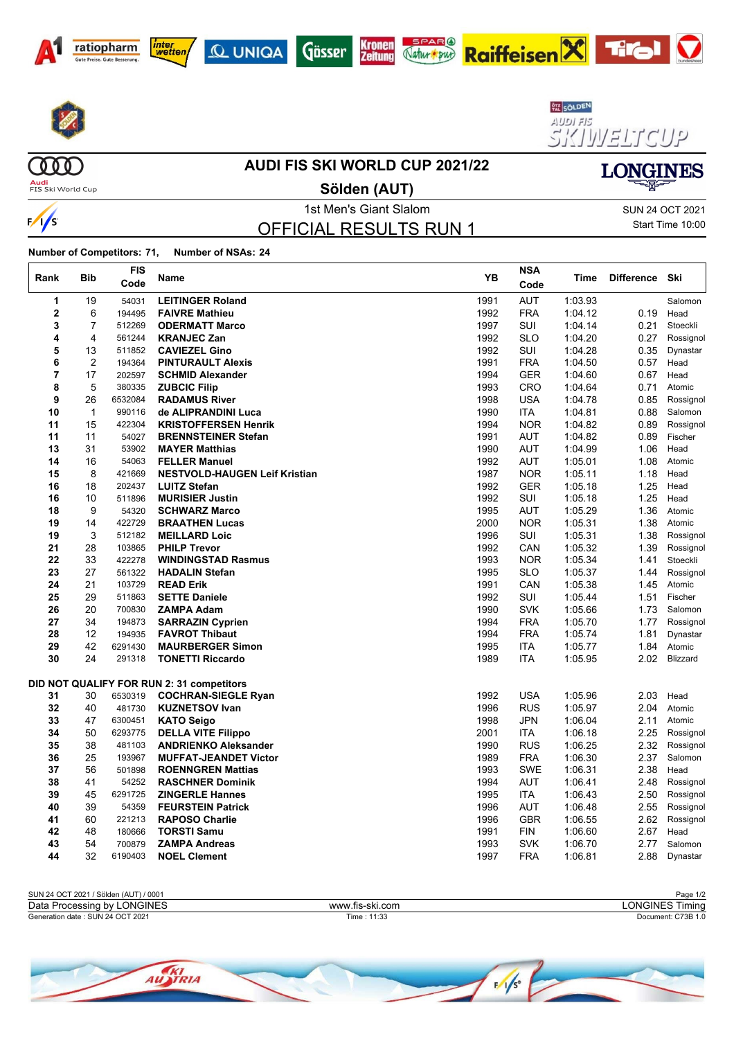# AUDI FIS SKI WORLD CUP 2021/22

## Sölden (AUT)

1st Men's Giant Slalom

SUN 24 OCT 2021

Start Time 10:00

## OFFICIAL RESULTS RUN 1

**Number of Competitors: 71, Number of NSAs: 24**

| Rank | Bib | FIS Code | Name | YB | NSA Code | Time | Difference | Ski |
|---|---|---|---|---|---|---|---|---|
| 1 | 19 | 54031 | **LEITINGER Roland** | 1991 | AUT | 1:03.93 | | Salomon |
| 2 | 6 | 194495 | **FAIVRE Mathieu** | 1992 | FRA | 1:04.12 | 0.19 | Head |
| 3 | 7 | 512269 | **ODERMATT Marco** | 1997 | SUI | 1:04.14 | 0.21 | Stoeckli |
| 4 | 4 | 561244 | **KRANJEC Zan** | 1992 | SLO | 1:04.20 | 0.27 | Rossignol |
| 5 | 13 | 511852 | **CAVIEZEL Gino** | 1992 | SUI | 1:04.28 | 0.35 | Dynastar |
| 6 | 2 | 194364 | **PINTURAULT Alexis** | 1991 | FRA | 1:04.50 | 0.57 | Head |
| 7 | 17 | 202597 | **SCHMID Alexander** | 1994 | GER | 1:04.60 | 0.67 | Head |
| 8 | 5 | 380335 | **ZUBCIC Filip** | 1993 | CRO | 1:04.64 | 0.71 | Atomic |
| 9 | 26 | 6532084 | **RADAMUS River** | 1998 | USA | 1:04.78 | 0.85 | Rossignol |
| 10 | 1 | 990116 | **de ALIPRANDINI Luca** | 1990 | ITA | 1:04.81 | 0.88 | Salomon |
| 11 | 15 | 422304 | **KRISTOFFERSEN Henrik** | 1994 | NOR | 1:04.82 | 0.89 | Rossignol |
| 11 | 11 | 54027 | **BRENNSTEINER Stefan** | 1991 | AUT | 1:04.82 | 0.89 | Fischer |
| 13 | 31 | 53902 | **MAYER Matthias** | 1990 | AUT | 1:04.99 | 1.06 | Head |
| 14 | 16 | 54063 | **FELLER Manuel** | 1992 | AUT | 1:05.01 | 1.08 | Atomic |
| 15 | 8 | 421669 | **NESTVOLD-HAUGEN Leif Kristian** | 1987 | NOR | 1:05.11 | 1.18 | Head |
| 16 | 18 | 202437 | **LUITZ Stefan** | 1992 | GER | 1:05.18 | 1.25 | Head |
| 16 | 10 | 511896 | **MURISIER Justin** | 1992 | SUI | 1:05.18 | 1.25 | Head |
| 18 | 9 | 54320 | **SCHWARZ Marco** | 1995 | AUT | 1:05.29 | 1.36 | Atomic |
| 19 | 14 | 422729 | **BRAATHEN Lucas** | 2000 | NOR | 1:05.31 | 1.38 | Atomic |
| 19 | 3 | 512182 | **MEILLARD Loic** | 1996 | SUI | 1:05.31 | 1.38 | Rossignol |
| 21 | 28 | 103865 | **PHILP Trevor** | 1992 | CAN | 1:05.32 | 1.39 | Rossignol |
| 22 | 33 | 422278 | **WINDINGSTAD Rasmus** | 1993 | NOR | 1:05.34 | 1.41 | Stoeckli |
| 23 | 27 | 561322 | **HADALIN Stefan** | 1995 | SLO | 1:05.37 | 1.44 | Rossignol |
| 24 | 21 | 103729 | **READ Erik** | 1991 | CAN | 1:05.38 | 1.45 | Atomic |
| 25 | 29 | 511863 | **SETTE Daniele** | 1992 | SUI | 1:05.44 | 1.51 | Fischer |
| 26 | 20 | 700830 | **ZAMPA Adam** | 1990 | SVK | 1:05.66 | 1.73 | Salomon |
| 27 | 34 | 194873 | **SARRAZIN Cyprien** | 1994 | FRA | 1:05.70 | 1.77 | Rossignol |
| 28 | 12 | 194935 | **FAVROT Thibaut** | 1994 | FRA | 1:05.74 | 1.81 | Dynastar |
| 29 | 42 | 6291430 | **MAURBERGER Simon** | 1995 | ITA | 1:05.77 | 1.84 | Atomic |
| 30 | 24 | 291318 | **TONETTI Riccardo** | 1989 | ITA | 1:05.95 | 2.02 | Blizzard |
| **DID NOT QUALIFY FOR RUN 2: 31 competitors** | | | | | | | | |
| 31 | 30 | 6530319 | **COCHRAN-SIEGLE Ryan** | 1992 | USA | 1:05.96 | 2.03 | Head |
| 32 | 40 | 481730 | **KUZNETSOV Ivan** | 1996 | RUS | 1:05.97 | 2.04 | Atomic |
| 33 | 47 | 6300451 | **KATO Seigo** | 1998 | JPN | 1:06.04 | 2.11 | Atomic |
| 34 | 50 | 6293775 | **DELLA VITE Filippo** | 2001 | ITA | 1:06.18 | 2.25 | Rossignol |
| 35 | 38 | 481103 | **ANDRIENKO Aleksander** | 1990 | RUS | 1:06.25 | 2.32 | Rossignol |
| 36 | 25 | 193967 | **MUFFAT-JEANDET Victor** | 1989 | FRA | 1:06.30 | 2.37 | Salomon |
| 37 | 56 | 501898 | **ROENNGREN Mattias** | 1993 | SWE | 1:06.31 | 2.38 | Head |
| 38 | 41 | 54252 | **RASCHNER Dominik** | 1994 | AUT | 1:06.41 | 2.48 | Rossignol |
| 39 | 45 | 6291725 | **ZINGERLE Hannes** | 1995 | ITA | 1:06.43 | 2.50 | Rossignol |
| 40 | 39 | 54359 | **FEURSTEIN Patrick** | 1996 | AUT | 1:06.48 | 2.55 | Rossignol |
| 41 | 60 | 221213 | **RAPOSO Charlie** | 1996 | GBR | 1:06.55 | 2.62 | Rossignol |
| 42 | 48 | 180666 | **TORSTI Samu** | 1991 | FIN | 1:06.60 | 2.67 | Head |
| 43 | 54 | 700879 | **ZAMPA Andreas** | 1993 | SVK | 1:06.70 | 2.77 | Salomon |
| 44 | 32 | 6190403 | **NOEL Clement** | 1997 | FRA | 1:06.81 | 2.88 | Dynastar |

SUN 24 OCT 2021 / Sölden (AUT) / 0001

Data Processing by LONGINES — www.fis-ski.com — LONGINES Timing

Generation date : SUN 24 OCT 2021 — Time : 11:33 — Document: C73B 1.0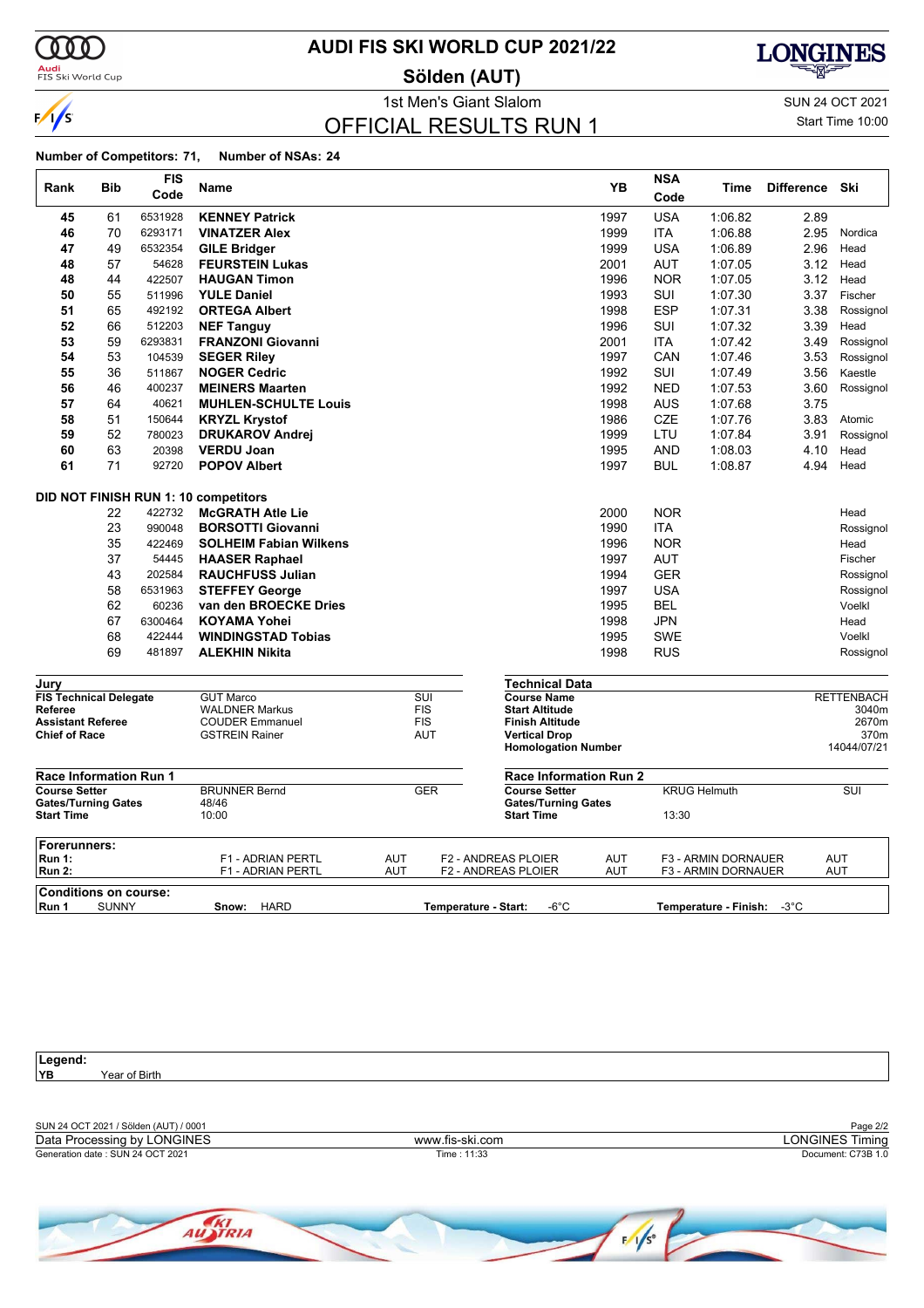# AUDI FIS SKI WORLD CUP 2021/22

## Sölden (AUT)

1st Men's Giant Slalom

SUN 24 OCT 2021

## OFFICIAL RESULTS RUN 1

Start Time 10:00

**Number of Competitors: 71, Number of NSAs: 24**

| Rank | Bib | FIS Code | Name | YB | NSA Code | Time | Difference | Ski |
|---|---|---|---|---|---|---|---|---|
| 45 | 61 | 6531928 | **KENNEY Patrick** | 1997 | USA | 1:06.82 | 2.89 | |
| 46 | 70 | 6293171 | **VINATZER Alex** | 1999 | ITA | 1:06.88 | 2.95 | Nordica |
| 47 | 49 | 6532354 | **GILE Bridger** | 1999 | USA | 1:06.89 | 2.96 | Head |
| 48 | 57 | 54628 | **FEURSTEIN Lukas** | 2001 | AUT | 1:07.05 | 3.12 | Head |
| 48 | 44 | 422507 | **HAUGAN Timon** | 1996 | NOR | 1:07.05 | 3.12 | Head |
| 50 | 55 | 511996 | **YULE Daniel** | 1993 | SUI | 1:07.30 | 3.37 | Fischer |
| 51 | 65 | 492192 | **ORTEGA Albert** | 1998 | ESP | 1:07.31 | 3.38 | Rossignol |
| 52 | 66 | 512203 | **NEF Tanguy** | 1996 | SUI | 1:07.32 | 3.39 | Head |
| 53 | 59 | 6293831 | **FRANZONI Giovanni** | 2001 | ITA | 1:07.42 | 3.49 | Rossignol |
| 54 | 53 | 104539 | **SEGER Riley** | 1997 | CAN | 1:07.46 | 3.53 | Rossignol |
| 55 | 36 | 511867 | **NOGER Cedric** | 1992 | SUI | 1:07.49 | 3.56 | Kaestle |
| 56 | 46 | 400237 | **MEINERS Maarten** | 1992 | NED | 1:07.53 | 3.60 | Rossignol |
| 57 | 64 | 40621 | **MUHLEN-SCHULTE Louis** | 1998 | AUS | 1:07.68 | 3.75 | |
| 58 | 51 | 150644 | **KRYZL Krystof** | 1986 | CZE | 1:07.76 | 3.83 | Atomic |
| 59 | 52 | 780023 | **DRUKAROV Andrej** | 1999 | LTU | 1:07.84 | 3.91 | Rossignol |
| 60 | 63 | 20398 | **VERDU Joan** | 1995 | AND | 1:08.03 | 4.10 | Head |
| 61 | 71 | 92720 | **POPOV Albert** | 1997 | BUL | 1:08.87 | 4.94 | Head |

**DID NOT FINISH RUN 1: 10 competitors**

| Rank | Bib | FIS Code | Name | YB | NSA Code | Time | Difference | Ski |
|---|---|---|---|---|---|---|---|---|
| | 22 | 422732 | **McGRATH Atle Lie** | 2000 | NOR | | | Head |
| | 23 | 990048 | **BORSOTTI Giovanni** | 1990 | ITA | | | Rossignol |
| | 35 | 422469 | **SOLHEIM Fabian Wilkens** | 1996 | NOR | | | Head |
| | 37 | 54445 | **HAASER Raphael** | 1997 | AUT | | | Fischer |
| | 43 | 202584 | **RAUCHFUSS Julian** | 1994 | GER | | | Rossignol |
| | 58 | 6531963 | **STEFFEY George** | 1997 | USA | | | Rossignol |
| | 62 | 60236 | **van den BROECKE Dries** | 1995 | BEL | | | Voelkl |
| | 67 | 6300464 | **KOYAMA Yohei** | 1998 | JPN | | | Head |
| | 68 | 422444 | **WINDINGSTAD Tobias** | 1995 | SWE | | | Voelkl |
| | 69 | 481897 | **ALEKHIN Nikita** | 1998 | RUS | | | Rossignol |

**Jury**

| | | |
|---|---|---|
| **FIS Technical Delegate** | GUT Marco | SUI |
| **Referee** | WALDNER Markus | FIS |
| **Assistant Referee** | COUDER Emmanuel | FIS |
| **Chief of Race** | GSTREIN Rainer | AUT |

**Technical Data**

| | |
|---|---|
| **Course Name** | RETTENBACH |
| **Start Altitude** | 3040m |
| **Finish Altitude** | 2670m |
| **Vertical Drop** | 370m |
| **Homologation Number** | 14044/07/21 |

**Race Information Run 1**

| | | |
|---|---|---|
| **Course Setter** | BRUNNER Bernd | GER |
| **Gates/Turning Gates** | 48/46 | |
| **Start Time** | 10:00 | |

**Race Information Run 2**

| | | |
|---|---|---|
| **Course Setter** | KRUG Helmuth | SUI |
| **Gates/Turning Gates** | | |
| **Start Time** | 13:30 | |

**Forerunners:**

| | | | | | | |
|---|---|---|---|---|---|---|
| **Run 1:** | F1 - ADRIAN PERTL | AUT | F2 - ANDREAS PLOIER | AUT | F3 - ARMIN DORNAUER | AUT |
| **Run 2:** | F1 - ADRIAN PERTL | AUT | F2 - ANDREAS PLOIER | AUT | F3 - ARMIN DORNAUER | AUT |

**Conditions on course:**

**Run 1** SUNNY **Snow:** HARD **Temperature - Start:** -6°C **Temperature - Finish:** -3°C

**Legend:**

**YB** Year of Birth

SUN 24 OCT 2021 / Sölden (AUT) / 0001

Data Processing by LONGINES www.fis-ski.com LONGINES Timing

Generation date : SUN 24 OCT 2021 Time : 11:33 Document: C73B 1.0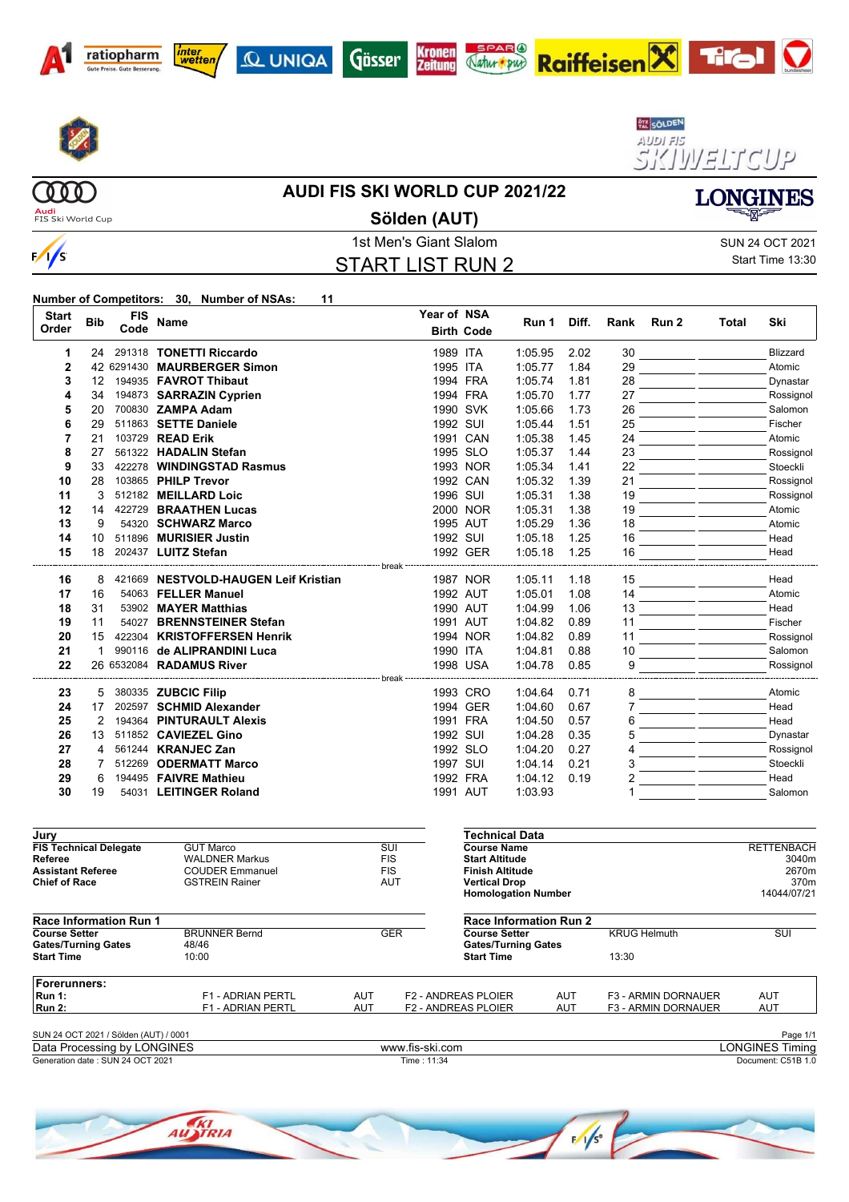# AUDI FIS SKI WORLD CUP 2021/22

## Sölden (AUT)

1st Men's Giant Slalom

SUN 24 OCT 2021

Start Time 13:30

## START LIST RUN 2

**Number of Competitors: 30, Number of NSAs: 11**

| Start Order | Bib | FIS Code | Name | Year of Birth | NSA Code | Run 1 | Diff. | Rank | Run 2 | Total | Ski |
|---|---|---|---|---|---|---|---|---|---|---|---|
| 1 | 24 | 291318 | **TONETTI Riccardo** | 1989 | ITA | 1:05.95 | 2.02 | 30 | | | Blizzard |
| 2 | 42 | 6291430 | **MAURBERGER Simon** | 1995 | ITA | 1:05.77 | 1.84 | 29 | | | Atomic |
| 3 | 12 | 194935 | **FAVROT Thibaut** | 1994 | FRA | 1:05.74 | 1.81 | 28 | | | Dynastar |
| 4 | 34 | 194873 | **SARRAZIN Cyprien** | 1994 | FRA | 1:05.70 | 1.77 | 27 | | | Rossignol |
| 5 | 20 | 700830 | **ZAMPA Adam** | 1990 | SVK | 1:05.66 | 1.73 | 26 | | | Salomon |
| 6 | 29 | 511863 | **SETTE Daniele** | 1992 | SUI | 1:05.44 | 1.51 | 25 | | | Fischer |
| 7 | 21 | 103729 | **READ Erik** | 1991 | CAN | 1:05.38 | 1.45 | 24 | | | Atomic |
| 8 | 27 | 561322 | **HADALIN Stefan** | 1995 | SLO | 1:05.37 | 1.44 | 23 | | | Rossignol |
| 9 | 33 | 422278 | **WINDINGSTAD Rasmus** | 1993 | NOR | 1:05.34 | 1.41 | 22 | | | Stoeckli |
| 10 | 28 | 103865 | **PHILP Trevor** | 1992 | CAN | 1:05.32 | 1.39 | 21 | | | Rossignol |
| 11 | 3 | 512182 | **MEILLARD Loic** | 1996 | SUI | 1:05.31 | 1.38 | 19 | | | Rossignol |
| 12 | 14 | 422729 | **BRAATHEN Lucas** | 2000 | NOR | 1:05.31 | 1.38 | 19 | | | Atomic |
| 13 | 9 | 54320 | **SCHWARZ Marco** | 1995 | AUT | 1:05.29 | 1.36 | 18 | | | Atomic |
| 14 | 10 | 511896 | **MURISIER Justin** | 1992 | SUI | 1:05.18 | 1.25 | 16 | | | Head |
| 15 | 18 | 202437 | **LUITZ Stefan** | 1992 | GER | 1:05.18 | 1.25 | 16 | | | Head |
| | | | break | | | | | | | | |
| 16 | 8 | 421669 | **NESTVOLD-HAUGEN Leif Kristian** | 1987 | NOR | 1:05.11 | 1.18 | 15 | | | Head |
| 17 | 16 | 54063 | **FELLER Manuel** | 1992 | AUT | 1:05.01 | 1.08 | 14 | | | Atomic |
| 18 | 31 | 53902 | **MAYER Matthias** | 1990 | AUT | 1:04.99 | 1.06 | 13 | | | Head |
| 19 | 11 | 54027 | **BRENNSTEINER Stefan** | 1991 | AUT | 1:04.82 | 0.89 | 11 | | | Fischer |
| 20 | 15 | 422304 | **KRISTOFFERSEN Henrik** | 1994 | NOR | 1:04.82 | 0.89 | 11 | | | Rossignol |
| 21 | 1 | 990116 | **de ALIPRANDINI Luca** | 1990 | ITA | 1:04.81 | 0.88 | 10 | | | Salomon |
| 22 | 26 | 6532084 | **RADAMUS River** | 1998 | USA | 1:04.78 | 0.85 | 9 | | | Rossignol |
| | | | break | | | | | | | | |
| 23 | 5 | 380335 | **ZUBCIC Filip** | 1993 | CRO | 1:04.64 | 0.71 | 8 | | | Atomic |
| 24 | 17 | 202597 | **SCHMID Alexander** | 1994 | GER | 1:04.60 | 0.67 | 7 | | | Head |
| 25 | 2 | 194364 | **PINTURAULT Alexis** | 1991 | FRA | 1:04.50 | 0.57 | 6 | | | Head |
| 26 | 13 | 511852 | **CAVIEZEL Gino** | 1992 | SUI | 1:04.28 | 0.35 | 5 | | | Dynastar |
| 27 | 4 | 561244 | **KRANJEC Zan** | 1992 | SLO | 1:04.20 | 0.27 | 4 | | | Rossignol |
| 28 | 7 | 512269 | **ODERMATT Marco** | 1997 | SUI | 1:04.14 | 0.21 | 3 | | | Stoeckli |
| 29 | 6 | 194495 | **FAIVRE Mathieu** | 1992 | FRA | 1:04.12 | 0.19 | 2 | | | Head |
| 30 | 19 | 54031 | **LEITINGER Roland** | 1991 | AUT | 1:03.93 | | 1 | | | Salomon |

### Jury

| | | |
|---|---|---|
| **FIS Technical Delegate** | GUT Marco | SUI |
| **Referee** | WALDNER Markus | FIS |
| **Assistant Referee** | COUDER Emmanuel | FIS |
| **Chief of Race** | GSTREIN Rainer | AUT |

### Technical Data

| | |
|---|---|
| **Course Name** | RETTENBACH |
| **Start Altitude** | 3040m |
| **Finish Altitude** | 2670m |
| **Vertical Drop** | 370m |
| **Homologation Number** | 14044/07/21 |

### Race Information Run 1

| | | |
|---|---|---|
| **Course Setter** | BRUNNER Bernd | GER |
| **Gates/Turning Gates** | 48/46 | |
| **Start Time** | 10:00 | |

### Race Information Run 2

| | | |
|---|---|---|
| **Course Setter** | KRUG Helmuth | SUI |
| **Gates/Turning Gates** | | |
| **Start Time** | 13:30 | |

### Forerunners:

| | | | | | | |
|---|---|---|---|---|---|---|
| **Run 1:** | F1 - ADRIAN PERTL | AUT | F2 - ANDREAS PLOIER | AUT | F3 - ARMIN DORNAUER | AUT |
| **Run 2:** | F1 - ADRIAN PERTL | AUT | F2 - ANDREAS PLOIER | AUT | F3 - ARMIN DORNAUER | AUT |

SUN 24 OCT 2021 / Sölden (AUT) / 0001

Data Processing by LONGINES · www.fis-ski.com · LONGINES Timing

Generation date : SUN 24 OCT 2021 · Time : 11:34 · Document: C51B 1.0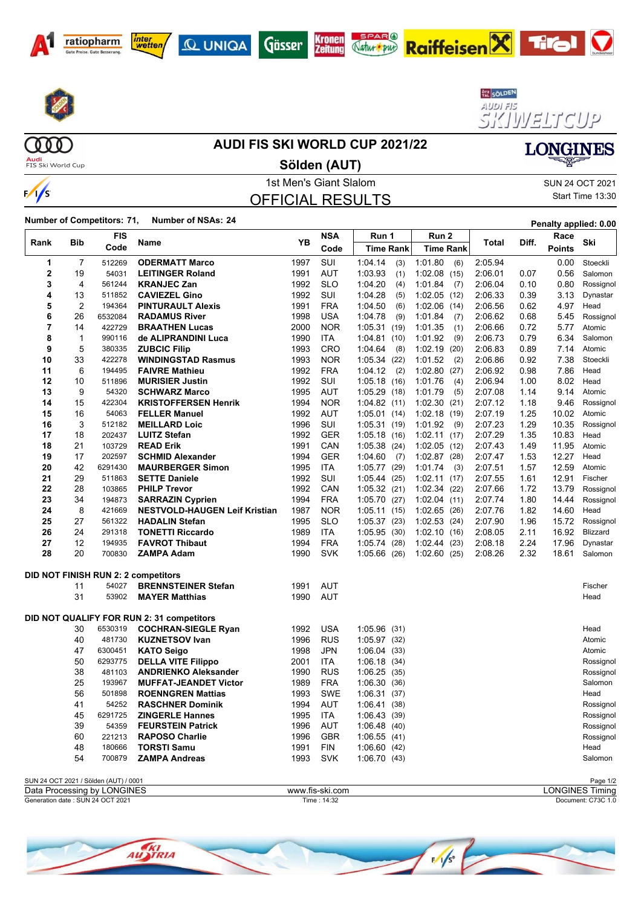# AUDI FIS SKI WORLD CUP 2021/22

## Sölden (AUT)

1st Men's Giant Slalom

SUN 24 OCT 2021
Start Time 13:30

## OFFICIAL RESULTS

**Number of Competitors: 71, Number of NSAs: 24** — Penalty applied: 0.00

| Rank | Bib | FIS Code | Name | YB | NSA Code | Run 1 Time | Run 1 Rank | Run 2 Time | Run 2 Rank | Total | Diff. | Race Points | Ski |
|---|---|---|---|---|---|---|---|---|---|---|---|---|---|
| 1 | 7 | 512269 | **ODERMATT Marco** | 1997 | SUI | 1:04.14 | (3) | 1:01.80 | (6) | 2:05.94 | | 0.00 | Stoeckli |
| 2 | 19 | 54031 | **LEITINGER Roland** | 1991 | AUT | 1:03.93 | (1) | 1:02.08 | (15) | 2:06.01 | 0.07 | 0.56 | Salomon |
| 3 | 4 | 561244 | **KRANJEC Zan** | 1992 | SLO | 1:04.20 | (4) | 1:01.84 | (7) | 2:06.04 | 0.10 | 0.80 | Rossignol |
| 4 | 13 | 511852 | **CAVIEZEL Gino** | 1992 | SUI | 1:04.28 | (5) | 1:02.05 | (12) | 2:06.33 | 0.39 | 3.13 | Dynastar |
| 5 | 2 | 194364 | **PINTURAULT Alexis** | 1991 | FRA | 1:04.50 | (6) | 1:02.06 | (14) | 2:06.56 | 0.62 | 4.97 | Head |
| 6 | 26 | 6532084 | **RADAMUS River** | 1998 | USA | 1:04.78 | (9) | 1:01.84 | (7) | 2:06.62 | 0.68 | 5.45 | Rossignol |
| 7 | 14 | 422729 | **BRAATHEN Lucas** | 2000 | NOR | 1:05.31 | (19) | 1:01.35 | (1) | 2:06.66 | 0.72 | 5.77 | Atomic |
| 8 | 1 | 990116 | **de ALIPRANDINI Luca** | 1990 | ITA | 1:04.81 | (10) | 1:01.92 | (9) | 2:06.73 | 0.79 | 6.34 | Salomon |
| 9 | 5 | 380335 | **ZUBCIC Filip** | 1993 | CRO | 1:04.64 | (8) | 1:02.19 | (20) | 2:06.83 | 0.89 | 7.14 | Atomic |
| 10 | 33 | 422278 | **WINDINGSTAD Rasmus** | 1993 | NOR | 1:05.34 | (22) | 1:01.52 | (2) | 2:06.86 | 0.92 | 7.38 | Stoeckli |
| 11 | 6 | 194495 | **FAIVRE Mathieu** | 1992 | FRA | 1:04.12 | (2) | 1:02.80 | (27) | 2:06.92 | 0.98 | 7.86 | Head |
| 12 | 10 | 511896 | **MURISIER Justin** | 1992 | SUI | 1:05.18 | (16) | 1:01.76 | (4) | 2:06.94 | 1.00 | 8.02 | Head |
| 13 | 9 | 54320 | **SCHWARZ Marco** | 1995 | AUT | 1:05.29 | (18) | 1:01.79 | (5) | 2:07.08 | 1.14 | 9.14 | Atomic |
| 14 | 15 | 422304 | **KRISTOFFERSEN Henrik** | 1994 | NOR | 1:04.82 | (11) | 1:02.30 | (21) | 2:07.12 | 1.18 | 9.46 | Rossignol |
| 15 | 16 | 54063 | **FELLER Manuel** | 1992 | AUT | 1:05.01 | (14) | 1:02.18 | (19) | 2:07.19 | 1.25 | 10.02 | Atomic |
| 16 | 3 | 512182 | **MEILLARD Loic** | 1996 | SUI | 1:05.31 | (19) | 1:01.92 | (9) | 2:07.23 | 1.29 | 10.35 | Rossignol |
| 17 | 18 | 202437 | **LUITZ Stefan** | 1992 | GER | 1:05.18 | (16) | 1:02.11 | (17) | 2:07.29 | 1.35 | 10.83 | Head |
| 18 | 21 | 103729 | **READ Erik** | 1991 | CAN | 1:05.38 | (24) | 1:02.05 | (12) | 2:07.43 | 1.49 | 11.95 | Atomic |
| 19 | 17 | 202597 | **SCHMID Alexander** | 1994 | GER | 1:04.60 | (7) | 1:02.87 | (28) | 2:07.47 | 1.53 | 12.27 | Head |
| 20 | 42 | 6291430 | **MAURBERGER Simon** | 1995 | ITA | 1:05.77 | (29) | 1:01.74 | (3) | 2:07.51 | 1.57 | 12.59 | Atomic |
| 21 | 29 | 511863 | **SETTE Daniele** | 1992 | SUI | 1:05.44 | (25) | 1:02.11 | (17) | 2:07.55 | 1.61 | 12.91 | Fischer |
| 22 | 28 | 103865 | **PHILP Trevor** | 1992 | CAN | 1:05.32 | (21) | 1:02.34 | (22) | 2:07.66 | 1.72 | 13.79 | Rossignol |
| 23 | 34 | 194873 | **SARRAZIN Cyprien** | 1994 | FRA | 1:05.70 | (27) | 1:02.04 | (11) | 2:07.74 | 1.80 | 14.44 | Rossignol |
| 24 | 8 | 421669 | **NESTVOLD-HAUGEN Leif Kristian** | 1987 | NOR | 1:05.11 | (15) | 1:02.65 | (26) | 2:07.76 | 1.82 | 14.60 | Head |
| 25 | 27 | 561322 | **HADALIN Stefan** | 1995 | SLO | 1:05.37 | (23) | 1:02.53 | (24) | 2:07.90 | 1.96 | 15.72 | Rossignol |
| 26 | 24 | 291318 | **TONETTI Riccardo** | 1989 | ITA | 1:05.95 | (30) | 1:02.10 | (16) | 2:08.05 | 2.11 | 16.92 | Blizzard |
| 27 | 12 | 194935 | **FAVROT Thibaut** | 1994 | FRA | 1:05.74 | (28) | 1:02.44 | (23) | 2:08.18 | 2.24 | 17.96 | Dynastar |
| 28 | 20 | 700830 | **ZAMPA Adam** | 1990 | SVK | 1:05.66 | (26) | 1:02.60 | (25) | 2:08.26 | 2.32 | 18.61 | Salomon |

**DID NOT FINISH RUN 2: 2 competitors**

| Rank | Bib | FIS Code | Name | YB | NSA Code | Ski |
|---|---|---|---|---|---|---|
| | 11 | 54027 | **BRENNSTEINER Stefan** | 1991 | AUT | Fischer |
| | 31 | 53902 | **MAYER Matthias** | 1990 | AUT | Head |

**DID NOT QUALIFY FOR RUN 2: 31 competitors**

| Rank | Bib | FIS Code | Name | YB | NSA Code | Run 1 Time | Run 1 Rank | Ski |
|---|---|---|---|---|---|---|---|---|
| | 30 | 6530319 | **COCHRAN-SIEGLE Ryan** | 1992 | USA | 1:05.96 | (31) | Head |
| | 40 | 481730 | **KUZNETSOV Ivan** | 1996 | RUS | 1:05.97 | (32) | Atomic |
| | 47 | 6300451 | **KATO Seigo** | 1998 | JPN | 1:06.04 | (33) | Atomic |
| | 50 | 6293775 | **DELLA VITE Filippo** | 2001 | ITA | 1:06.18 | (34) | Rossignol |
| | 38 | 481103 | **ANDRIENKO Aleksander** | 1990 | RUS | 1:06.25 | (35) | Rossignol |
| | 25 | 193967 | **MUFFAT-JEANDET Victor** | 1989 | FRA | 1:06.30 | (36) | Salomon |
| | 56 | 501898 | **ROENNGREN Mattias** | 1993 | SWE | 1:06.31 | (37) | Head |
| | 41 | 54252 | **RASCHNER Dominik** | 1994 | AUT | 1:06.41 | (38) | Rossignol |
| | 45 | 6291725 | **ZINGERLE Hannes** | 1995 | ITA | 1:06.43 | (39) | Rossignol |
| | 39 | 54359 | **FEURSTEIN Patrick** | 1996 | AUT | 1:06.48 | (40) | Rossignol |
| | 60 | 221213 | **RAPOSO Charlie** | 1996 | GBR | 1:06.55 | (41) | Rossignol |
| | 48 | 180666 | **TORSTI Samu** | 1991 | FIN | 1:06.60 | (42) | Head |
| | 54 | 700879 | **ZAMPA Andreas** | 1993 | SVK | 1:06.70 | (43) | Salomon |

SUN 24 OCT 2021 / Sölden (AUT) / 0001
Data Processing by LONGINES — www.fis-ski.com — LONGINES Timing
Generation date : SUN 24 OCT 2021 — Time : 14:32 — Document: C73C 1.0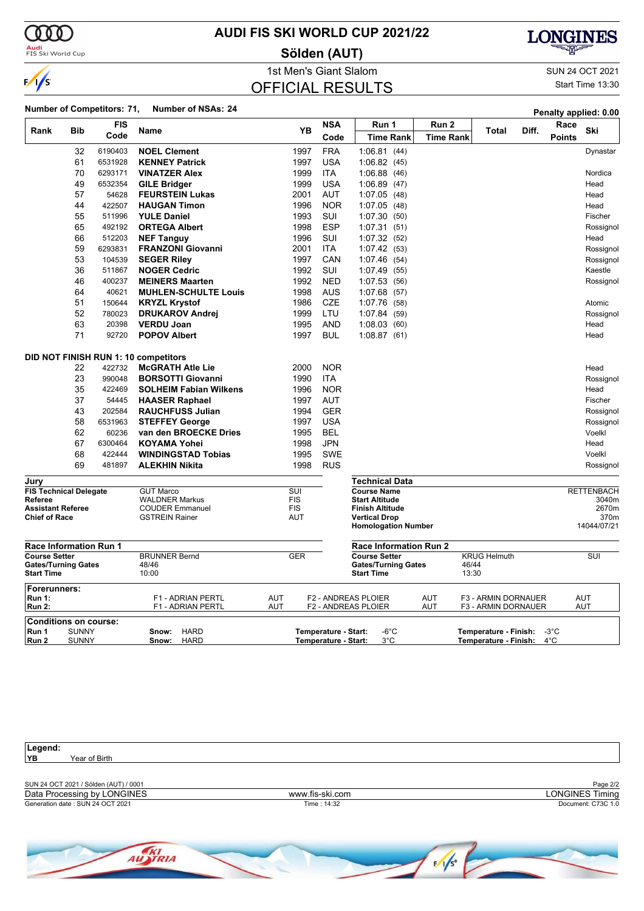# AUDI FIS SKI WORLD CUP 2021/22

## Sölden (AUT)

1st Men's Giant Slalom

SUN 24 OCT 2021

Start Time 13:30

## OFFICIAL RESULTS

**Number of Competitors: 71, Number of NSAs: 24**

**Penalty applied: 0.00**

| Rank | Bib | FIS Code | Name | YB | NSA Code | Run 1 Time Rank | Run 2 Time Rank | Total | Diff. | Race Points | Ski |
|---|---|---|---|---|---|---|---|---|---|---|---|
| | 32 | 6190403 | **NOEL Clement** | 1997 | FRA | 1:06.81 (44) | | | | | Dynastar |
| | 61 | 6531928 | **KENNEY Patrick** | 1997 | USA | 1:06.82 (45) | | | | | |
| | 70 | 6293171 | **VINATZER Alex** | 1999 | ITA | 1:06.88 (46) | | | | | Nordica |
| | 49 | 6532354 | **GILE Bridger** | 1999 | USA | 1:06.89 (47) | | | | | Head |
| | 57 | 54628 | **FEURSTEIN Lukas** | 2001 | AUT | 1:07.05 (48) | | | | | Head |
| | 44 | 422507 | **HAUGAN Timon** | 1996 | NOR | 1:07.05 (48) | | | | | Head |
| | 55 | 511996 | **YULE Daniel** | 1993 | SUI | 1:07.30 (50) | | | | | Fischer |
| | 65 | 492192 | **ORTEGA Albert** | 1998 | ESP | 1:07.31 (51) | | | | | Rossignol |
| | 66 | 512203 | **NEF Tanguy** | 1996 | SUI | 1:07.32 (52) | | | | | Head |
| | 59 | 6293831 | **FRANZONI Giovanni** | 2001 | ITA | 1:07.42 (53) | | | | | Rossignol |
| | 53 | 104539 | **SEGER Riley** | 1997 | CAN | 1:07.46 (54) | | | | | Rossignol |
| | 36 | 511867 | **NOGER Cedric** | 1992 | SUI | 1:07.49 (55) | | | | | Kaestle |
| | 46 | 400237 | **MEINERS Maarten** | 1992 | NED | 1:07.53 (56) | | | | | Rossignol |
| | 64 | 40621 | **MUHLEN-SCHULTE Louis** | 1998 | AUS | 1:07.68 (57) | | | | | |
| | 51 | 150644 | **KRYZL Krystof** | 1986 | CZE | 1:07.76 (58) | | | | | Atomic |
| | 52 | 780023 | **DRUKAROV Andrej** | 1999 | LTU | 1:07.84 (59) | | | | | Rossignol |
| | 63 | 20398 | **VERDU Joan** | 1995 | AND | 1:08.03 (60) | | | | | Head |
| | 71 | 92720 | **POPOV Albert** | 1997 | BUL | 1:08.87 (61) | | | | | Head |

**DID NOT FINISH RUN 1: 10 competitors**

| Bib | FIS Code | Name | YB | NSA Code | Ski |
|---|---|---|---|---|---|
| 22 | 422732 | **McGRATH Atle Lie** | 2000 | NOR | Head |
| 23 | 990048 | **BORSOTTI Giovanni** | 1990 | ITA | Rossignol |
| 35 | 422469 | **SOLHEIM Fabian Wilkens** | 1996 | NOR | Head |
| 37 | 54445 | **HAASER Raphael** | 1997 | AUT | Fischer |
| 43 | 202584 | **RAUCHFUSS Julian** | 1994 | GER | Rossignol |
| 58 | 6531963 | **STEFFEY George** | 1997 | USA | Rossignol |
| 62 | 60236 | **van den BROECKE Dries** | 1995 | BEL | Voelkl |
| 67 | 6300464 | **KOYAMA Yohei** | 1998 | JPN | Head |
| 68 | 422444 | **WINDINGSTAD Tobias** | 1995 | SWE | Voelkl |
| 69 | 481897 | **ALEKHIN Nikita** | 1998 | RUS | Rossignol |

### Jury

| | | |
|---|---|---|
| **FIS Technical Delegate** | GUT Marco | SUI |
| **Referee** | WALDNER Markus | FIS |
| **Assistant Referee** | COUDER Emmanuel | FIS |
| **Chief of Race** | GSTREIN Rainer | AUT |

### Technical Data

| | |
|---|---|
| **Course Name** | RETTENBACH |
| **Start Altitude** | 3040m |
| **Finish Altitude** | 2670m |
| **Vertical Drop** | 370m |
| **Homologation Number** | 14044/07/21 |

### Race Information Run 1

| | | |
|---|---|---|
| **Course Setter** | BRUNNER Bernd | GER |
| **Gates/Turning Gates** | 48/46 | |
| **Start Time** | 10:00 | |

### Race Information Run 2

| | | |
|---|---|---|
| **Course Setter** | KRUG Helmuth | SUI |
| **Gates/Turning Gates** | 46/44 | |
| **Start Time** | 13:30 | |

### Forerunners:

| | | | | | | |
|---|---|---|---|---|---|---|
| **Run 1:** | F1 - ADRIAN PERTL | AUT | F2 - ANDREAS PLOIER | AUT | F3 - ARMIN DORNAUER | AUT |
| **Run 2:** | F1 - ADRIAN PERTL | AUT | F2 - ANDREAS PLOIER | AUT | F3 - ARMIN DORNAUER | AUT |

### Conditions on course:

| | | | | |
|---|---|---|---|---|
| **Run 1** | SUNNY | **Snow:** HARD | **Temperature - Start:** -6°C | **Temperature - Finish:** -3°C |
| **Run 2** | SUNNY | **Snow:** HARD | **Temperature - Start:** 3°C | **Temperature - Finish:** 4°C |

**Legend:**
**YB** Year of Birth

SUN 24 OCT 2021 / Sölden (AUT) / 0001

Data Processing by LONGINES — www.fis-ski.com — LONGINES Timing

Generation date : SUN 24 OCT 2021 — Time : 14:32 — Document: C73C 1.0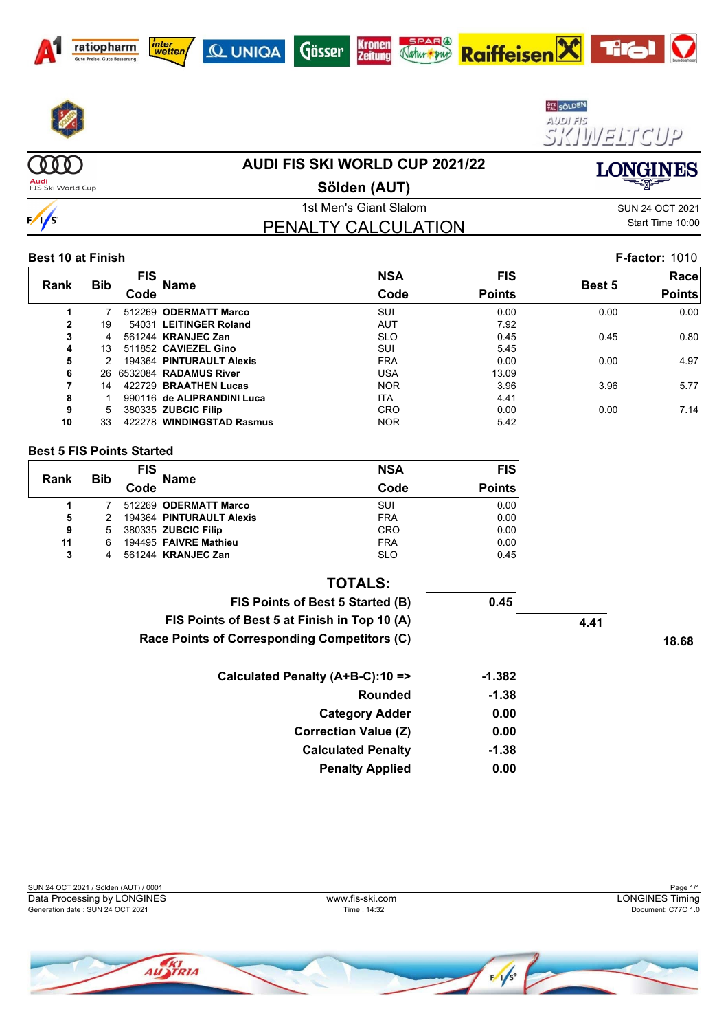# AUDI FIS SKI WORLD CUP 2021/22

## Sölden (AUT)

1st Men's Giant Slalom

SUN 24 OCT 2021

Start Time 10:00

## PENALTY CALCULATION

**Best 10 at Finish** **F-factor:** 1010

| Rank | Bib | FIS Code | Name | NSA Code | FIS Points | Best 5 | Race Points |
|---|---|---|---|---|---|---|---|
| 1 | 7 | 512269 | **ODERMATT Marco** | SUI | 0.00 | 0.00 | 0.00 |
| 2 | 19 | 54031 | **LEITINGER Roland** | AUT | 7.92 | | |
| 3 | 4 | 561244 | **KRANJEC Zan** | SLO | 0.45 | 0.45 | 0.80 |
| 4 | 13 | 511852 | **CAVIEZEL Gino** | SUI | 5.45 | | |
| 5 | 2 | 194364 | **PINTURAULT Alexis** | FRA | 0.00 | 0.00 | 4.97 |
| 6 | 26 | 6532084 | **RADAMUS River** | USA | 13.09 | | |
| 7 | 14 | 422729 | **BRAATHEN Lucas** | NOR | 3.96 | 3.96 | 5.77 |
| 8 | 1 | 990116 | **de ALIPRANDINI Luca** | ITA | 4.41 | | |
| 9 | 5 | 380335 | **ZUBCIC Filip** | CRO | 0.00 | 0.00 | 7.14 |
| 10 | 33 | 422278 | **WINDINGSTAD Rasmus** | NOR | 5.42 | | |

**Best 5 FIS Points Started**

| Rank | Bib | FIS Code | Name | NSA Code | FIS Points |
|---|---|---|---|---|---|
| 1 | 7 | 512269 | **ODERMATT Marco** | SUI | 0.00 |
| 5 | 2 | 194364 | **PINTURAULT Alexis** | FRA | 0.00 |
| 9 | 5 | 380335 | **ZUBCIC Filip** | CRO | 0.00 |
| 11 | 6 | 194495 | **FAIVRE Mathieu** | FRA | 0.00 |
| 3 | 4 | 561244 | **KRANJEC Zan** | SLO | 0.45 |

**TOTALS:**

| | | | |
|---|---|---|---|
| **FIS Points of Best 5 Started (B)** | **0.45** | | |
| **FIS Points of Best 5 at Finish in Top 10 (A)** | | **4.41** | |
| **Race Points of Corresponding Competitors (C)** | | | **18.68** |
| **Calculated Penalty (A+B-C):10 =>** | **-1.382** | | |
| **Rounded** | **-1.38** | | |
| **Category Adder** | **0.00** | | |
| **Correction Value (Z)** | **0.00** | | |
| **Calculated Penalty** | **-1.38** | | |
| **Penalty Applied** | **0.00** | | |

SUN 24 OCT 2021 / Sölden (AUT) / 0001

Data Processing by LONGINES — www.fis-ski.com — LONGINES Timing

Generation date : SUN 24 OCT 2021 — Time : 14:32 — Document: C77C 1.0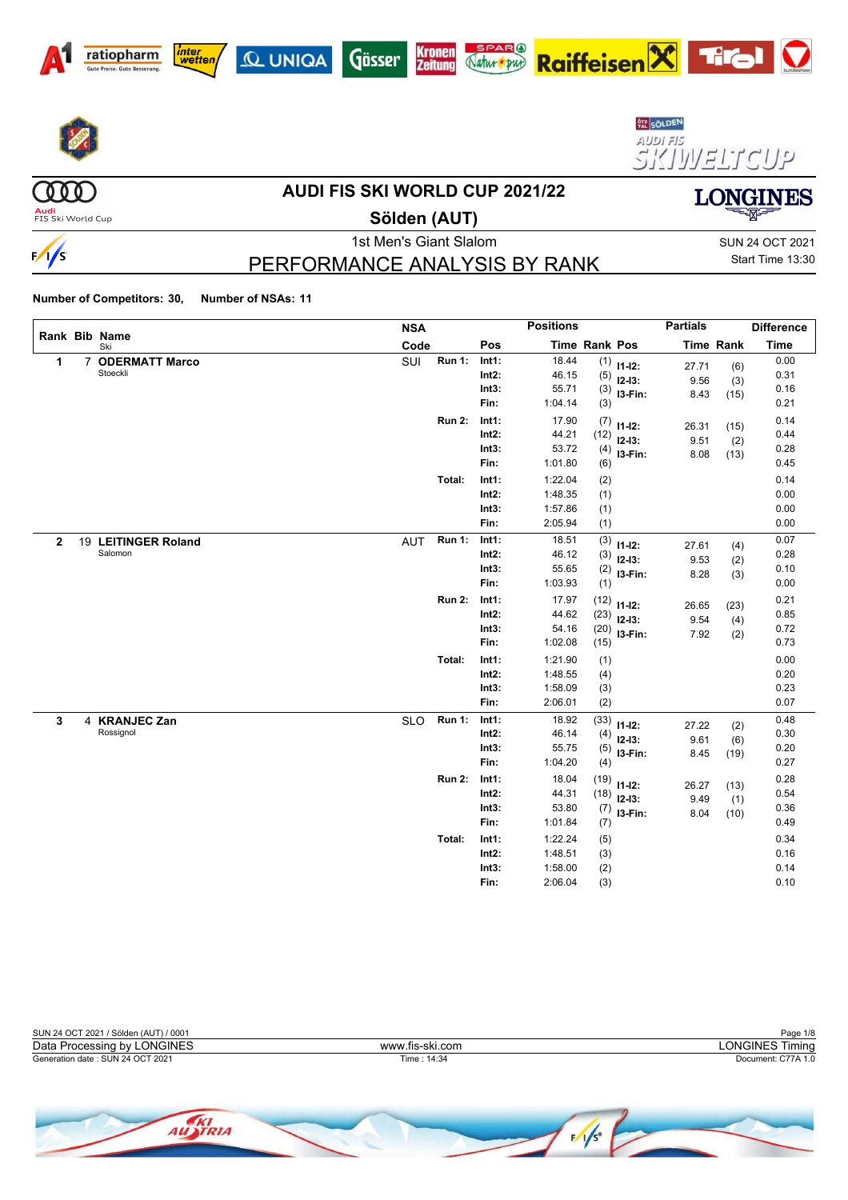# AUDI FIS SKI WORLD CUP 2021/22

## Sölden (AUT)

1st Men's Giant Slalom

SUN 24 OCT 2021
Start Time 13:30

## PERFORMANCE ANALYSIS BY RANK

**Number of Competitors: 30, Number of NSAs: 11**

| Rank | Bib | Name / Ski | NSA Code | Run | Pos | Time | Rank | Pos | Partials Time | Partials Rank | Difference Time |
|---|---|---|---|---|---|---|---|---|---|---|---|
| 1 | 7 | **ODERMATT Marco** Stoeckli | SUI | Run 1: | Int1: | 18.44 | (1) | I1-I2: | 27.71 | (6) | 0.00 |
| | | | | | Int2: | 46.15 | (5) | I2-I3: | 9.56 | (3) | 0.31 |
| | | | | | Int3: | 55.71 | (3) | I3-Fin: | 8.43 | (15) | 0.16 |
| | | | | | Fin: | 1:04.14 | (3) | | | | 0.21 |
| | | | | Run 2: | Int1: | 17.90 | (7) | I1-I2: | 26.31 | (15) | 0.14 |
| | | | | | Int2: | 44.21 | (12) | I2-I3: | 9.51 | (2) | 0.44 |
| | | | | | Int3: | 53.72 | (4) | I3-Fin: | 8.08 | (13) | 0.28 |
| | | | | | Fin: | 1:01.80 | (6) | | | | 0.45 |
| | | | | Total: | Int1: | 1:22.04 | (2) | | | | 0.14 |
| | | | | | Int2: | 1:48.35 | (1) | | | | 0.00 |
| | | | | | Int3: | 1:57.86 | (1) | | | | 0.00 |
| | | | | | Fin: | 2:05.94 | (1) | | | | 0.00 |
| 2 | 19 | **LEITINGER Roland** Salomon | AUT | Run 1: | Int1: | 18.51 | (3) | I1-I2: | 27.61 | (4) | 0.07 |
| | | | | | Int2: | 46.12 | (3) | I2-I3: | 9.53 | (2) | 0.28 |
| | | | | | Int3: | 55.65 | (2) | I3-Fin: | 8.28 | (3) | 0.10 |
| | | | | | Fin: | 1:03.93 | (1) | | | | 0.00 |
| | | | | Run 2: | Int1: | 17.97 | (12) | I1-I2: | 26.65 | (23) | 0.21 |
| | | | | | Int2: | 44.62 | (23) | I2-I3: | 9.54 | (4) | 0.85 |
| | | | | | Int3: | 54.16 | (20) | I3-Fin: | 7.92 | (2) | 0.72 |
| | | | | | Fin: | 1:02.08 | (15) | | | | 0.73 |
| | | | | Total: | Int1: | 1:21.90 | (1) | | | | 0.00 |
| | | | | | Int2: | 1:48.55 | (4) | | | | 0.20 |
| | | | | | Int3: | 1:58.09 | (3) | | | | 0.23 |
| | | | | | Fin: | 2:06.01 | (2) | | | | 0.07 |
| 3 | 4 | **KRANJEC Zan** Rossignol | SLO | Run 1: | Int1: | 18.92 | (33) | I1-I2: | 27.22 | (2) | 0.48 |
| | | | | | Int2: | 46.14 | (4) | I2-I3: | 9.61 | (6) | 0.30 |
| | | | | | Int3: | 55.75 | (5) | I3-Fin: | 8.45 | (19) | 0.20 |
| | | | | | Fin: | 1:04.20 | (4) | | | | 0.27 |
| | | | | Run 2: | Int1: | 18.04 | (19) | I1-I2: | 26.27 | (13) | 0.28 |
| | | | | | Int2: | 44.31 | (18) | I2-I3: | 9.49 | (1) | 0.54 |
| | | | | | Int3: | 53.80 | (7) | I3-Fin: | 8.04 | (10) | 0.36 |
| | | | | | Fin: | 1:01.84 | (7) | | | | 0.49 |
| | | | | Total: | Int1: | 1:22.24 | (5) | | | | 0.34 |
| | | | | | Int2: | 1:48.51 | (3) | | | | 0.16 |
| | | | | | Int3: | 1:58.00 | (2) | | | | 0.14 |
| | | | | | Fin: | 2:06.04 | (3) | | | | 0.10 |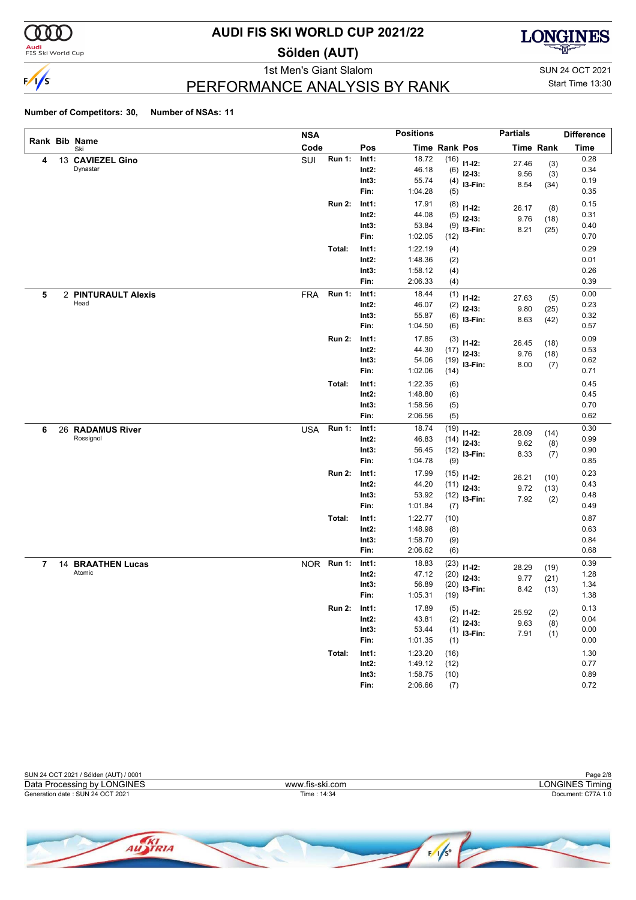# AUDI FIS SKI WORLD CUP 2021/22

## Sölden (AUT)

1st Men's Giant Slalom

SUN 24 OCT 2021

Start Time 13:30

## PERFORMANCE ANALYSIS BY RANK

**Number of Competitors: 30, Number of NSAs: 11**

| Rank | Bib | Name / Ski | NSA Code | Run | Pos | Time | Rank | Pos | Time | Rank | Difference Time |
|---|---|---|---|---|---|---|---|---|---|---|---|
| 4 | 13 | **CAVIEZEL Gino** | SUI | Run 1: | Int1: | 18.72 | (16) | I1-I2: | 27.46 | (3) | 0.28 |
| | | Dynastar | | | Int2: | 46.18 | (6) | I2-I3: | 9.56 | (3) | 0.34 |
| | | | | | Int3: | 55.74 | (4) | I3-Fin: | 8.54 | (34) | 0.19 |
| | | | | | Fin: | 1:04.28 | (5) | | | | 0.35 |
| | | | | Run 2: | Int1: | 17.91 | (8) | I1-I2: | 26.17 | (8) | 0.15 |
| | | | | | Int2: | 44.08 | (5) | I2-I3: | 9.76 | (18) | 0.31 |
| | | | | | Int3: | 53.84 | (9) | I3-Fin: | 8.21 | (25) | 0.40 |
| | | | | | Fin: | 1:02.05 | (12) | | | | 0.70 |
| | | | | Total: | Int1: | 1:22.19 | (4) | | | | 0.29 |
| | | | | | Int2: | 1:48.36 | (2) | | | | 0.01 |
| | | | | | Int3: | 1:58.12 | (4) | | | | 0.26 |
| | | | | | Fin: | 2:06.33 | (4) | | | | 0.39 |
| 5 | 2 | **PINTURAULT Alexis** | FRA | Run 1: | Int1: | 18.44 | (1) | I1-I2: | 27.63 | (5) | 0.00 |
| | | Head | | | Int2: | 46.07 | (2) | I2-I3: | 9.80 | (25) | 0.23 |
| | | | | | Int3: | 55.87 | (6) | I3-Fin: | 8.63 | (42) | 0.32 |
| | | | | | Fin: | 1:04.50 | (6) | | | | 0.57 |
| | | | | Run 2: | Int1: | 17.85 | (3) | I1-I2: | 26.45 | (18) | 0.09 |
| | | | | | Int2: | 44.30 | (17) | I2-I3: | 9.76 | (18) | 0.53 |
| | | | | | Int3: | 54.06 | (19) | I3-Fin: | 8.00 | (7) | 0.62 |
| | | | | | Fin: | 1:02.06 | (14) | | | | 0.71 |
| | | | | Total: | Int1: | 1:22.35 | (6) | | | | 0.45 |
| | | | | | Int2: | 1:48.80 | (6) | | | | 0.45 |
| | | | | | Int3: | 1:58.56 | (5) | | | | 0.70 |
| | | | | | Fin: | 2:06.56 | (5) | | | | 0.62 |
| 6 | 26 | **RADAMUS River** | USA | Run 1: | Int1: | 18.74 | (19) | I1-I2: | 28.09 | (14) | 0.30 |
| | | Rossignol | | | Int2: | 46.83 | (14) | I2-I3: | 9.62 | (8) | 0.99 |
| | | | | | Int3: | 56.45 | (12) | I3-Fin: | 8.33 | (7) | 0.90 |
| | | | | | Fin: | 1:04.78 | (9) | | | | 0.85 |
| | | | | Run 2: | Int1: | 17.99 | (15) | I1-I2: | 26.21 | (10) | 0.23 |
| | | | | | Int2: | 44.20 | (11) | I2-I3: | 9.72 | (13) | 0.43 |
| | | | | | Int3: | 53.92 | (12) | I3-Fin: | 7.92 | (2) | 0.48 |
| | | | | | Fin: | 1:01.84 | (7) | | | | 0.49 |
| | | | | Total: | Int1: | 1:22.77 | (10) | | | | 0.87 |
| | | | | | Int2: | 1:48.98 | (8) | | | | 0.63 |
| | | | | | Int3: | 1:58.70 | (9) | | | | 0.84 |
| | | | | | Fin: | 2:06.62 | (6) | | | | 0.68 |
| 7 | 14 | **BRAATHEN Lucas** | NOR | Run 1: | Int1: | 18.83 | (23) | I1-I2: | 28.29 | (19) | 0.39 |
| | | Atomic | | | Int2: | 47.12 | (20) | I2-I3: | 9.77 | (21) | 1.28 |
| | | | | | Int3: | 56.89 | (20) | I3-Fin: | 8.42 | (13) | 1.34 |
| | | | | | Fin: | 1:05.31 | (19) | | | | 1.38 |
| | | | | Run 2: | Int1: | 17.89 | (5) | I1-I2: | 25.92 | (2) | 0.13 |
| | | | | | Int2: | 43.81 | (2) | I2-I3: | 9.63 | (8) | 0.04 |
| | | | | | Int3: | 53.44 | (1) | I3-Fin: | 7.91 | (1) | 0.00 |
| | | | | | Fin: | 1:01.35 | (1) | | | | 0.00 |
| | | | | Total: | Int1: | 1:23.20 | (16) | | | | 1.30 |
| | | | | | Int2: | 1:49.12 | (12) | | | | 0.77 |
| | | | | | Int3: | 1:58.75 | (10) | | | | 0.89 |
| | | | | | Fin: | 2:06.66 | (7) | | | | 0.72 |

SUN 24 OCT 2021 / Sölden (AUT) / 0001

Data Processing by LONGINES — www.fis-ski.com — LONGINES Timing

Generation date : SUN 24 OCT 2021 — Time : 14:34 — Document: C77A 1.0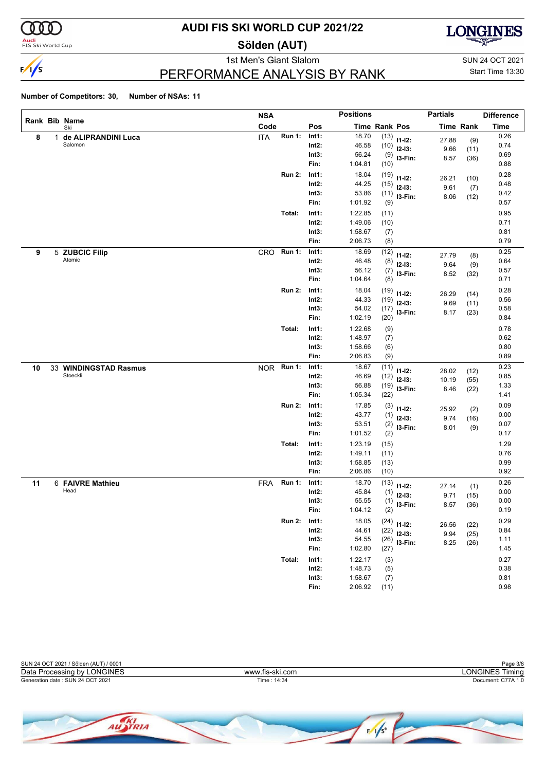# AUDI FIS SKI WORLD CUP 2021/22

## Sölden (AUT)

1st Men's Giant Slalom

SUN 24 OCT 2021

Start Time 13:30

## PERFORMANCE ANALYSIS BY RANK

**Number of Competitors: 30, Number of NSAs: 11**

| Rank | Bib | Name | NSA Code | | Pos | Time | Rank | Partials Pos | Time | Rank | Difference Time |
|---|---|---|---|---|---|---|---|---|---|---|---|
| 8 | 1 | **de ALIPRANDINI Luca** (Salomon) | ITA | Run 1: | Int1: | 18.70 | (13) | I1-I2: | 27.88 | (9) | 0.26 |
| | | | | | Int2: | 46.58 | (10) | I2-I3: | 9.66 | (11) | 0.74 |
| | | | | | Int3: | 56.24 | (9) | I3-Fin: | 8.57 | (36) | 0.69 |
| | | | | | Fin: | 1:04.81 | (10) | | | | 0.88 |
| | | | | Run 2: | Int1: | 18.04 | (19) | I1-I2: | 26.21 | (10) | 0.28 |
| | | | | | Int2: | 44.25 | (15) | I2-I3: | 9.61 | (7) | 0.48 |
| | | | | | Int3: | 53.86 | (11) | I3-Fin: | 8.06 | (12) | 0.42 |
| | | | | | Fin: | 1:01.92 | (9) | | | | 0.57 |
| | | | | Total: | Int1: | 1:22.85 | (11) | | | | 0.95 |
| | | | | | Int2: | 1:49.06 | (10) | | | | 0.71 |
| | | | | | Int3: | 1:58.67 | (7) | | | | 0.81 |
| | | | | | Fin: | 2:06.73 | (8) | | | | 0.79 |
| 9 | 5 | **ZUBCIC Filip** (Atomic) | CRO | Run 1: | Int1: | 18.69 | (12) | I1-I2: | 27.79 | (8) | 0.25 |
| | | | | | Int2: | 46.48 | (8) | I2-I3: | 9.64 | (9) | 0.64 |
| | | | | | Int3: | 56.12 | (7) | I3-Fin: | 8.52 | (32) | 0.57 |
| | | | | | Fin: | 1:04.64 | (8) | | | | 0.71 |
| | | | | Run 2: | Int1: | 18.04 | (19) | I1-I2: | 26.29 | (14) | 0.28 |
| | | | | | Int2: | 44.33 | (19) | I2-I3: | 9.69 | (11) | 0.56 |
| | | | | | Int3: | 54.02 | (17) | I3-Fin: | 8.17 | (23) | 0.58 |
| | | | | | Fin: | 1:02.19 | (20) | | | | 0.84 |
| | | | | Total: | Int1: | 1:22.68 | (9) | | | | 0.78 |
| | | | | | Int2: | 1:48.97 | (7) | | | | 0.62 |
| | | | | | Int3: | 1:58.66 | (6) | | | | 0.80 |
| | | | | | Fin: | 2:06.83 | (9) | | | | 0.89 |
| 10 | 33 | **WINDINGSTAD Rasmus** (Stoeckli) | NOR | Run 1: | Int1: | 18.67 | (11) | I1-I2: | 28.02 | (12) | 0.23 |
| | | | | | Int2: | 46.69 | (12) | I2-I3: | 10.19 | (55) | 0.85 |
| | | | | | Int3: | 56.88 | (19) | I3-Fin: | 8.46 | (22) | 1.33 |
| | | | | | Fin: | 1:05.34 | (22) | | | | 1.41 |
| | | | | Run 2: | Int1: | 17.85 | (3) | I1-I2: | 25.92 | (2) | 0.09 |
| | | | | | Int2: | 43.77 | (1) | I2-I3: | 9.74 | (16) | 0.00 |
| | | | | | Int3: | 53.51 | (2) | I3-Fin: | 8.01 | (9) | 0.07 |
| | | | | | Fin: | 1:01.52 | (2) | | | | 0.17 |
| | | | | Total: | Int1: | 1:23.19 | (15) | | | | 1.29 |
| | | | | | Int2: | 1:49.11 | (11) | | | | 0.76 |
| | | | | | Int3: | 1:58.85 | (13) | | | | 0.99 |
| | | | | | Fin: | 2:06.86 | (10) | | | | 0.92 |
| 11 | 6 | **FAIVRE Mathieu** (Head) | FRA | Run 1: | Int1: | 18.70 | (13) | I1-I2: | 27.14 | (1) | 0.26 |
| | | | | | Int2: | 45.84 | (1) | I2-I3: | 9.71 | (15) | 0.00 |
| | | | | | Int3: | 55.55 | (1) | I3-Fin: | 8.57 | (36) | 0.00 |
| | | | | | Fin: | 1:04.12 | (2) | | | | 0.19 |
| | | | | Run 2: | Int1: | 18.05 | (24) | I1-I2: | 26.56 | (22) | 0.29 |
| | | | | | Int2: | 44.61 | (22) | I2-I3: | 9.94 | (25) | 0.84 |
| | | | | | Int3: | 54.55 | (26) | I3-Fin: | 8.25 | (26) | 1.11 |
| | | | | | Fin: | 1:02.80 | (27) | | | | 1.45 |
| | | | | Total: | Int1: | 1:22.17 | (3) | | | | 0.27 |
| | | | | | Int2: | 1:48.73 | (5) | | | | 0.38 |
| | | | | | Int3: | 1:58.67 | (7) | | | | 0.81 |
| | | | | | Fin: | 2:06.92 | (11) | | | | 0.98 |

SUN 24 OCT 2021 / Sölden (AUT) / 0001

Data Processing by LONGINES — www.fis-ski.com — LONGINES Timing

Generation date : SUN 24 OCT 2021 — Time : 14:34 — Document: C77A 1.0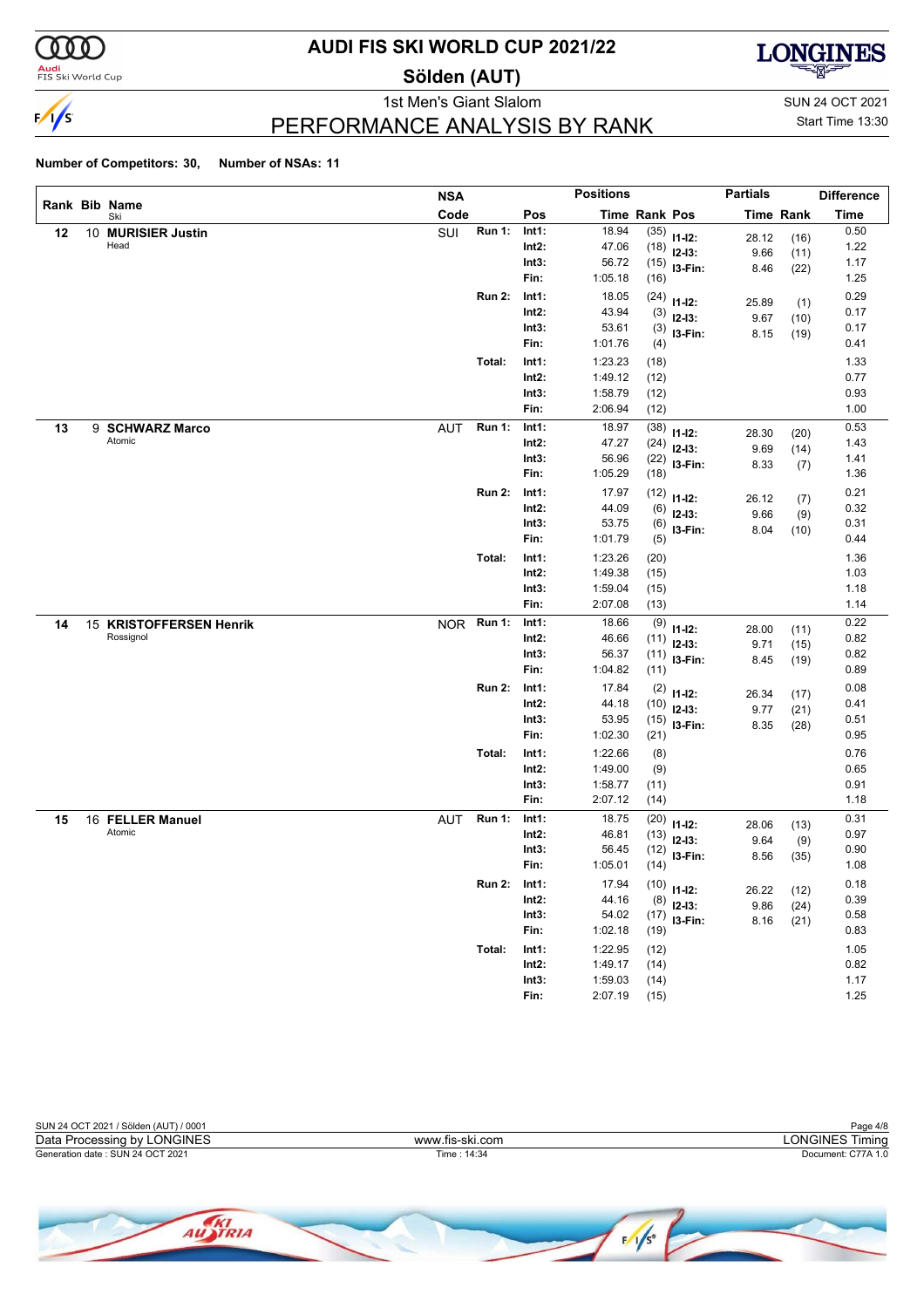# AUDI FIS SKI WORLD CUP 2021/22

## Sölden (AUT)

1st Men's Giant Slalom

SUN 24 OCT 2021

Start Time 13:30

## PERFORMANCE ANALYSIS BY RANK

**Number of Competitors: 30, Number of NSAs: 11**

| Rank | Bib | Name / Ski | NSA Code | Run | Pos | Time | Rank | Pos | Partial Time | Partial Rank | Difference Time |
|---|---|---|---|---|---|---|---|---|---|---|---|
| 12 | 10 | **MURISIER Justin** Head | SUI | Run 1: | Int1: | 18.94 | (35) | I1-I2: | 28.12 | (16) | 0.50 |
| | | | | | Int2: | 47.06 | (18) | I2-I3: | 9.66 | (11) | 1.22 |
| | | | | | Int3: | 56.72 | (15) | I3-Fin: | 8.46 | (22) | 1.17 |
| | | | | | Fin: | 1:05.18 | (16) | | | | 1.25 |
| | | | | Run 2: | Int1: | 18.05 | (24) | I1-I2: | 25.89 | (1) | 0.29 |
| | | | | | Int2: | 43.94 | (3) | I2-I3: | 9.67 | (10) | 0.17 |
| | | | | | Int3: | 53.61 | (3) | I3-Fin: | 8.15 | (19) | 0.17 |
| | | | | | Fin: | 1:01.76 | (4) | | | | 0.41 |
| | | | | Total: | Int1: | 1:23.23 | (18) | | | | 1.33 |
| | | | | | Int2: | 1:49.12 | (12) | | | | 0.77 |
| | | | | | Int3: | 1:58.79 | (12) | | | | 0.93 |
| | | | | | Fin: | 2:06.94 | (12) | | | | 1.00 |
| 13 | 9 | **SCHWARZ Marco** Atomic | AUT | Run 1: | Int1: | 18.97 | (38) | I1-I2: | 28.30 | (20) | 0.53 |
| | | | | | Int2: | 47.27 | (24) | I2-I3: | 9.69 | (14) | 1.43 |
| | | | | | Int3: | 56.96 | (22) | I3-Fin: | 8.33 | (7) | 1.41 |
| | | | | | Fin: | 1:05.29 | (18) | | | | 1.36 |
| | | | | Run 2: | Int1: | 17.97 | (12) | I1-I2: | 26.12 | (7) | 0.21 |
| | | | | | Int2: | 44.09 | (6) | I2-I3: | 9.66 | (9) | 0.32 |
| | | | | | Int3: | 53.75 | (6) | I3-Fin: | 8.04 | (10) | 0.31 |
| | | | | | Fin: | 1:01.79 | (5) | | | | 0.44 |
| | | | | Total: | Int1: | 1:23.26 | (20) | | | | 1.36 |
| | | | | | Int2: | 1:49.38 | (15) | | | | 1.03 |
| | | | | | Int3: | 1:59.04 | (15) | | | | 1.18 |
| | | | | | Fin: | 2:07.08 | (13) | | | | 1.14 |
| 14 | 15 | **KRISTOFFERSEN Henrik** Rossignol | NOR | Run 1: | Int1: | 18.66 | (9) | I1-I2: | 28.00 | (11) | 0.22 |
| | | | | | Int2: | 46.66 | (11) | I2-I3: | 9.71 | (15) | 0.82 |
| | | | | | Int3: | 56.37 | (11) | I3-Fin: | 8.45 | (19) | 0.82 |
| | | | | | Fin: | 1:04.82 | (11) | | | | 0.89 |
| | | | | Run 2: | Int1: | 17.84 | (2) | I1-I2: | 26.34 | (17) | 0.08 |
| | | | | | Int2: | 44.18 | (10) | I2-I3: | 9.77 | (21) | 0.41 |
| | | | | | Int3: | 53.95 | (15) | I3-Fin: | 8.35 | (28) | 0.51 |
| | | | | | Fin: | 1:02.30 | (21) | | | | 0.95 |
| | | | | Total: | Int1: | 1:22.66 | (8) | | | | 0.76 |
| | | | | | Int2: | 1:49.00 | (9) | | | | 0.65 |
| | | | | | Int3: | 1:58.77 | (11) | | | | 0.91 |
| | | | | | Fin: | 2:07.12 | (14) | | | | 1.18 |
| 15 | 16 | **FELLER Manuel** Atomic | AUT | Run 1: | Int1: | 18.75 | (20) | I1-I2: | 28.06 | (13) | 0.31 |
| | | | | | Int2: | 46.81 | (13) | I2-I3: | 9.64 | (9) | 0.97 |
| | | | | | Int3: | 56.45 | (12) | I3-Fin: | 8.56 | (35) | 0.90 |
| | | | | | Fin: | 1:05.01 | (14) | | | | 1.08 |
| | | | | Run 2: | Int1: | 17.94 | (10) | I1-I2: | 26.22 | (12) | 0.18 |
| | | | | | Int2: | 44.16 | (8) | I2-I3: | 9.86 | (24) | 0.39 |
| | | | | | Int3: | 54.02 | (17) | I3-Fin: | 8.16 | (21) | 0.58 |
| | | | | | Fin: | 1:02.18 | (19) | | | | 0.83 |
| | | | | Total: | Int1: | 1:22.95 | (12) | | | | 1.05 |
| | | | | | Int2: | 1:49.17 | (14) | | | | 0.82 |
| | | | | | Int3: | 1:59.03 | (14) | | | | 1.17 |
| | | | | | Fin: | 2:07.19 | (15) | | | | 1.25 |

SUN 24 OCT 2021 / Sölden (AUT) / 0001

Data Processing by LONGINES — www.fis-ski.com — LONGINES Timing

Generation date : SUN 24 OCT 2021 — Time : 14:34 — Document: C77A 1.0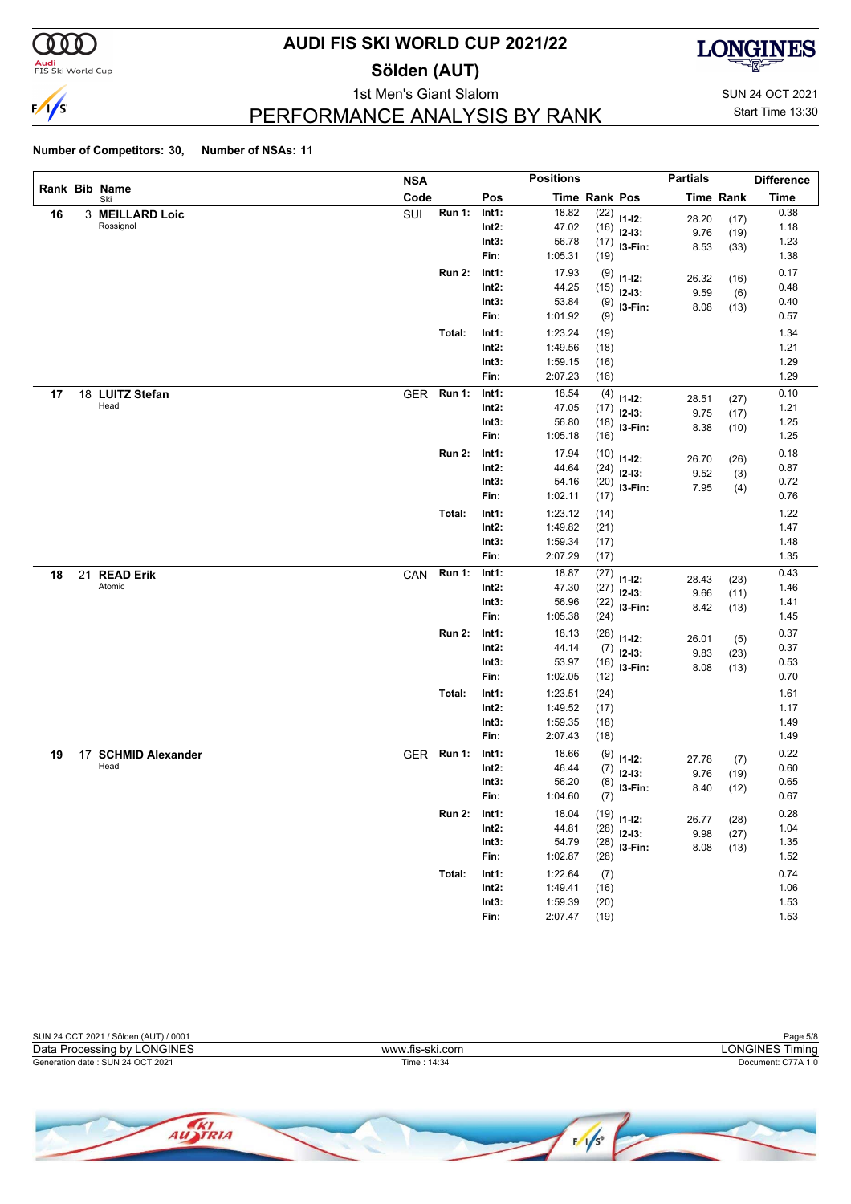# AUDI FIS SKI WORLD CUP 2021/22

## Sölden (AUT)

### 1st Men's Giant Slalom

SUN 24 OCT 2021
Start Time 13:30

## PERFORMANCE ANALYSIS BY RANK

**Number of Competitors: 30, Number of NSAs: 11**

| Rank | Bib | Name / Ski | NSA Code | Run | Pos | Time | Rank | Partials Pos | Partials Time | Partials Rank | Difference Time |
|---|---|---|---|---|---|---|---|---|---|---|---|
| 16 | 3 | **MEILLARD Loic** Rossignol | SUI | Run 1: | Int1: | 18.82 | (22) | I1-I2: | 28.20 | (17) | 0.38 |
| | | | | | Int2: | 47.02 | (16) | I2-I3: | 9.76 | (19) | 1.18 |
| | | | | | Int3: | 56.78 | (17) | I3-Fin: | 8.53 | (33) | 1.23 |
| | | | | | Fin: | 1:05.31 | (19) | | | | 1.38 |
| | | | | Run 2: | Int1: | 17.93 | (9) | I1-I2: | 26.32 | (16) | 0.17 |
| | | | | | Int2: | 44.25 | (15) | I2-I3: | 9.59 | (6) | 0.48 |
| | | | | | Int3: | 53.84 | (9) | I3-Fin: | 8.08 | (13) | 0.40 |
| | | | | | Fin: | 1:01.92 | (9) | | | | 0.57 |
| | | | | Total: | Int1: | 1:23.24 | (19) | | | | 1.34 |
| | | | | | Int2: | 1:49.56 | (18) | | | | 1.21 |
| | | | | | Int3: | 1:59.15 | (16) | | | | 1.29 |
| | | | | | Fin: | 2:07.23 | (16) | | | | 1.29 |
| 17 | 18 | **LUITZ Stefan** Head | GER | Run 1: | Int1: | 18.54 | (4) | I1-I2: | 28.51 | (27) | 0.10 |
| | | | | | Int2: | 47.05 | (17) | I2-I3: | 9.75 | (17) | 1.21 |
| | | | | | Int3: | 56.80 | (18) | I3-Fin: | 8.38 | (10) | 1.25 |
| | | | | | Fin: | 1:05.18 | (16) | | | | 1.25 |
| | | | | Run 2: | Int1: | 17.94 | (10) | I1-I2: | 26.70 | (26) | 0.18 |
| | | | | | Int2: | 44.64 | (24) | I2-I3: | 9.52 | (3) | 0.87 |
| | | | | | Int3: | 54.16 | (20) | I3-Fin: | 7.95 | (4) | 0.72 |
| | | | | | Fin: | 1:02.11 | (17) | | | | 0.76 |
| | | | | Total: | Int1: | 1:23.12 | (14) | | | | 1.22 |
| | | | | | Int2: | 1:49.82 | (21) | | | | 1.47 |
| | | | | | Int3: | 1:59.34 | (17) | | | | 1.48 |
| | | | | | Fin: | 2:07.29 | (17) | | | | 1.35 |
| 18 | 21 | **READ Erik** Atomic | CAN | Run 1: | Int1: | 18.87 | (27) | I1-I2: | 28.43 | (23) | 0.43 |
| | | | | | Int2: | 47.30 | (27) | I2-I3: | 9.66 | (11) | 1.46 |
| | | | | | Int3: | 56.96 | (22) | I3-Fin: | 8.42 | (13) | 1.41 |
| | | | | | Fin: | 1:05.38 | (24) | | | | 1.45 |
| | | | | Run 2: | Int1: | 18.13 | (28) | I1-I2: | 26.01 | (5) | 0.37 |
| | | | | | Int2: | 44.14 | (7) | I2-I3: | 9.83 | (23) | 0.37 |
| | | | | | Int3: | 53.97 | (16) | I3-Fin: | 8.08 | (13) | 0.53 |
| | | | | | Fin: | 1:02.05 | (12) | | | | 0.70 |
| | | | | Total: | Int1: | 1:23.51 | (24) | | | | 1.61 |
| | | | | | Int2: | 1:49.52 | (17) | | | | 1.17 |
| | | | | | Int3: | 1:59.35 | (18) | | | | 1.49 |
| | | | | | Fin: | 2:07.43 | (18) | | | | 1.49 |
| 19 | 17 | **SCHMID Alexander** Head | GER | Run 1: | Int1: | 18.66 | (9) | I1-I2: | 27.78 | (7) | 0.22 |
| | | | | | Int2: | 46.44 | (7) | I2-I3: | 9.76 | (19) | 0.60 |
| | | | | | Int3: | 56.20 | (8) | I3-Fin: | 8.40 | (12) | 0.65 |
| | | | | | Fin: | 1:04.60 | (7) | | | | 0.67 |
| | | | | Run 2: | Int1: | 18.04 | (19) | I1-I2: | 26.77 | (28) | 0.28 |
| | | | | | Int2: | 44.81 | (28) | I2-I3: | 9.98 | (27) | 1.04 |
| | | | | | Int3: | 54.79 | (28) | I3-Fin: | 8.08 | (13) | 1.35 |
| | | | | | Fin: | 1:02.87 | (28) | | | | 1.52 |
| | | | | Total: | Int1: | 1:22.64 | (7) | | | | 0.74 |
| | | | | | Int2: | 1:49.41 | (16) | | | | 1.06 |
| | | | | | Int3: | 1:59.39 | (20) | | | | 1.53 |
| | | | | | Fin: | 2:07.47 | (19) | | | | 1.53 |

SUN 24 OCT 2021 / Sölden (AUT) / 0001
Data Processing by LONGINES — www.fis-ski.com — LONGINES Timing
Generation date : SUN 24 OCT 2021 — Time : 14:34 — Document: C77A 1.0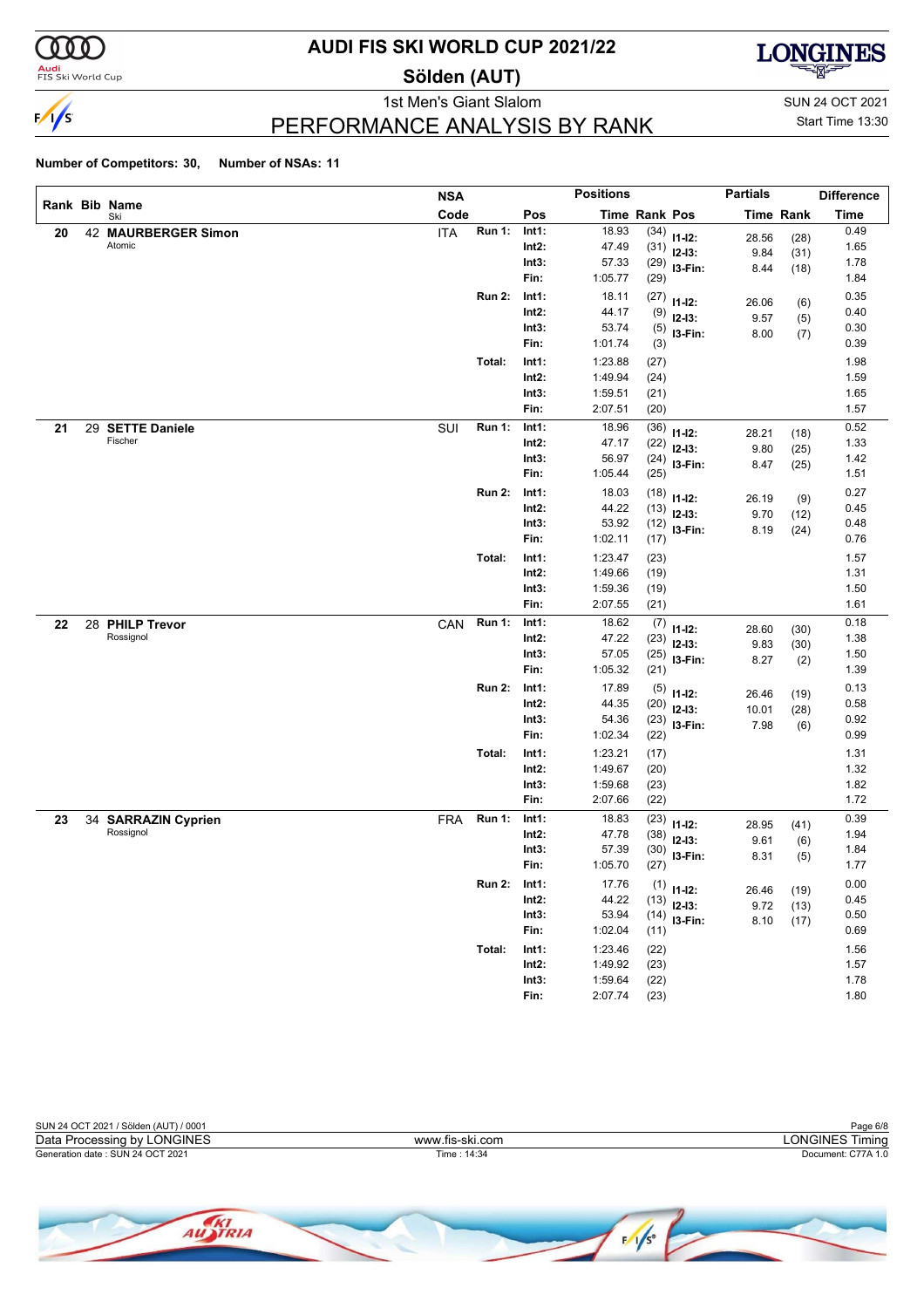# AUDI FIS SKI WORLD CUP 2021/22

## Sölden (AUT)

1st Men's Giant Slalom

SUN 24 OCT 2021
Start Time 13:30

## PERFORMANCE ANALYSIS BY RANK

**Number of Competitors: 30, Number of NSAs: 11**

| Rank | Bib | Name / Ski | NSA Code | Run | Pos | Time | Rank | Partial | Time | Rank | Difference Time |
|---|---|---|---|---|---|---|---|---|---|---|---|
| 20 | 42 | **MAURBERGER Simon** | ITA | Run 1: | Int1: | 18.93 | (34) | I1-I2: | 28.56 | (28) | 0.49 |
| | | Atomic | | | Int2: | 47.49 | (31) | I2-I3: | 9.84 | (31) | 1.65 |
| | | | | | Int3: | 57.33 | (29) | I3-Fin: | 8.44 | (18) | 1.78 |
| | | | | | Fin: | 1:05.77 | (29) | | | | 1.84 |
| | | | | Run 2: | Int1: | 18.11 | (27) | I1-I2: | 26.06 | (6) | 0.35 |
| | | | | | Int2: | 44.17 | (9) | I2-I3: | 9.57 | (5) | 0.40 |
| | | | | | Int3: | 53.74 | (5) | I3-Fin: | 8.00 | (7) | 0.30 |
| | | | | | Fin: | 1:01.74 | (3) | | | | 0.39 |
| | | | | Total: | Int1: | 1:23.88 | (27) | | | | 1.98 |
| | | | | | Int2: | 1:49.94 | (24) | | | | 1.59 |
| | | | | | Int3: | 1:59.51 | (21) | | | | 1.65 |
| | | | | | Fin: | 2:07.51 | (20) | | | | 1.57 |
| 21 | 29 | **SETTE Daniele** | SUI | Run 1: | Int1: | 18.96 | (36) | I1-I2: | 28.21 | (18) | 0.52 |
| | | Fischer | | | Int2: | 47.17 | (22) | I2-I3: | 9.80 | (25) | 1.33 |
| | | | | | Int3: | 56.97 | (24) | I3-Fin: | 8.47 | (25) | 1.42 |
| | | | | | Fin: | 1:05.44 | (25) | | | | 1.51 |
| | | | | Run 2: | Int1: | 18.03 | (18) | I1-I2: | 26.19 | (9) | 0.27 |
| | | | | | Int2: | 44.22 | (13) | I2-I3: | 9.70 | (12) | 0.45 |
| | | | | | Int3: | 53.92 | (12) | I3-Fin: | 8.19 | (24) | 0.48 |
| | | | | | Fin: | 1:02.11 | (17) | | | | 0.76 |
| | | | | Total: | Int1: | 1:23.47 | (23) | | | | 1.57 |
| | | | | | Int2: | 1:49.66 | (19) | | | | 1.31 |
| | | | | | Int3: | 1:59.36 | (19) | | | | 1.50 |
| | | | | | Fin: | 2:07.55 | (21) | | | | 1.61 |
| 22 | 28 | **PHILP Trevor** | CAN | Run 1: | Int1: | 18.62 | (7) | I1-I2: | 28.60 | (30) | 0.18 |
| | | Rossignol | | | Int2: | 47.22 | (23) | I2-I3: | 9.83 | (30) | 1.38 |
| | | | | | Int3: | 57.05 | (25) | I3-Fin: | 8.27 | (2) | 1.50 |
| | | | | | Fin: | 1:05.32 | (21) | | | | 1.39 |
| | | | | Run 2: | Int1: | 17.89 | (5) | I1-I2: | 26.46 | (19) | 0.13 |
| | | | | | Int2: | 44.35 | (20) | I2-I3: | 10.01 | (28) | 0.58 |
| | | | | | Int3: | 54.36 | (23) | I3-Fin: | 7.98 | (6) | 0.92 |
| | | | | | Fin: | 1:02.34 | (22) | | | | 0.99 |
| | | | | Total: | Int1: | 1:23.21 | (17) | | | | 1.31 |
| | | | | | Int2: | 1:49.67 | (20) | | | | 1.32 |
| | | | | | Int3: | 1:59.68 | (23) | | | | 1.82 |
| | | | | | Fin: | 2:07.66 | (22) | | | | 1.72 |
| 23 | 34 | **SARRAZIN Cyprien** | FRA | Run 1: | Int1: | 18.83 | (23) | I1-I2: | 28.95 | (41) | 0.39 |
| | | Rossignol | | | Int2: | 47.78 | (38) | I2-I3: | 9.61 | (6) | 1.94 |
| | | | | | Int3: | 57.39 | (30) | I3-Fin: | 8.31 | (5) | 1.84 |
| | | | | | Fin: | 1:05.70 | (27) | | | | 1.77 |
| | | | | Run 2: | Int1: | 17.76 | (1) | I1-I2: | 26.46 | (19) | 0.00 |
| | | | | | Int2: | 44.22 | (13) | I2-I3: | 9.72 | (13) | 0.45 |
| | | | | | Int3: | 53.94 | (14) | I3-Fin: | 8.10 | (17) | 0.50 |
| | | | | | Fin: | 1:02.04 | (11) | | | | 0.69 |
| | | | | Total: | Int1: | 1:23.46 | (22) | | | | 1.56 |
| | | | | | Int2: | 1:49.92 | (23) | | | | 1.57 |
| | | | | | Int3: | 1:59.64 | (22) | | | | 1.78 |
| | | | | | Fin: | 2:07.74 | (23) | | | | 1.80 |

SUN 24 OCT 2021 / Sölden (AUT) / 0001
Data Processing by LONGINES — www.fis-ski.com — LONGINES Timing
Generation date : SUN 24 OCT 2021 — Time : 14:34 — Document: C77A 1.0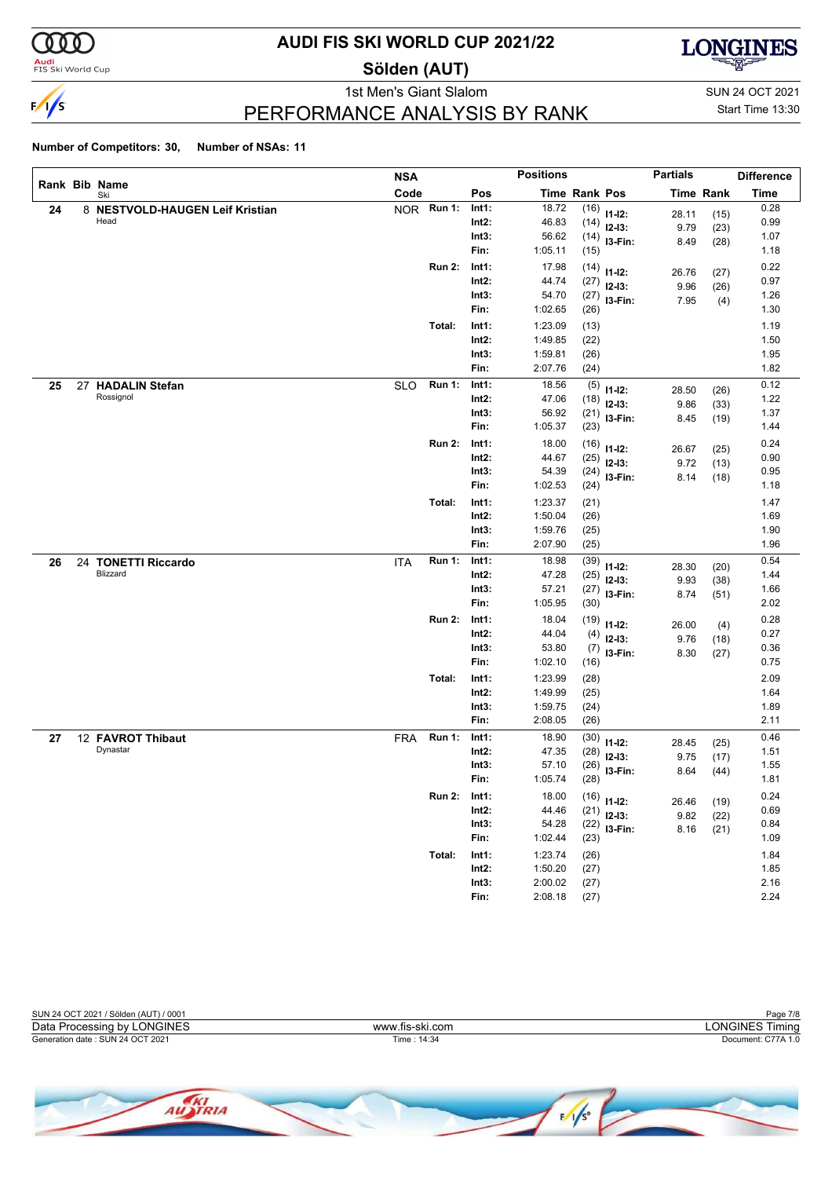# AUDI FIS SKI WORLD CUP 2021/22

## Sölden (AUT)

1st Men's Giant Slalom

SUN 24 OCT 2021

Start Time 13:30

## PERFORMANCE ANALYSIS BY RANK

**Number of Competitors: 30, Number of NSAs: 11**

| Rank | Bib | Name / Ski | NSA Code | | Pos | Time | Rank | Pos | Partials Time | Partials Rank | Difference Time |
|---|---|---|---|---|---|---|---|---|---|---|---|
| 24 | 8 | **NESTVOLD-HAUGEN Leif Kristian** Head | NOR | Run 1: | Int1: | 18.72 | (16) | I1-I2: | 28.11 | (15) | 0.28 |
| | | | | | Int2: | 46.83 | (14) | I2-I3: | 9.79 | (23) | 0.99 |
| | | | | | Int3: | 56.62 | (14) | I3-Fin: | 8.49 | (28) | 1.07 |
| | | | | | Fin: | 1:05.11 | (15) | | | | 1.18 |
| | | | | Run 2: | Int1: | 17.98 | (14) | I1-I2: | 26.76 | (27) | 0.22 |
| | | | | | Int2: | 44.74 | (27) | I2-I3: | 9.96 | (26) | 0.97 |
| | | | | | Int3: | 54.70 | (27) | I3-Fin: | 7.95 | (4) | 1.26 |
| | | | | | Fin: | 1:02.65 | (26) | | | | 1.30 |
| | | | | Total: | Int1: | 1:23.09 | (13) | | | | 1.19 |
| | | | | | Int2: | 1:49.85 | (22) | | | | 1.50 |
| | | | | | Int3: | 1:59.81 | (26) | | | | 1.95 |
| | | | | | Fin: | 2:07.76 | (24) | | | | 1.82 |
| 25 | 27 | **HADALIN Stefan** Rossignol | SLO | Run 1: | Int1: | 18.56 | (5) | I1-I2: | 28.50 | (26) | 0.12 |
| | | | | | Int2: | 47.06 | (18) | I2-I3: | 9.86 | (33) | 1.22 |
| | | | | | Int3: | 56.92 | (21) | I3-Fin: | 8.45 | (19) | 1.37 |
| | | | | | Fin: | 1:05.37 | (23) | | | | 1.44 |
| | | | | Run 2: | Int1: | 18.00 | (16) | I1-I2: | 26.67 | (25) | 0.24 |
| | | | | | Int2: | 44.67 | (25) | I2-I3: | 9.72 | (13) | 0.90 |
| | | | | | Int3: | 54.39 | (24) | I3-Fin: | 8.14 | (18) | 0.95 |
| | | | | | Fin: | 1:02.53 | (24) | | | | 1.18 |
| | | | | Total: | Int1: | 1:23.37 | (21) | | | | 1.47 |
| | | | | | Int2: | 1:50.04 | (26) | | | | 1.69 |
| | | | | | Int3: | 1:59.76 | (25) | | | | 1.90 |
| | | | | | Fin: | 2:07.90 | (25) | | | | 1.96 |
| 26 | 24 | **TONETTI Riccardo** Blizzard | ITA | Run 1: | Int1: | 18.98 | (39) | I1-I2: | 28.30 | (20) | 0.54 |
| | | | | | Int2: | 47.28 | (25) | I2-I3: | 9.93 | (38) | 1.44 |
| | | | | | Int3: | 57.21 | (27) | I3-Fin: | 8.74 | (51) | 1.66 |
| | | | | | Fin: | 1:05.95 | (30) | | | | 2.02 |
| | | | | Run 2: | Int1: | 18.04 | (19) | I1-I2: | 26.00 | (4) | 0.28 |
| | | | | | Int2: | 44.04 | (4) | I2-I3: | 9.76 | (18) | 0.27 |
| | | | | | Int3: | 53.80 | (7) | I3-Fin: | 8.30 | (27) | 0.36 |
| | | | | | Fin: | 1:02.10 | (16) | | | | 0.75 |
| | | | | Total: | Int1: | 1:23.99 | (28) | | | | 2.09 |
| | | | | | Int2: | 1:49.99 | (25) | | | | 1.64 |
| | | | | | Int3: | 1:59.75 | (24) | | | | 1.89 |
| | | | | | Fin: | 2:08.05 | (26) | | | | 2.11 |
| 27 | 12 | **FAVROT Thibaut** Dynastar | FRA | Run 1: | Int1: | 18.90 | (30) | I1-I2: | 28.45 | (25) | 0.46 |
| | | | | | Int2: | 47.35 | (28) | I2-I3: | 9.75 | (17) | 1.51 |
| | | | | | Int3: | 57.10 | (26) | I3-Fin: | 8.64 | (44) | 1.55 |
| | | | | | Fin: | 1:05.74 | (28) | | | | 1.81 |
| | | | | Run 2: | Int1: | 18.00 | (16) | I1-I2: | 26.46 | (19) | 0.24 |
| | | | | | Int2: | 44.46 | (21) | I2-I3: | 9.82 | (22) | 0.69 |
| | | | | | Int3: | 54.28 | (22) | I3-Fin: | 8.16 | (21) | 0.84 |
| | | | | | Fin: | 1:02.44 | (23) | | | | 1.09 |
| | | | | Total: | Int1: | 1:23.74 | (26) | | | | 1.84 |
| | | | | | Int2: | 1:50.20 | (27) | | | | 1.85 |
| | | | | | Int3: | 2:00.02 | (27) | | | | 2.16 |
| | | | | | Fin: | 2:08.18 | (27) | | | | 2.24 |

SUN 24 OCT 2021 / Sölden (AUT) / 0001

Data Processing by LONGINES — www.fis-ski.com — LONGINES Timing

Generation date : SUN 24 OCT 2021 — Time : 14:34 — Document: C77A 1.0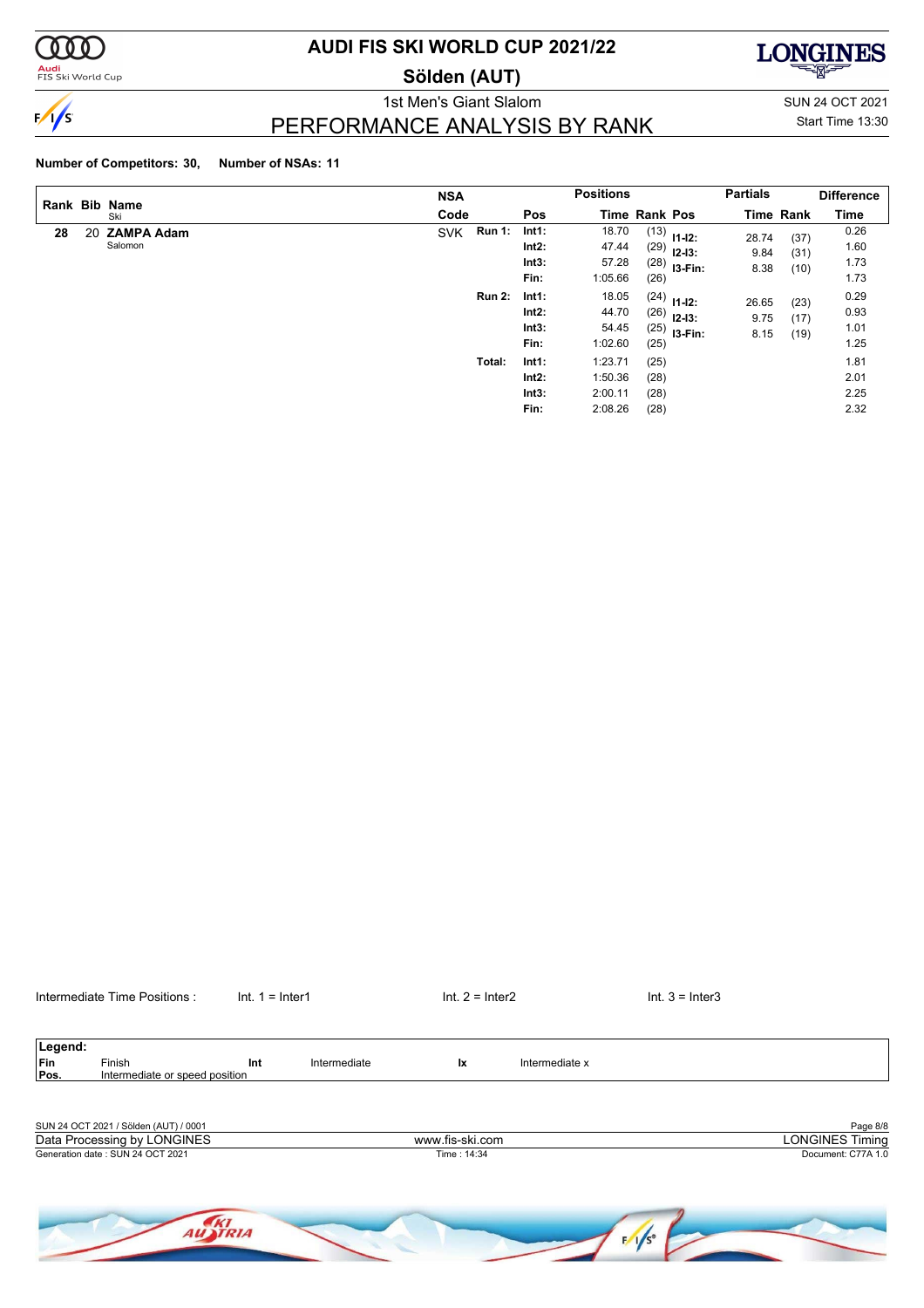# AUDI FIS SKI WORLD CUP 2021/22

## Sölden (AUT)

1st Men's Giant Slalom

SUN 24 OCT 2021

## PERFORMANCE ANALYSIS BY RANK

Start Time 13:30

**Number of Competitors: 30, Number of NSAs: 11**

| Rank | Bib | Name / Ski | NSA Code | | Pos | Time | Rank Pos | Partials | Time | Rank | Difference Time |
|---|---|---|---|---|---|---|---|---|---|---|---|
| 28 | 20 | **ZAMPA Adam** Salomon | SVK | Run 1: | Int1: | 18.70 | (13) | I1-I2: | 28.74 | (37) | 0.26 |
| | | | | | Int2: | 47.44 | (29) | I2-I3: | 9.84 | (31) | 1.60 |
| | | | | | Int3: | 57.28 | (28) | I3-Fin: | 8.38 | (10) | 1.73 |
| | | | | | Fin: | 1:05.66 | (26) | | | | 1.73 |
| | | | | Run 2: | Int1: | 18.05 | (24) | I1-I2: | 26.65 | (23) | 0.29 |
| | | | | | Int2: | 44.70 | (26) | I2-I3: | 9.75 | (17) | 0.93 |
| | | | | | Int3: | 54.45 | (25) | I3-Fin: | 8.15 | (19) | 1.01 |
| | | | | | Fin: | 1:02.60 | (25) | | | | 1.25 |
| | | | | Total: | Int1: | 1:23.71 | (25) | | | | 1.81 |
| | | | | | Int2: | 1:50.36 | (28) | | | | 2.01 |
| | | | | | Int3: | 2:00.11 | (28) | | | | 2.25 |
| | | | | | Fin: | 2:08.26 | (28) | | | | 2.32 |

Intermediate Time Positions : Int. 1 = Inter1 Int. 2 = Inter2 Int. 3 = Inter3

**Legend:**

| | | | | | |
|---|---|---|---|---|---|
| **Fin** | Finish | **Int** | Intermediate | **Ix** | Intermediate x |
| **Pos.** | Intermediate or speed position | | | | |

SUN 24 OCT 2021 / Sölden (AUT) / 0001

Data Processing by LONGINES | www.fis-ski.com | LONGINES Timing

Generation date : SUN 24 OCT 2021 | Time : 14:34 | Document: C77A 1.0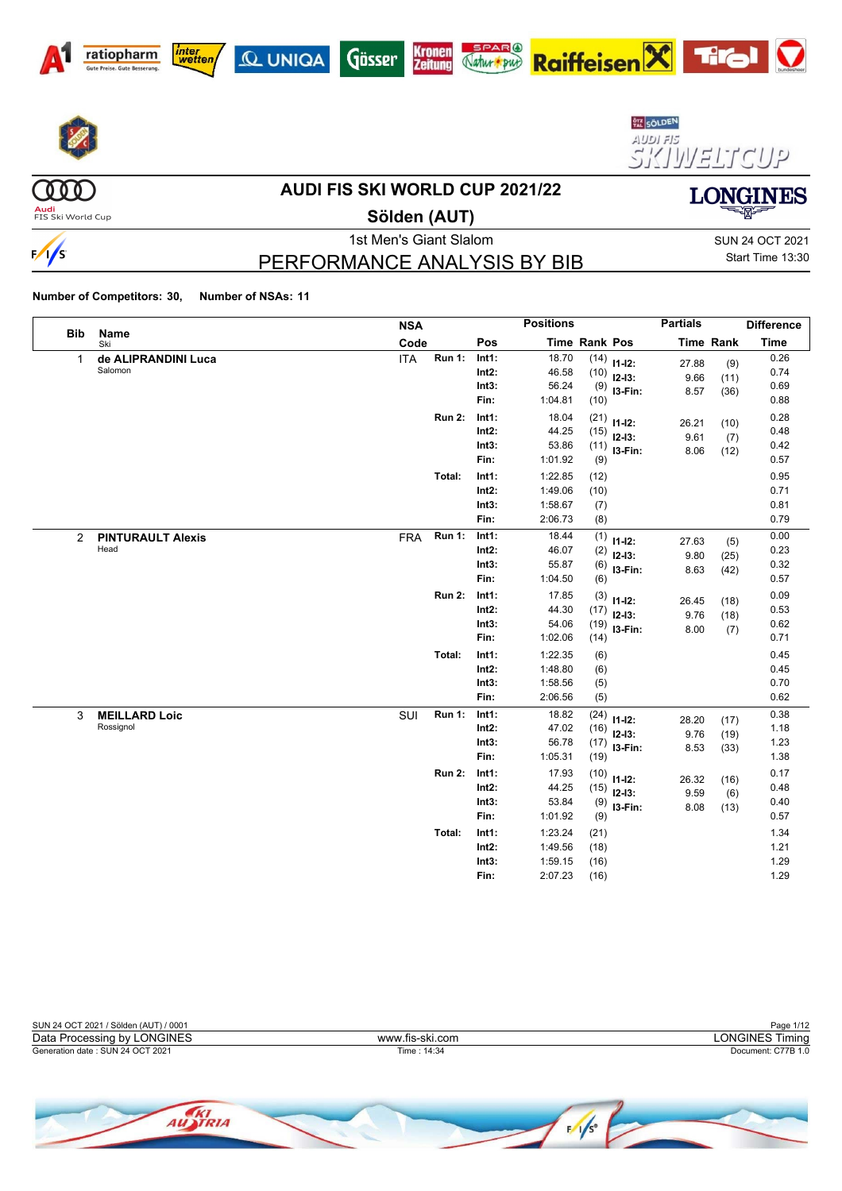# AUDI FIS SKI WORLD CUP 2021/22

## Sölden (AUT)

1st Men's Giant Slalom

# PERFORMANCE ANALYSIS BY BIB

SUN 24 OCT 2021
Start Time 13:30

**Number of Competitors: 30, Number of NSAs: 11**

| Bib | Name / Ski | NSA Code | | Pos | Positions Time | Rank | Pos | Partials Time | Rank | Difference Time |
|---|---|---|---|---|---|---|---|---|---|---|
| 1 | **de ALIPRANDINI Luca** | ITA | Run 1: | Int1: | 18.70 | (14) | I1-I2: | 27.88 | (9) | 0.26 |
| | Salomon | | | Int2: | 46.58 | (10) | I2-I3: | 9.66 | (11) | 0.74 |
| | | | | Int3: | 56.24 | (9) | I3-Fin: | 8.57 | (36) | 0.69 |
| | | | | Fin: | 1:04.81 | (10) | | | | 0.88 |
| | | | Run 2: | Int1: | 18.04 | (21) | I1-I2: | 26.21 | (10) | 0.28 |
| | | | | Int2: | 44.25 | (15) | I2-I3: | 9.61 | (7) | 0.48 |
| | | | | Int3: | 53.86 | (11) | I3-Fin: | 8.06 | (12) | 0.42 |
| | | | | Fin: | 1:01.92 | (9) | | | | 0.57 |
| | | | Total: | Int1: | 1:22.85 | (12) | | | | 0.95 |
| | | | | Int2: | 1:49.06 | (10) | | | | 0.71 |
| | | | | Int3: | 1:58.67 | (7) | | | | 0.81 |
| | | | | Fin: | 2:06.73 | (8) | | | | 0.79 |
| 2 | **PINTURAULT Alexis** | FRA | Run 1: | Int1: | 18.44 | (1) | I1-I2: | 27.63 | (5) | 0.00 |
| | Head | | | Int2: | 46.07 | (2) | I2-I3: | 9.80 | (25) | 0.23 |
| | | | | Int3: | 55.87 | (6) | I3-Fin: | 8.63 | (42) | 0.32 |
| | | | | Fin: | 1:04.50 | (6) | | | | 0.57 |
| | | | Run 2: | Int1: | 17.85 | (3) | I1-I2: | 26.45 | (18) | 0.09 |
| | | | | Int2: | 44.30 | (17) | I2-I3: | 9.76 | (18) | 0.53 |
| | | | | Int3: | 54.06 | (19) | I3-Fin: | 8.00 | (7) | 0.62 |
| | | | | Fin: | 1:02.06 | (14) | | | | 0.71 |
| | | | Total: | Int1: | 1:22.35 | (6) | | | | 0.45 |
| | | | | Int2: | 1:48.80 | (6) | | | | 0.45 |
| | | | | Int3: | 1:58.56 | (5) | | | | 0.70 |
| | | | | Fin: | 2:06.56 | (5) | | | | 0.62 |
| 3 | **MEILLARD Loic** | SUI | Run 1: | Int1: | 18.82 | (24) | I1-I2: | 28.20 | (17) | 0.38 |
| | Rossignol | | | Int2: | 47.02 | (16) | I2-I3: | 9.76 | (19) | 1.18 |
| | | | | Int3: | 56.78 | (17) | I3-Fin: | 8.53 | (33) | 1.23 |
| | | | | Fin: | 1:05.31 | (19) | | | | 1.38 |
| | | | Run 2: | Int1: | 17.93 | (10) | I1-I2: | 26.32 | (16) | 0.17 |
| | | | | Int2: | 44.25 | (15) | I2-I3: | 9.59 | (6) | 0.48 |
| | | | | Int3: | 53.84 | (9) | I3-Fin: | 8.08 | (13) | 0.40 |
| | | | | Fin: | 1:01.92 | (9) | | | | 0.57 |
| | | | Total: | Int1: | 1:23.24 | (21) | | | | 1.34 |
| | | | | Int2: | 1:49.56 | (18) | | | | 1.21 |
| | | | | Int3: | 1:59.15 | (16) | | | | 1.29 |
| | | | | Fin: | 2:07.23 | (16) | | | | 1.29 |

SUN 24 OCT 2021 / Sölden (AUT) / 0001
Data Processing by LONGINES — www.fis-ski.com — LONGINES Timing
Generation date : SUN 24 OCT 2021 — Time : 14:34 — Document: C77B 1.0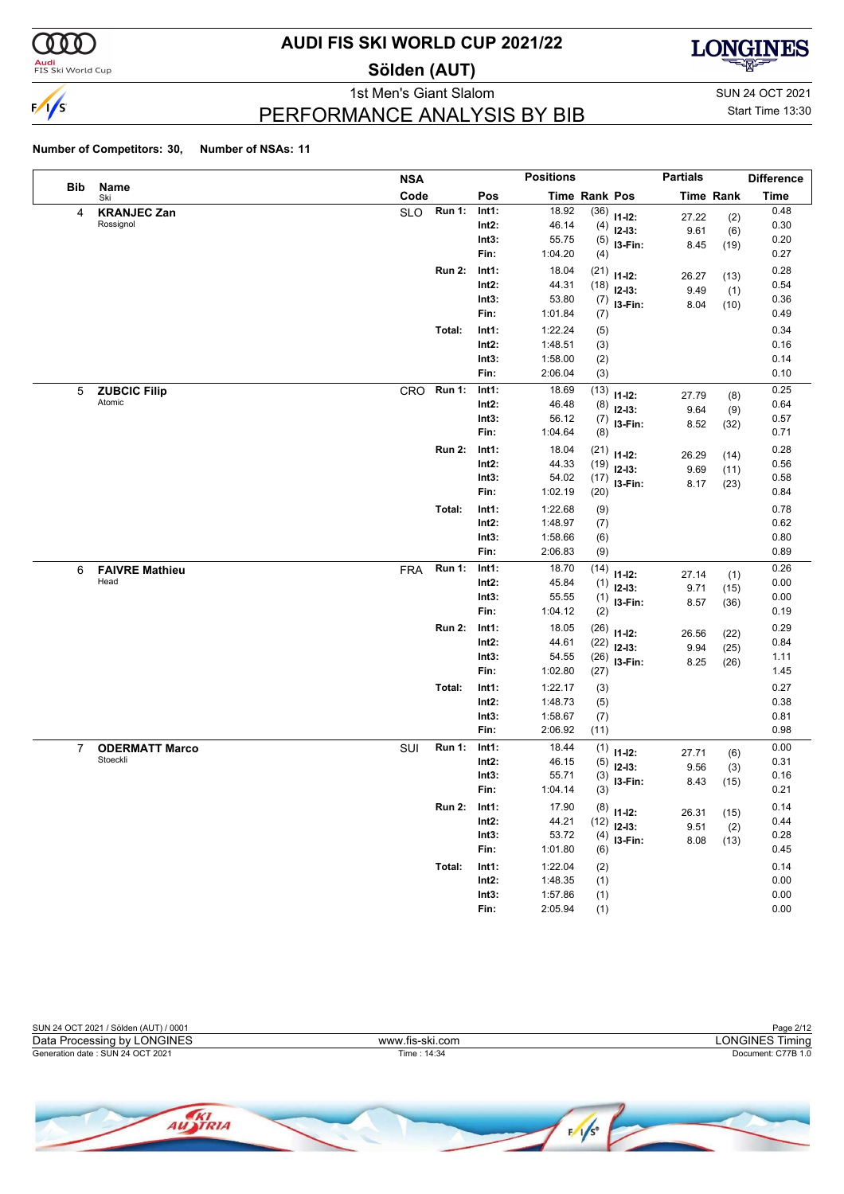# AUDI FIS SKI WORLD CUP 2021/22

## Sölden (AUT)

1st Men's Giant Slalom

SUN 24 OCT 2021

Start Time 13:30

## PERFORMANCE ANALYSIS BY BIB

**Number of Competitors: 30, Number of NSAs: 11**

| Bib | Name / Ski | NSA Code | | Pos | Time | Rank | Partials Pos | Partials Time | Partials Rank | Difference Time |
|---|---|---|---|---|---|---|---|---|---|---|
| 4 | **KRANJEC Zan** | SLO | Run 1: | Int1: | 18.92 | (36) | I1-I2: | 27.22 | (2) | 0.48 |
| | Rossignol | | | Int2: | 46.14 | (4) | I2-I3: | 9.61 | (6) | 0.30 |
| | | | | Int3: | 55.75 | (5) | I3-Fin: | 8.45 | (19) | 0.20 |
| | | | | Fin: | 1:04.20 | (4) | | | | 0.27 |
| | | | Run 2: | Int1: | 18.04 | (21) | I1-I2: | 26.27 | (13) | 0.28 |
| | | | | Int2: | 44.31 | (18) | I2-I3: | 9.49 | (1) | 0.54 |
| | | | | Int3: | 53.80 | (7) | I3-Fin: | 8.04 | (10) | 0.36 |
| | | | | Fin: | 1:01.84 | (7) | | | | 0.49 |
| | | | Total: | Int1: | 1:22.24 | (5) | | | | 0.34 |
| | | | | Int2: | 1:48.51 | (3) | | | | 0.16 |
| | | | | Int3: | 1:58.00 | (2) | | | | 0.14 |
| | | | | Fin: | 2:06.04 | (3) | | | | 0.10 |
| 5 | **ZUBCIC Filip** | CRO | Run 1: | Int1: | 18.69 | (13) | I1-I2: | 27.79 | (8) | 0.25 |
| | Atomic | | | Int2: | 46.48 | (8) | I2-I3: | 9.64 | (9) | 0.64 |
| | | | | Int3: | 56.12 | (7) | I3-Fin: | 8.52 | (32) | 0.57 |
| | | | | Fin: | 1:04.64 | (8) | | | | 0.71 |
| | | | Run 2: | Int1: | 18.04 | (21) | I1-I2: | 26.29 | (14) | 0.28 |
| | | | | Int2: | 44.33 | (19) | I2-I3: | 9.69 | (11) | 0.56 |
| | | | | Int3: | 54.02 | (17) | I3-Fin: | 8.17 | (23) | 0.58 |
| | | | | Fin: | 1:02.19 | (20) | | | | 0.84 |
| | | | Total: | Int1: | 1:22.68 | (9) | | | | 0.78 |
| | | | | Int2: | 1:48.97 | (7) | | | | 0.62 |
| | | | | Int3: | 1:58.66 | (6) | | | | 0.80 |
| | | | | Fin: | 2:06.83 | (9) | | | | 0.89 |
| 6 | **FAIVRE Mathieu** | FRA | Run 1: | Int1: | 18.70 | (14) | I1-I2: | 27.14 | (1) | 0.26 |
| | Head | | | Int2: | 45.84 | (1) | I2-I3: | 9.71 | (15) | 0.00 |
| | | | | Int3: | 55.55 | (1) | I3-Fin: | 8.57 | (36) | 0.00 |
| | | | | Fin: | 1:04.12 | (2) | | | | 0.19 |
| | | | Run 2: | Int1: | 18.05 | (26) | I1-I2: | 26.56 | (22) | 0.29 |
| | | | | Int2: | 44.61 | (22) | I2-I3: | 9.94 | (25) | 0.84 |
| | | | | Int3: | 54.55 | (26) | I3-Fin: | 8.25 | (26) | 1.11 |
| | | | | Fin: | 1:02.80 | (27) | | | | 1.45 |
| | | | Total: | Int1: | 1:22.17 | (3) | | | | 0.27 |
| | | | | Int2: | 1:48.73 | (5) | | | | 0.38 |
| | | | | Int3: | 1:58.67 | (7) | | | | 0.81 |
| | | | | Fin: | 2:06.92 | (11) | | | | 0.98 |
| 7 | **ODERMATT Marco** | SUI | Run 1: | Int1: | 18.44 | (1) | I1-I2: | 27.71 | (6) | 0.00 |
| | Stoeckli | | | Int2: | 46.15 | (5) | I2-I3: | 9.56 | (3) | 0.31 |
| | | | | Int3: | 55.71 | (3) | I3-Fin: | 8.43 | (15) | 0.16 |
| | | | | Fin: | 1:04.14 | (3) | | | | 0.21 |
| | | | Run 2: | Int1: | 17.90 | (8) | I1-I2: | 26.31 | (15) | 0.14 |
| | | | | Int2: | 44.21 | (12) | I2-I3: | 9.51 | (2) | 0.44 |
| | | | | Int3: | 53.72 | (4) | I3-Fin: | 8.08 | (13) | 0.28 |
| | | | | Fin: | 1:01.80 | (6) | | | | 0.45 |
| | | | Total: | Int1: | 1:22.04 | (2) | | | | 0.14 |
| | | | | Int2: | 1:48.35 | (1) | | | | 0.00 |
| | | | | Int3: | 1:57.86 | (1) | | | | 0.00 |
| | | | | Fin: | 2:05.94 | (1) | | | | 0.00 |

SUN 24 OCT 2021 / Sölden (AUT) / 0001

Data Processing by LONGINES — www.fis-ski.com — LONGINES Timing

Generation date : SUN 24 OCT 2021 — Time : 14:34 — Document: C77B 1.0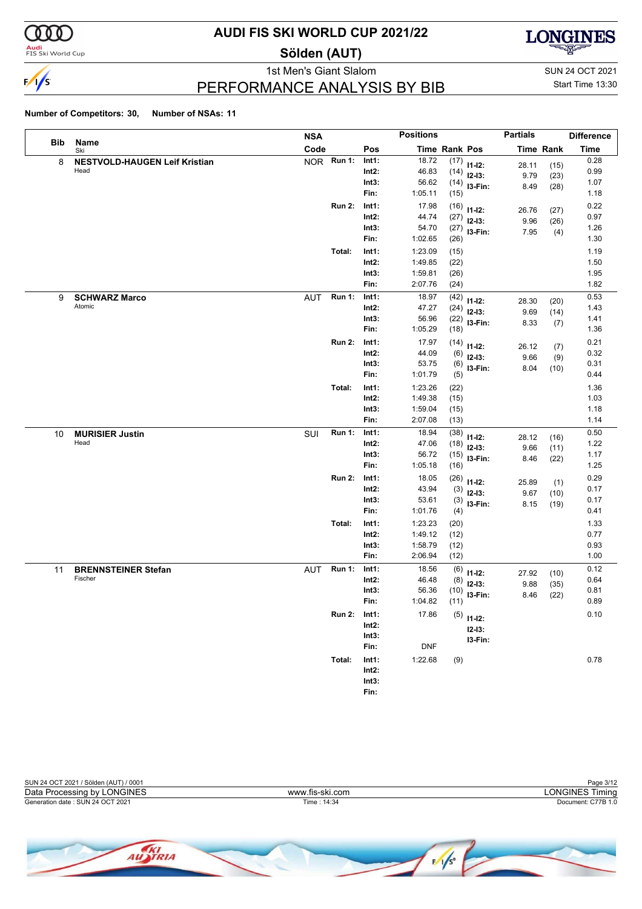# AUDI FIS SKI WORLD CUP 2021/22

## Sölden (AUT)

1st Men's Giant Slalom

SUN 24 OCT 2021

Start Time 13:30

## PERFORMANCE ANALYSIS BY BIB

**Number of Competitors: 30, Number of NSAs: 11**

| Bib | Name / Ski | NSA Code | | Pos | Time | Rank | Pos | Partials | Time | Rank | Difference Time |
|---|---|---|---|---|---|---|---|---|---|---|---|
| 8 | **NESTVOLD-HAUGEN Leif Kristian** | NOR | Run 1: | Int1: | 18.72 | (17) | | I1-I2: | 28.11 | (15) | 0.28 |
| | Head | | | Int2: | 46.83 | (14) | | I2-I3: | 9.79 | (23) | 0.99 |
| | | | | Int3: | 56.62 | (14) | | I3-Fin: | 8.49 | (28) | 1.07 |
| | | | | Fin: | 1:05.11 | (15) | | | | | 1.18 |
| | | | Run 2: | Int1: | 17.98 | (16) | | I1-I2: | 26.76 | (27) | 0.22 |
| | | | | Int2: | 44.74 | (27) | | I2-I3: | 9.96 | (26) | 0.97 |
| | | | | Int3: | 54.70 | (27) | | I3-Fin: | 7.95 | (4) | 1.26 |
| | | | | Fin: | 1:02.65 | (26) | | | | | 1.30 |
| | | | Total: | Int1: | 1:23.09 | (15) | | | | | 1.19 |
| | | | | Int2: | 1:49.85 | (22) | | | | | 1.50 |
| | | | | Int3: | 1:59.81 | (26) | | | | | 1.95 |
| | | | | Fin: | 2:07.76 | (24) | | | | | 1.82 |
| 9 | **SCHWARZ Marco** | AUT | Run 1: | Int1: | 18.97 | (42) | | I1-I2: | 28.30 | (20) | 0.53 |
| | Atomic | | | Int2: | 47.27 | (24) | | I2-I3: | 9.69 | (14) | 1.43 |
| | | | | Int3: | 56.96 | (22) | | I3-Fin: | 8.33 | (7) | 1.41 |
| | | | | Fin: | 1:05.29 | (18) | | | | | 1.36 |
| | | | Run 2: | Int1: | 17.97 | (14) | | I1-I2: | 26.12 | (7) | 0.21 |
| | | | | Int2: | 44.09 | (6) | | I2-I3: | 9.66 | (9) | 0.32 |
| | | | | Int3: | 53.75 | (6) | | I3-Fin: | 8.04 | (10) | 0.31 |
| | | | | Fin: | 1:01.79 | (5) | | | | | 0.44 |
| | | | Total: | Int1: | 1:23.26 | (22) | | | | | 1.36 |
| | | | | Int2: | 1:49.38 | (15) | | | | | 1.03 |
| | | | | Int3: | 1:59.04 | (15) | | | | | 1.18 |
| | | | | Fin: | 2:07.08 | (13) | | | | | 1.14 |
| 10 | **MURISIER Justin** | SUI | Run 1: | Int1: | 18.94 | (38) | | I1-I2: | 28.12 | (16) | 0.50 |
| | Head | | | Int2: | 47.06 | (18) | | I2-I3: | 9.66 | (11) | 1.22 |
| | | | | Int3: | 56.72 | (15) | | I3-Fin: | 8.46 | (22) | 1.17 |
| | | | | Fin: | 1:05.18 | (16) | | | | | 1.25 |
| | | | Run 2: | Int1: | 18.05 | (26) | | I1-I2: | 25.89 | (1) | 0.29 |
| | | | | Int2: | 43.94 | (3) | | I2-I3: | 9.67 | (10) | 0.17 |
| | | | | Int3: | 53.61 | (3) | | I3-Fin: | 8.15 | (19) | 0.17 |
| | | | | Fin: | 1:01.76 | (4) | | | | | 0.41 |
| | | | Total: | Int1: | 1:23.23 | (20) | | | | | 1.33 |
| | | | | Int2: | 1:49.12 | (12) | | | | | 0.77 |
| | | | | Int3: | 1:58.79 | (12) | | | | | 0.93 |
| | | | | Fin: | 2:06.94 | (12) | | | | | 1.00 |
| 11 | **BRENNSTEINER Stefan** | AUT | Run 1: | Int1: | 18.56 | (6) | | I1-I2: | 27.92 | (10) | 0.12 |
| | Fischer | | | Int2: | 46.48 | (8) | | I2-I3: | 9.88 | (35) | 0.64 |
| | | | | Int3: | 56.36 | (10) | | I3-Fin: | 8.46 | (22) | 0.81 |
| | | | | Fin: | 1:04.82 | (11) | | | | | 0.89 |
| | | | Run 2: | Int1: | 17.86 | (5) | | I1-I2: | | | 0.10 |
| | | | | Int2: | | | | I2-I3: | | | |
| | | | | Int3: | | | | I3-Fin: | | | |
| | | | | Fin: | DNF | | | | | | |
| | | | Total: | Int1: | 1:22.68 | (9) | | | | | 0.78 |
| | | | | Int2: | | | | | | | |
| | | | | Int3: | | | | | | | |
| | | | | Fin: | | | | | | | |

SUN 24 OCT 2021 / Sölden (AUT) / 0001

Data Processing by LONGINES | www.fis-ski.com | LONGINES Timing

Generation date : SUN 24 OCT 2021 | Time : 14:34 | Document: C77B 1.0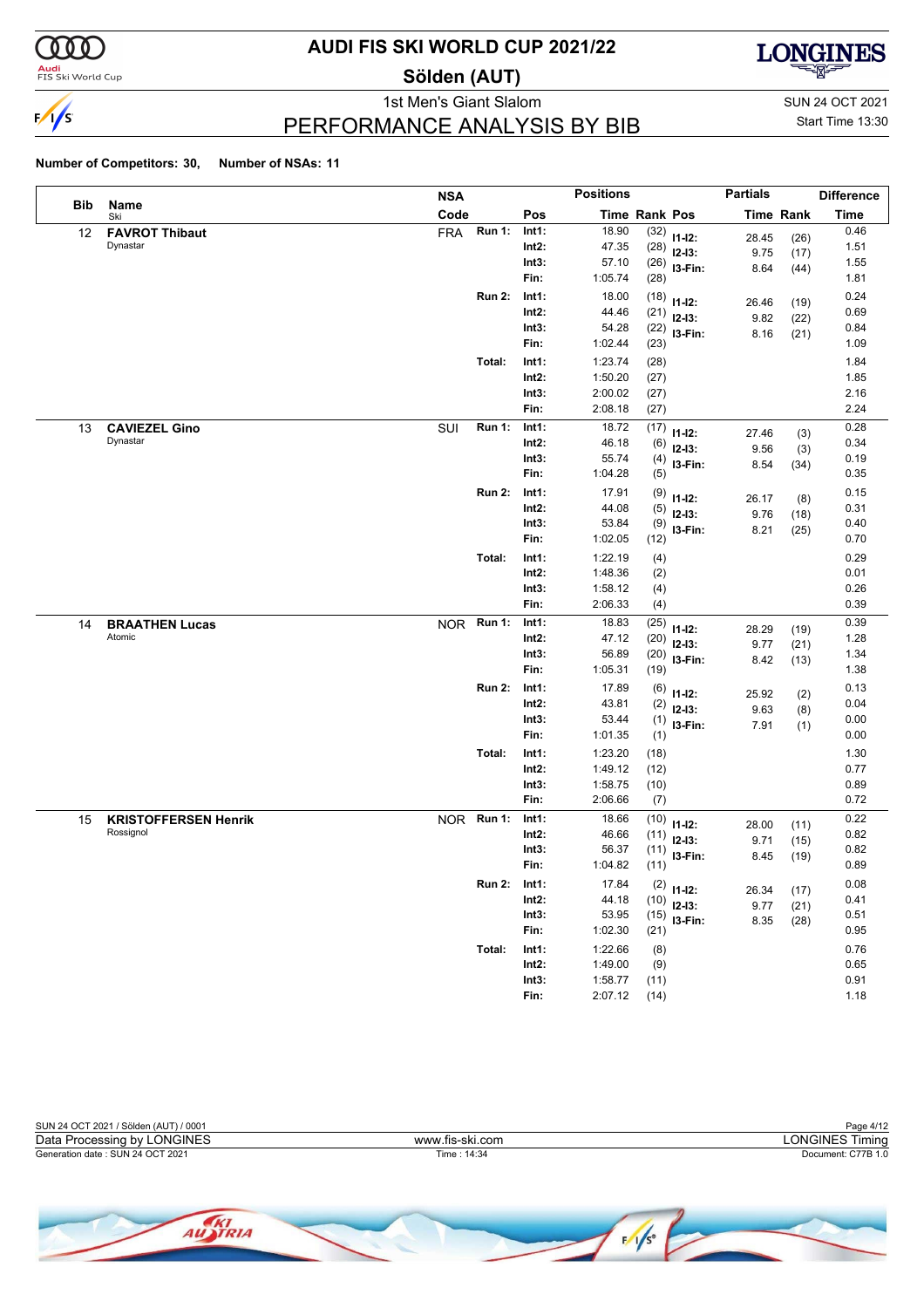# AUDI FIS SKI WORLD CUP 2021/22

## Sölden (AUT)

1st Men's Giant Slalom

SUN 24 OCT 2021

Start Time 13:30

## PERFORMANCE ANALYSIS BY BIB

**Number of Competitors: 30, Number of NSAs: 11**

| Bib | Name / Ski | NSA Code | | Pos | Time | Rank | Pos | Partials Time | Partials Rank | Difference Time |
|---|---|---|---|---|---|---|---|---|---|---|
| 12 | **FAVROT Thibaut** Dynastar | FRA | Run 1: | Int1: | 18.90 | (32) | I1-I2: | 28.45 | (26) | 0.46 |
| | | | | Int2: | 47.35 | (28) | I2-I3: | 9.75 | (17) | 1.51 |
| | | | | Int3: | 57.10 | (26) | I3-Fin: | 8.64 | (44) | 1.55 |
| | | | | Fin: | 1:05.74 | (28) | | | | 1.81 |
| | | | Run 2: | Int1: | 18.00 | (18) | I1-I2: | 26.46 | (19) | 0.24 |
| | | | | Int2: | 44.46 | (21) | I2-I3: | 9.82 | (22) | 0.69 |
| | | | | Int3: | 54.28 | (22) | I3-Fin: | 8.16 | (21) | 0.84 |
| | | | | Fin: | 1:02.44 | (23) | | | | 1.09 |
| | | | Total: | Int1: | 1:23.74 | (28) | | | | 1.84 |
| | | | | Int2: | 1:50.20 | (27) | | | | 1.85 |
| | | | | Int3: | 2:00.02 | (27) | | | | 2.16 |
| | | | | Fin: | 2:08.18 | (27) | | | | 2.24 |
| 13 | **CAVIEZEL Gino** Dynastar | SUI | Run 1: | Int1: | 18.72 | (17) | I1-I2: | 27.46 | (3) | 0.28 |
| | | | | Int2: | 46.18 | (6) | I2-I3: | 9.56 | (3) | 0.34 |
| | | | | Int3: | 55.74 | (4) | I3-Fin: | 8.54 | (34) | 0.19 |
| | | | | Fin: | 1:04.28 | (5) | | | | 0.35 |
| | | | Run 2: | Int1: | 17.91 | (9) | I1-I2: | 26.17 | (8) | 0.15 |
| | | | | Int2: | 44.08 | (5) | I2-I3: | 9.76 | (18) | 0.31 |
| | | | | Int3: | 53.84 | (9) | I3-Fin: | 8.21 | (25) | 0.40 |
| | | | | Fin: | 1:02.05 | (12) | | | | 0.70 |
| | | | Total: | Int1: | 1:22.19 | (4) | | | | 0.29 |
| | | | | Int2: | 1:48.36 | (2) | | | | 0.01 |
| | | | | Int3: | 1:58.12 | (4) | | | | 0.26 |
| | | | | Fin: | 2:06.33 | (4) | | | | 0.39 |
| 14 | **BRAATHEN Lucas** Atomic | NOR | Run 1: | Int1: | 18.83 | (25) | I1-I2: | 28.29 | (19) | 0.39 |
| | | | | Int2: | 47.12 | (20) | I2-I3: | 9.77 | (21) | 1.28 |
| | | | | Int3: | 56.89 | (20) | I3-Fin: | 8.42 | (13) | 1.34 |
| | | | | Fin: | 1:05.31 | (19) | | | | 1.38 |
| | | | Run 2: | Int1: | 17.89 | (6) | I1-I2: | 25.92 | (2) | 0.13 |
| | | | | Int2: | 43.81 | (2) | I2-I3: | 9.63 | (8) | 0.04 |
| | | | | Int3: | 53.44 | (1) | I3-Fin: | 7.91 | (1) | 0.00 |
| | | | | Fin: | 1:01.35 | (1) | | | | 0.00 |
| | | | Total: | Int1: | 1:23.20 | (18) | | | | 1.30 |
| | | | | Int2: | 1:49.12 | (12) | | | | 0.77 |
| | | | | Int3: | 1:58.75 | (10) | | | | 0.89 |
| | | | | Fin: | 2:06.66 | (7) | | | | 0.72 |
| 15 | **KRISTOFFERSEN Henrik** Rossignol | NOR | Run 1: | Int1: | 18.66 | (10) | I1-I2: | 28.00 | (11) | 0.22 |
| | | | | Int2: | 46.66 | (11) | I2-I3: | 9.71 | (15) | 0.82 |
| | | | | Int3: | 56.37 | (11) | I3-Fin: | 8.45 | (19) | 0.82 |
| | | | | Fin: | 1:04.82 | (11) | | | | 0.89 |
| | | | Run 2: | Int1: | 17.84 | (2) | I1-I2: | 26.34 | (17) | 0.08 |
| | | | | Int2: | 44.18 | (10) | I2-I3: | 9.77 | (21) | 0.41 |
| | | | | Int3: | 53.95 | (15) | I3-Fin: | 8.35 | (28) | 0.51 |
| | | | | Fin: | 1:02.30 | (21) | | | | 0.95 |
| | | | Total: | Int1: | 1:22.66 | (8) | | | | 0.76 |
| | | | | Int2: | 1:49.00 | (9) | | | | 0.65 |
| | | | | Int3: | 1:58.77 | (11) | | | | 0.91 |
| | | | | Fin: | 2:07.12 | (14) | | | | 1.18 |

SUN 24 OCT 2021 / Sölden (AUT) / 0001

Data Processing by LONGINES — www.fis-ski.com — LONGINES Timing

Generation date : SUN 24 OCT 2021 — Time : 14:34 — Document: C77B 1.0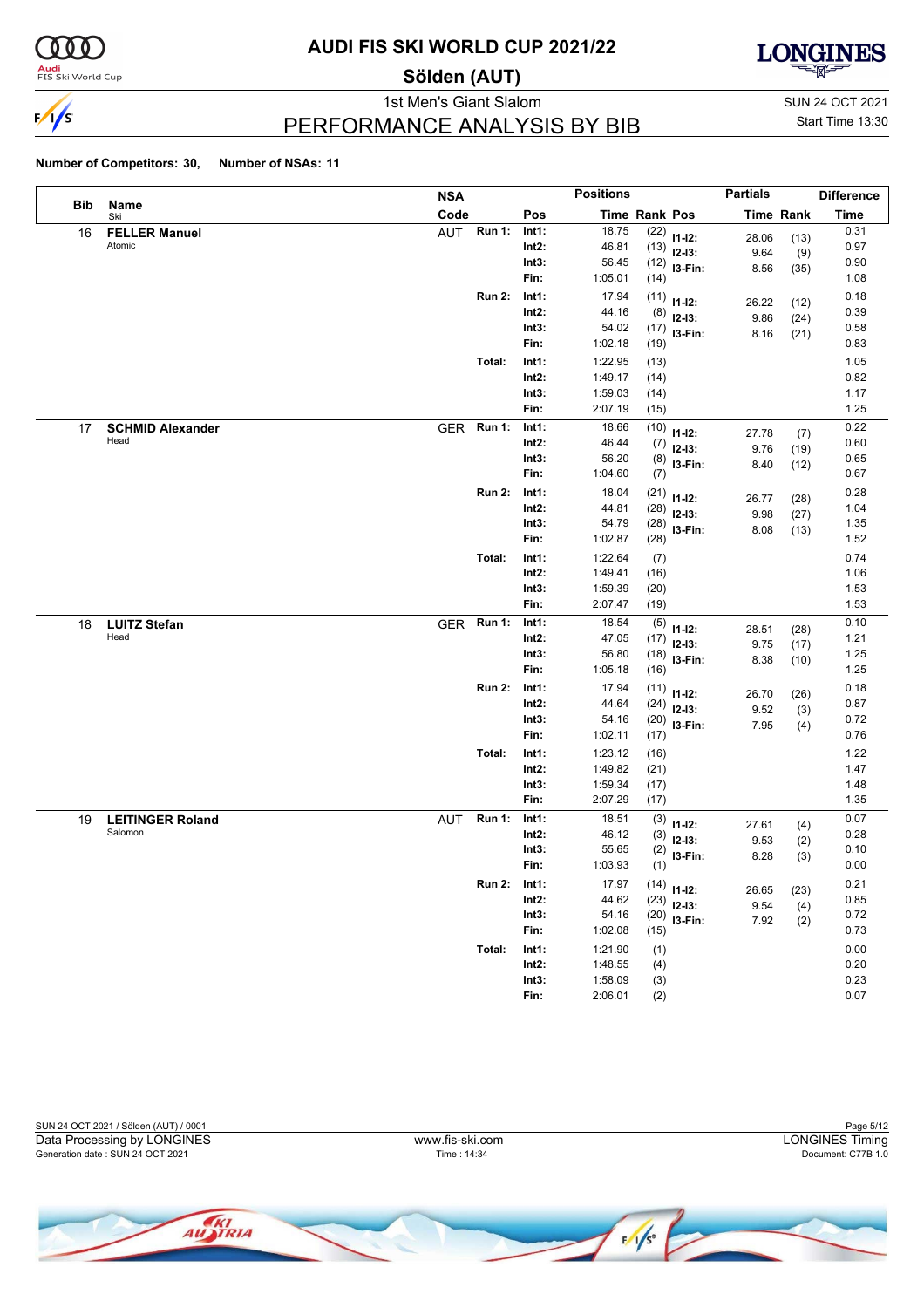# AUDI FIS SKI WORLD CUP 2021/22

## Sölden (AUT)

1st Men's Giant Slalom

SUN 24 OCT 2021

Start Time 13:30

## PERFORMANCE ANALYSIS BY BIB

**Number of Competitors: 30, Number of NSAs: 11**

| Bib | Name / Ski | NSA Code | Run | Pos | Time | Rank | Partials Pos | Partials Time | Partials Rank | Difference Time |
|---|---|---|---|---|---|---|---|---|---|---|
| 16 | **FELLER Manuel** Atomic | AUT | Run 1: | Int1: | 18.75 | (22) | I1-I2: | 28.06 | (13) | 0.31 |
| | | | | Int2: | 46.81 | (13) | I2-I3: | 9.64 | (9) | 0.97 |
| | | | | Int3: | 56.45 | (12) | I3-Fin: | 8.56 | (35) | 0.90 |
| | | | | Fin: | 1:05.01 | (14) | | | | 1.08 |
| | | | Run 2: | Int1: | 17.94 | (11) | I1-I2: | 26.22 | (12) | 0.18 |
| | | | | Int2: | 44.16 | (8) | I2-I3: | 9.86 | (24) | 0.39 |
| | | | | Int3: | 54.02 | (17) | I3-Fin: | 8.16 | (21) | 0.58 |
| | | | | Fin: | 1:02.18 | (19) | | | | 0.83 |
| | | | Total: | Int1: | 1:22.95 | (13) | | | | 1.05 |
| | | | | Int2: | 1:49.17 | (14) | | | | 0.82 |
| | | | | Int3: | 1:59.03 | (14) | | | | 1.17 |
| | | | | Fin: | 2:07.19 | (15) | | | | 1.25 |
| 17 | **SCHMID Alexander** Head | GER | Run 1: | Int1: | 18.66 | (10) | I1-I2: | 27.78 | (7) | 0.22 |
| | | | | Int2: | 46.44 | (7) | I2-I3: | 9.76 | (19) | 0.60 |
| | | | | Int3: | 56.20 | (8) | I3-Fin: | 8.40 | (12) | 0.65 |
| | | | | Fin: | 1:04.60 | (7) | | | | 0.67 |
| | | | Run 2: | Int1: | 18.04 | (21) | I1-I2: | 26.77 | (28) | 0.28 |
| | | | | Int2: | 44.81 | (28) | I2-I3: | 9.98 | (27) | 1.04 |
| | | | | Int3: | 54.79 | (28) | I3-Fin: | 8.08 | (13) | 1.35 |
| | | | | Fin: | 1:02.87 | (28) | | | | 1.52 |
| | | | Total: | Int1: | 1:22.64 | (7) | | | | 0.74 |
| | | | | Int2: | 1:49.41 | (16) | | | | 1.06 |
| | | | | Int3: | 1:59.39 | (20) | | | | 1.53 |
| | | | | Fin: | 2:07.47 | (19) | | | | 1.53 |
| 18 | **LUITZ Stefan** Head | GER | Run 1: | Int1: | 18.54 | (5) | I1-I2: | 28.51 | (28) | 0.10 |
| | | | | Int2: | 47.05 | (17) | I2-I3: | 9.75 | (17) | 1.21 |
| | | | | Int3: | 56.80 | (18) | I3-Fin: | 8.38 | (10) | 1.25 |
| | | | | Fin: | 1:05.18 | (16) | | | | 1.25 |
| | | | Run 2: | Int1: | 17.94 | (11) | I1-I2: | 26.70 | (26) | 0.18 |
| | | | | Int2: | 44.64 | (24) | I2-I3: | 9.52 | (3) | 0.87 |
| | | | | Int3: | 54.16 | (20) | I3-Fin: | 7.95 | (4) | 0.72 |
| | | | | Fin: | 1:02.11 | (17) | | | | 0.76 |
| | | | Total: | Int1: | 1:23.12 | (16) | | | | 1.22 |
| | | | | Int2: | 1:49.82 | (21) | | | | 1.47 |
| | | | | Int3: | 1:59.34 | (17) | | | | 1.48 |
| | | | | Fin: | 2:07.29 | (17) | | | | 1.35 |
| 19 | **LEITINGER Roland** Salomon | AUT | Run 1: | Int1: | 18.51 | (3) | I1-I2: | 27.61 | (4) | 0.07 |
| | | | | Int2: | 46.12 | (3) | I2-I3: | 9.53 | (2) | 0.28 |
| | | | | Int3: | 55.65 | (2) | I3-Fin: | 8.28 | (3) | 0.10 |
| | | | | Fin: | 1:03.93 | (1) | | | | 0.00 |
| | | | Run 2: | Int1: | 17.97 | (14) | I1-I2: | 26.65 | (23) | 0.21 |
| | | | | Int2: | 44.62 | (23) | I2-I3: | 9.54 | (4) | 0.85 |
| | | | | Int3: | 54.16 | (20) | I3-Fin: | 7.92 | (2) | 0.72 |
| | | | | Fin: | 1:02.08 | (15) | | | | 0.73 |
| | | | Total: | Int1: | 1:21.90 | (1) | | | | 0.00 |
| | | | | Int2: | 1:48.55 | (4) | | | | 0.20 |
| | | | | Int3: | 1:58.09 | (3) | | | | 0.23 |
| | | | | Fin: | 2:06.01 | (2) | | | | 0.07 |

SUN 24 OCT 2021 / Sölden (AUT) / 0001

Data Processing by LONGINES | www.fis-ski.com | LONGINES Timing

Generation date : SUN 24 OCT 2021 | Time : 14:34 | Document: C77B 1.0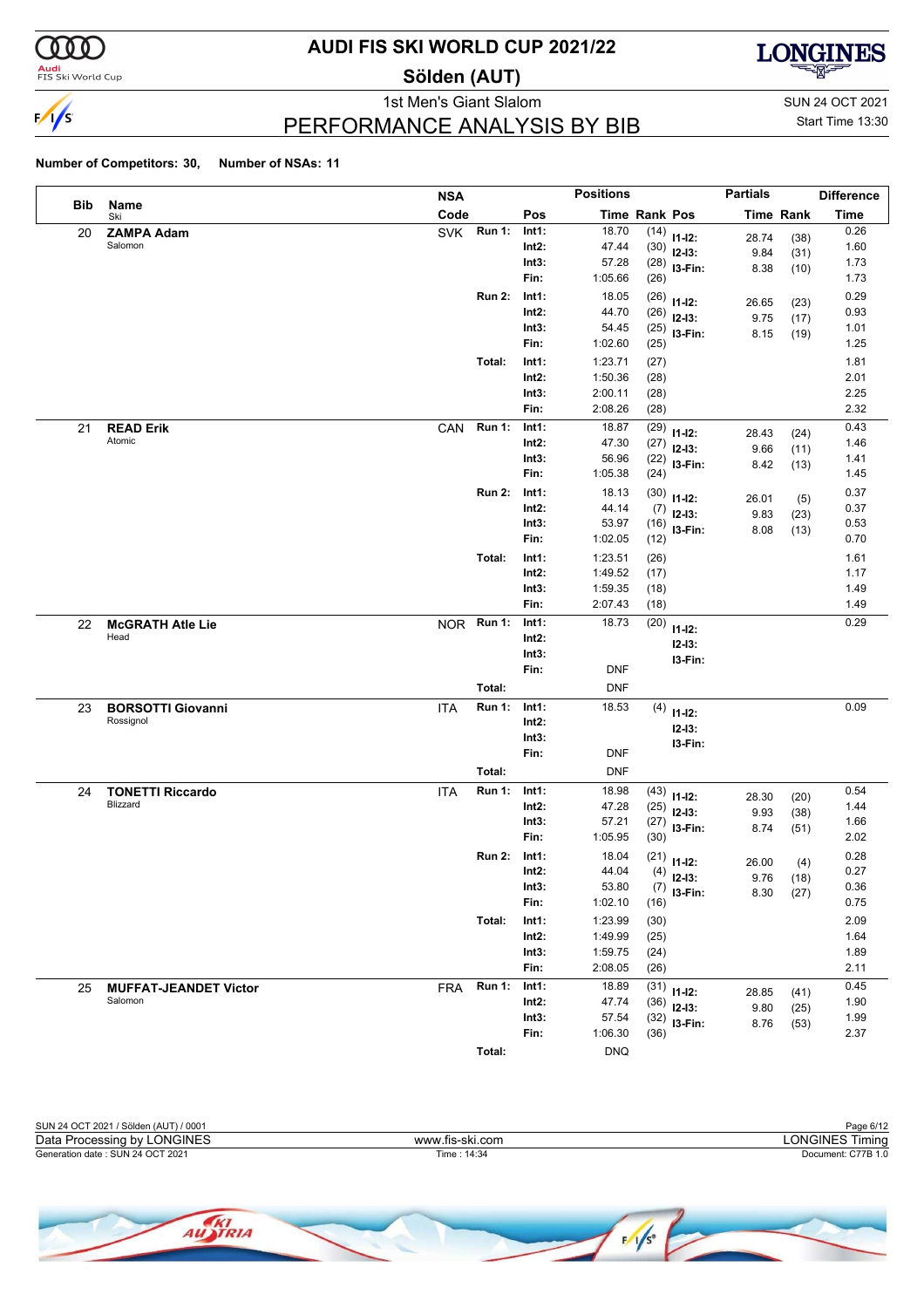# AUDI FIS SKI WORLD CUP 2021/22

## Sölden (AUT)

1st Men's Giant Slalom

SUN 24 OCT 2021
Start Time 13:30

## PERFORMANCE ANALYSIS BY BIB

**Number of Competitors: 30, Number of NSAs: 11**

| Bib | Name / Ski | NSA Code | | Pos | Time | Rank | Pos | Partials Time | Partials Rank | Difference Time |
|---|---|---|---|---|---|---|---|---|---|---|
| 20 | **ZAMPA Adam** Salomon | SVK | Run 1: | Int1: | 18.70 | (14) | I1-I2: | 28.74 | (38) | 0.26 |
| | | | | Int2: | 47.44 | (30) | I2-I3: | 9.84 | (31) | 1.60 |
| | | | | Int3: | 57.28 | (28) | I3-Fin: | 8.38 | (10) | 1.73 |
| | | | | Fin: | 1:05.66 | (26) | | | | 1.73 |
| | | | Run 2: | Int1: | 18.05 | (26) | I1-I2: | 26.65 | (23) | 0.29 |
| | | | | Int2: | 44.70 | (26) | I2-I3: | 9.75 | (17) | 0.93 |
| | | | | Int3: | 54.45 | (25) | I3-Fin: | 8.15 | (19) | 1.01 |
| | | | | Fin: | 1:02.60 | (25) | | | | 1.25 |
| | | | Total: | Int1: | 1:23.71 | (27) | | | | 1.81 |
| | | | | Int2: | 1:50.36 | (28) | | | | 2.01 |
| | | | | Int3: | 2:00.11 | (28) | | | | 2.25 |
| | | | | Fin: | 2:08.26 | (28) | | | | 2.32 |
| 21 | **READ Erik** Atomic | CAN | Run 1: | Int1: | 18.87 | (29) | I1-I2: | 28.43 | (24) | 0.43 |
| | | | | Int2: | 47.30 | (27) | I2-I3: | 9.66 | (11) | 1.46 |
| | | | | Int3: | 56.96 | (22) | I3-Fin: | 8.42 | (13) | 1.41 |
| | | | | Fin: | 1:05.38 | (24) | | | | 1.45 |
| | | | Run 2: | Int1: | 18.13 | (30) | I1-I2: | 26.01 | (5) | 0.37 |
| | | | | Int2: | 44.14 | (7) | I2-I3: | 9.83 | (23) | 0.37 |
| | | | | Int3: | 53.97 | (16) | I3-Fin: | 8.08 | (13) | 0.53 |
| | | | | Fin: | 1:02.05 | (12) | | | | 0.70 |
| | | | Total: | Int1: | 1:23.51 | (26) | | | | 1.61 |
| | | | | Int2: | 1:49.52 | (17) | | | | 1.17 |
| | | | | Int3: | 1:59.35 | (18) | | | | 1.49 |
| | | | | Fin: | 2:07.43 | (18) | | | | 1.49 |
| 22 | **McGRATH Atle Lie** Head | NOR | Run 1: | Int1: | 18.73 | (20) | I1-I2: | | | 0.29 |
| | | | | Int2: | | | I2-I3: | | | |
| | | | | Int3: | | | I3-Fin: | | | |
| | | | | Fin: | DNF | | | | | |
| | | | Total: | | DNF | | | | | |
| 23 | **BORSOTTI Giovanni** Rossignol | ITA | Run 1: | Int1: | 18.53 | (4) | I1-I2: | | | 0.09 |
| | | | | Int2: | | | I2-I3: | | | |
| | | | | Int3: | | | I3-Fin: | | | |
| | | | | Fin: | DNF | | | | | |
| | | | Total: | | DNF | | | | | |
| 24 | **TONETTI Riccardo** Blizzard | ITA | Run 1: | Int1: | 18.98 | (43) | I1-I2: | 28.30 | (20) | 0.54 |
| | | | | Int2: | 47.28 | (25) | I2-I3: | 9.93 | (38) | 1.44 |
| | | | | Int3: | 57.21 | (27) | I3-Fin: | 8.74 | (51) | 1.66 |
| | | | | Fin: | 1:05.95 | (30) | | | | 2.02 |
| | | | Run 2: | Int1: | 18.04 | (21) | I1-I2: | 26.00 | (4) | 0.28 |
| | | | | Int2: | 44.04 | (4) | I2-I3: | 9.76 | (18) | 0.27 |
| | | | | Int3: | 53.80 | (7) | I3-Fin: | 8.30 | (27) | 0.36 |
| | | | | Fin: | 1:02.10 | (16) | | | | 0.75 |
| | | | Total: | Int1: | 1:23.99 | (30) | | | | 2.09 |
| | | | | Int2: | 1:49.99 | (25) | | | | 1.64 |
| | | | | Int3: | 1:59.75 | (24) | | | | 1.89 |
| | | | | Fin: | 2:08.05 | (26) | | | | 2.11 |
| 25 | **MUFFAT-JEANDET Victor** Salomon | FRA | Run 1: | Int1: | 18.89 | (31) | I1-I2: | 28.85 | (41) | 0.45 |
| | | | | Int2: | 47.74 | (36) | I2-I3: | 9.80 | (25) | 1.90 |
| | | | | Int3: | 57.54 | (32) | I3-Fin: | 8.76 | (53) | 1.99 |
| | | | | Fin: | 1:06.30 | (36) | | | | 2.37 |
| | | | Total: | | DNQ | | | | | |

SUN 24 OCT 2021 / Sölden (AUT) / 0001
Data Processing by LONGINES — www.fis-ski.com — LONGINES Timing
Generation date : SUN 24 OCT 2021 — Time : 14:34 — Document: C77B 1.0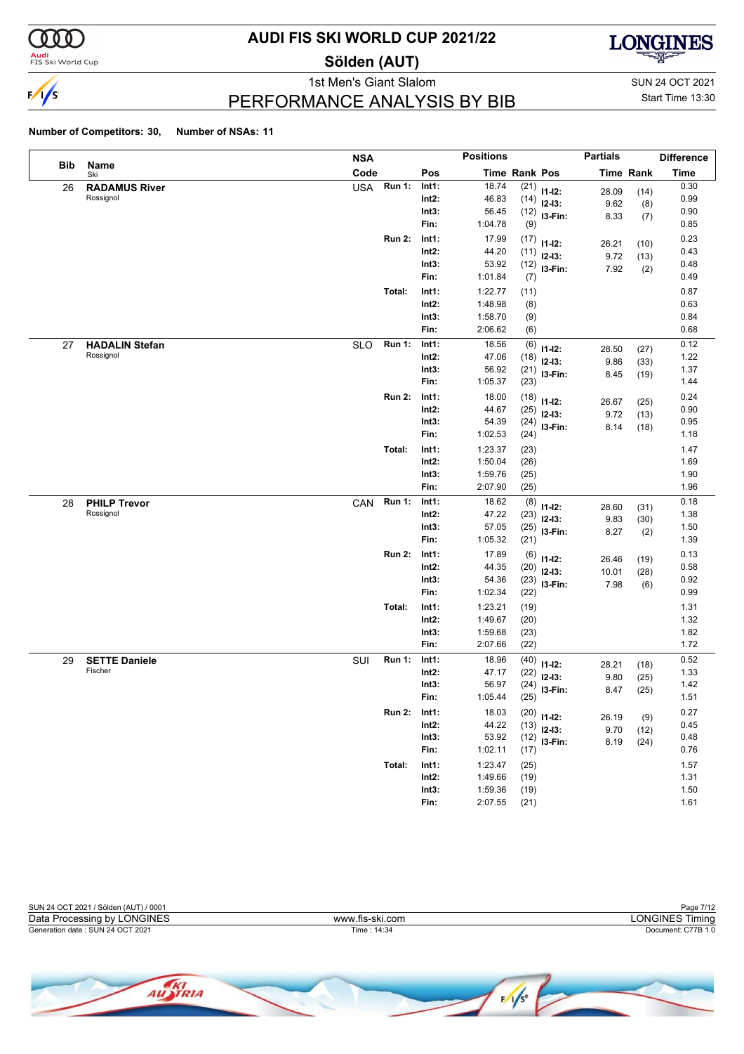# AUDI FIS SKI WORLD CUP 2021/22

## Sölden (AUT)

1st Men's Giant Slalom

SUN 24 OCT 2021

Start Time 13:30

## PERFORMANCE ANALYSIS BY BIB

**Number of Competitors: 30, Number of NSAs: 11**

| Bib | Name / Ski | NSA Code | | Pos | Time | Rank | Pos | Partials Time | Partials Rank | Difference Time |
|---|---|---|---|---|---|---|---|---|---|---|
| 26 | **RADAMUS River** Rossignol | USA | **Run 1:** | **Int1:** | 18.74 | (21) | **I1-I2:** | 28.09 | (14) | 0.30 |
| | | | | **Int2:** | 46.83 | (14) | **I2-I3:** | 9.62 | (8) | 0.99 |
| | | | | **Int3:** | 56.45 | (12) | **I3-Fin:** | 8.33 | (7) | 0.90 |
| | | | | **Fin:** | 1:04.78 | (9) | | | | 0.85 |
| | | | **Run 2:** | **Int1:** | 17.99 | (17) | **I1-I2:** | 26.21 | (10) | 0.23 |
| | | | | **Int2:** | 44.20 | (11) | **I2-I3:** | 9.72 | (13) | 0.43 |
| | | | | **Int3:** | 53.92 | (12) | **I3-Fin:** | 7.92 | (2) | 0.48 |
| | | | | **Fin:** | 1:01.84 | (7) | | | | 0.49 |
| | | | **Total:** | **Int1:** | 1:22.77 | (11) | | | | 0.87 |
| | | | | **Int2:** | 1:48.98 | (8) | | | | 0.63 |
| | | | | **Int3:** | 1:58.70 | (9) | | | | 0.84 |
| | | | | **Fin:** | 2:06.62 | (6) | | | | 0.68 |
| 27 | **HADALIN Stefan** Rossignol | SLO | **Run 1:** | **Int1:** | 18.56 | (6) | **I1-I2:** | 28.50 | (27) | 0.12 |
| | | | | **Int2:** | 47.06 | (18) | **I2-I3:** | 9.86 | (33) | 1.22 |
| | | | | **Int3:** | 56.92 | (21) | **I3-Fin:** | 8.45 | (19) | 1.37 |
| | | | | **Fin:** | 1:05.37 | (23) | | | | 1.44 |
| | | | **Run 2:** | **Int1:** | 18.00 | (18) | **I1-I2:** | 26.67 | (25) | 0.24 |
| | | | | **Int2:** | 44.67 | (25) | **I2-I3:** | 9.72 | (13) | 0.90 |
| | | | | **Int3:** | 54.39 | (24) | **I3-Fin:** | 8.14 | (18) | 0.95 |
| | | | | **Fin:** | 1:02.53 | (24) | | | | 1.18 |
| | | | **Total:** | **Int1:** | 1:23.37 | (23) | | | | 1.47 |
| | | | | **Int2:** | 1:50.04 | (26) | | | | 1.69 |
| | | | | **Int3:** | 1:59.76 | (25) | | | | 1.90 |
| | | | | **Fin:** | 2:07.90 | (25) | | | | 1.96 |
| 28 | **PHILP Trevor** Rossignol | CAN | **Run 1:** | **Int1:** | 18.62 | (8) | **I1-I2:** | 28.60 | (31) | 0.18 |
| | | | | **Int2:** | 47.22 | (23) | **I2-I3:** | 9.83 | (30) | 1.38 |
| | | | | **Int3:** | 57.05 | (25) | **I3-Fin:** | 8.27 | (2) | 1.50 |
| | | | | **Fin:** | 1:05.32 | (21) | | | | 1.39 |
| | | | **Run 2:** | **Int1:** | 17.89 | (6) | **I1-I2:** | 26.46 | (19) | 0.13 |
| | | | | **Int2:** | 44.35 | (20) | **I2-I3:** | 10.01 | (28) | 0.58 |
| | | | | **Int3:** | 54.36 | (23) | **I3-Fin:** | 7.98 | (6) | 0.92 |
| | | | | **Fin:** | 1:02.34 | (22) | | | | 0.99 |
| | | | **Total:** | **Int1:** | 1:23.21 | (19) | | | | 1.31 |
| | | | | **Int2:** | 1:49.67 | (20) | | | | 1.32 |
| | | | | **Int3:** | 1:59.68 | (23) | | | | 1.82 |
| | | | | **Fin:** | 2:07.66 | (22) | | | | 1.72 |
| 29 | **SETTE Daniele** Fischer | SUI | **Run 1:** | **Int1:** | 18.96 | (40) | **I1-I2:** | 28.21 | (18) | 0.52 |
| | | | | **Int2:** | 47.17 | (22) | **I2-I3:** | 9.80 | (25) | 1.33 |
| | | | | **Int3:** | 56.97 | (24) | **I3-Fin:** | 8.47 | (25) | 1.42 |
| | | | | **Fin:** | 1:05.44 | (25) | | | | 1.51 |
| | | | **Run 2:** | **Int1:** | 18.03 | (20) | **I1-I2:** | 26.19 | (9) | 0.27 |
| | | | | **Int2:** | 44.22 | (13) | **I2-I3:** | 9.70 | (12) | 0.45 |
| | | | | **Int3:** | 53.92 | (12) | **I3-Fin:** | 8.19 | (24) | 0.48 |
| | | | | **Fin:** | 1:02.11 | (17) | | | | 0.76 |
| | | | **Total:** | **Int1:** | 1:23.47 | (25) | | | | 1.57 |
| | | | | **Int2:** | 1:49.66 | (19) | | | | 1.31 |
| | | | | **Int3:** | 1:59.36 | (19) | | | | 1.50 |
| | | | | **Fin:** | 2:07.55 | (21) | | | | 1.61 |

SUN 24 OCT 2021 / Sölden (AUT) / 0001

Data Processing by LONGINES — www.fis-ski.com — LONGINES Timing

Generation date : SUN 24 OCT 2021 — Time : 14:34 — Document: C77B 1.0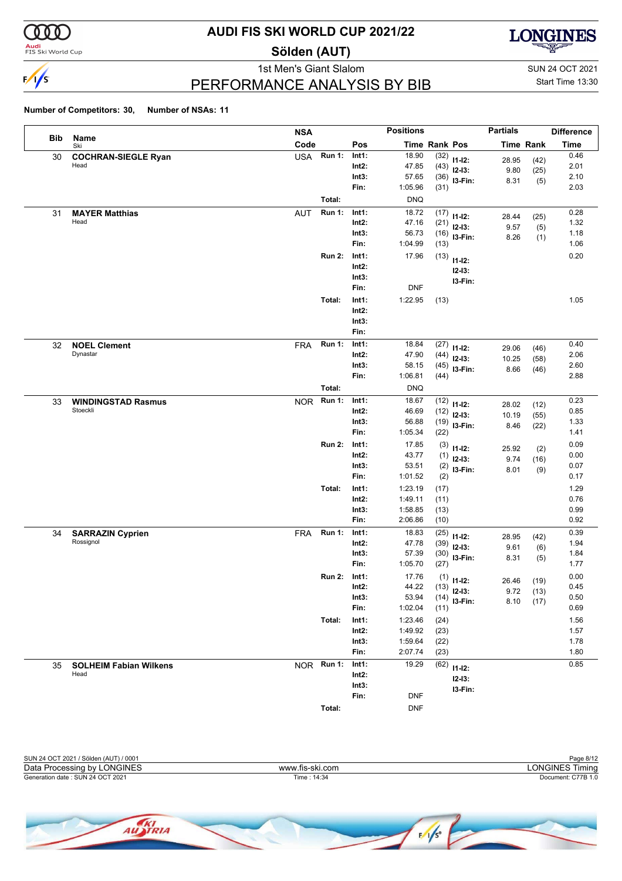# AUDI FIS SKI WORLD CUP 2021/22

## Sölden (AUT)

1st Men's Giant Slalom

SUN 24 OCT 2021

Start Time 13:30

## PERFORMANCE ANALYSIS BY BIB

**Number of Competitors: 30, Number of NSAs: 11**

| Bib | Name / Ski | NSA Code | | Pos | Time | Rank | Pos | Partials Time | Partials Rank | Difference Time |
|---|---|---|---|---|---|---|---|---|---|---|
| 30 | **COCHRAN-SIEGLE Ryan** | USA | Run 1: | Int1: | 18.90 | (32) | I1-I2: | 28.95 | (42) | 0.46 |
| | Head | | | Int2: | 47.85 | (43) | I2-I3: | 9.80 | (25) | 2.01 |
| | | | | Int3: | 57.65 | (36) | I3-Fin: | 8.31 | (5) | 2.10 |
| | | | | Fin: | 1:05.96 | (31) | | | | 2.03 |
| | | | Total: | | DNQ | | | | | |
| 31 | **MAYER Matthias** | AUT | Run 1: | Int1: | 18.72 | (17) | I1-I2: | 28.44 | (25) | 0.28 |
| | Head | | | Int2: | 47.16 | (21) | I2-I3: | 9.57 | (5) | 1.32 |
| | | | | Int3: | 56.73 | (16) | I3-Fin: | 8.26 | (1) | 1.18 |
| | | | | Fin: | 1:04.99 | (13) | | | | 1.06 |
| | | | Run 2: | Int1: | 17.96 | (13) | I1-I2: | | | 0.20 |
| | | | | Int2: | | | I2-I3: | | | |
| | | | | Int3: | | | I3-Fin: | | | |
| | | | | Fin: | DNF | | | | | |
| | | | Total: | Int1: | 1:22.95 | (13) | | | | 1.05 |
| | | | | Int2: | | | | | | |
| | | | | Int3: | | | | | | |
| | | | | Fin: | | | | | | |
| 32 | **NOEL Clement** | FRA | Run 1: | Int1: | 18.84 | (27) | I1-I2: | 29.06 | (46) | 0.40 |
| | Dynastar | | | Int2: | 47.90 | (44) | I2-I3: | 10.25 | (58) | 2.06 |
| | | | | Int3: | 58.15 | (45) | I3-Fin: | 8.66 | (46) | 2.60 |
| | | | | Fin: | 1:06.81 | (44) | | | | 2.88 |
| | | | Total: | | DNQ | | | | | |
| 33 | **WINDINGSTAD Rasmus** | NOR | Run 1: | Int1: | 18.67 | (12) | I1-I2: | 28.02 | (12) | 0.23 |
| | Stoeckli | | | Int2: | 46.69 | (12) | I2-I3: | 10.19 | (55) | 0.85 |
| | | | | Int3: | 56.88 | (19) | I3-Fin: | 8.46 | (22) | 1.33 |
| | | | | Fin: | 1:05.34 | (22) | | | | 1.41 |
| | | | Run 2: | Int1: | 17.85 | (3) | I1-I2: | 25.92 | (2) | 0.09 |
| | | | | Int2: | 43.77 | (1) | I2-I3: | 9.74 | (16) | 0.00 |
| | | | | Int3: | 53.51 | (2) | I3-Fin: | 8.01 | (9) | 0.07 |
| | | | | Fin: | 1:01.52 | (2) | | | | 0.17 |
| | | | Total: | Int1: | 1:23.19 | (17) | | | | 1.29 |
| | | | | Int2: | 1:49.11 | (11) | | | | 0.76 |
| | | | | Int3: | 1:58.85 | (13) | | | | 0.99 |
| | | | | Fin: | 2:06.86 | (10) | | | | 0.92 |
| 34 | **SARRAZIN Cyprien** | FRA | Run 1: | Int1: | 18.83 | (25) | I1-I2: | 28.95 | (42) | 0.39 |
| | Rossignol | | | Int2: | 47.78 | (39) | I2-I3: | 9.61 | (6) | 1.94 |
| | | | | Int3: | 57.39 | (30) | I3-Fin: | 8.31 | (5) | 1.84 |
| | | | | Fin: | 1:05.70 | (27) | | | | 1.77 |
| | | | Run 2: | Int1: | 17.76 | (1) | I1-I2: | 26.46 | (19) | 0.00 |
| | | | | Int2: | 44.22 | (13) | I2-I3: | 9.72 | (13) | 0.45 |
| | | | | Int3: | 53.94 | (14) | I3-Fin: | 8.10 | (17) | 0.50 |
| | | | | Fin: | 1:02.04 | (11) | | | | 0.69 |
| | | | Total: | Int1: | 1:23.46 | (24) | | | | 1.56 |
| | | | | Int2: | 1:49.92 | (23) | | | | 1.57 |
| | | | | Int3: | 1:59.64 | (22) | | | | 1.78 |
| | | | | Fin: | 2:07.74 | (23) | | | | 1.80 |
| 35 | **SOLHEIM Fabian Wilkens** | NOR | Run 1: | Int1: | 19.29 | (62) | I1-I2: | | | 0.85 |
| | Head | | | Int2: | | | I2-I3: | | | |
| | | | | Int3: | | | I3-Fin: | | | |
| | | | | Fin: | DNF | | | | | |
| | | | Total: | | DNF | | | | | |

SUN 24 OCT 2021 / Sölden (AUT) / 0001

Data Processing by LONGINES — www.fis-ski.com — LONGINES Timing

Generation date : SUN 24 OCT 2021 — Time : 14:34 — Document: C77B 1.0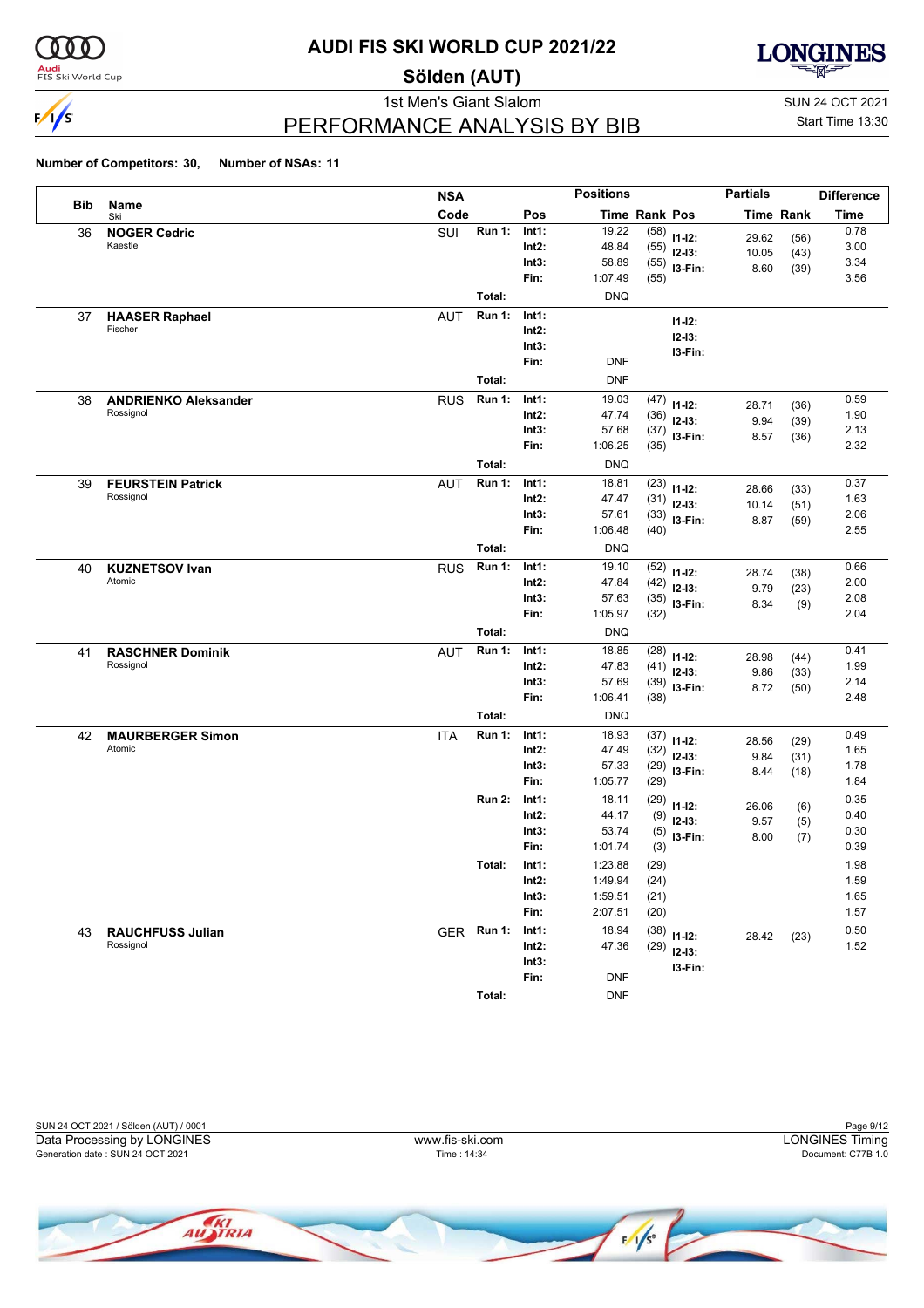# AUDI FIS SKI WORLD CUP 2021/22

## Sölden (AUT)

1st Men's Giant Slalom

SUN 24 OCT 2021

Start Time 13:30

## PERFORMANCE ANALYSIS BY BIB

**Number of Competitors: 30, Number of NSAs: 11**

| Bib | Name / Ski | NSA Code | Run | Pos | Time | Rank | Pos | Partial Time | Partial Rank | Difference Time |
|---|---|---|---|---|---|---|---|---|---|---|
| 36 | **NOGER Cedric** | SUI | Run 1: | Int1: | 19.22 | (58) | I1-I2: | 29.62 | (56) | 0.78 |
| | Kaestle | | | Int2: | 48.84 | (55) | I2-I3: | 10.05 | (43) | 3.00 |
| | | | | Int3: | 58.89 | (55) | I3-Fin: | 8.60 | (39) | 3.34 |
| | | | | Fin: | 1:07.49 | (55) | | | | 3.56 |
| | | | Total: | | DNQ | | | | | |
| 37 | **HAASER Raphael** | AUT | Run 1: | Int1: | | | I1-I2: | | | |
| | Fischer | | | Int2: | | | I2-I3: | | | |
| | | | | Int3: | | | I3-Fin: | | | |
| | | | | Fin: | DNF | | | | | |
| | | | Total: | | DNF | | | | | |
| 38 | **ANDRIENKO Aleksander** | RUS | Run 1: | Int1: | 19.03 | (47) | I1-I2: | 28.71 | (36) | 0.59 |
| | Rossignol | | | Int2: | 47.74 | (36) | I2-I3: | 9.94 | (39) | 1.90 |
| | | | | Int3: | 57.68 | (37) | I3-Fin: | 8.57 | (36) | 2.13 |
| | | | | Fin: | 1:06.25 | (35) | | | | 2.32 |
| | | | Total: | | DNQ | | | | | |
| 39 | **FEURSTEIN Patrick** | AUT | Run 1: | Int1: | 18.81 | (23) | I1-I2: | 28.66 | (33) | 0.37 |
| | Rossignol | | | Int2: | 47.47 | (31) | I2-I3: | 10.14 | (51) | 1.63 |
| | | | | Int3: | 57.61 | (33) | I3-Fin: | 8.87 | (59) | 2.06 |
| | | | | Fin: | 1:06.48 | (40) | | | | 2.55 |
| | | | Total: | | DNQ | | | | | |
| 40 | **KUZNETSOV Ivan** | RUS | Run 1: | Int1: | 19.10 | (52) | I1-I2: | 28.74 | (38) | 0.66 |
| | Atomic | | | Int2: | 47.84 | (42) | I2-I3: | 9.79 | (23) | 2.00 |
| | | | | Int3: | 57.63 | (35) | I3-Fin: | 8.34 | (9) | 2.08 |
| | | | | Fin: | 1:05.97 | (32) | | | | 2.04 |
| | | | Total: | | DNQ | | | | | |
| 41 | **RASCHNER Dominik** | AUT | Run 1: | Int1: | 18.85 | (28) | I1-I2: | 28.98 | (44) | 0.41 |
| | Rossignol | | | Int2: | 47.83 | (41) | I2-I3: | 9.86 | (33) | 1.99 |
| | | | | Int3: | 57.69 | (39) | I3-Fin: | 8.72 | (50) | 2.14 |
| | | | | Fin: | 1:06.41 | (38) | | | | 2.48 |
| | | | Total: | | DNQ | | | | | |
| 42 | **MAURBERGER Simon** | ITA | Run 1: | Int1: | 18.93 | (37) | I1-I2: | 28.56 | (29) | 0.49 |
| | Atomic | | | Int2: | 47.49 | (32) | I2-I3: | 9.84 | (31) | 1.65 |
| | | | | Int3: | 57.33 | (29) | I3-Fin: | 8.44 | (18) | 1.78 |
| | | | | Fin: | 1:05.77 | (29) | | | | 1.84 |
| | | | Run 2: | Int1: | 18.11 | (29) | I1-I2: | 26.06 | (6) | 0.35 |
| | | | | Int2: | 44.17 | (9) | I2-I3: | 9.57 | (5) | 0.40 |
| | | | | Int3: | 53.74 | (5) | I3-Fin: | 8.00 | (7) | 0.30 |
| | | | | Fin: | 1:01.74 | (3) | | | | 0.39 |
| | | | Total: | Int1: | 1:23.88 | (29) | | | | 1.98 |
| | | | | Int2: | 1:49.94 | (24) | | | | 1.59 |
| | | | | Int3: | 1:59.51 | (21) | | | | 1.65 |
| | | | | Fin: | 2:07.51 | (20) | | | | 1.57 |
| 43 | **RAUCHFUSS Julian** | GER | Run 1: | Int1: | 18.94 | (38) | I1-I2: | 28.42 | (23) | 0.50 |
| | Rossignol | | | Int2: | 47.36 | (29) | I2-I3: | | | 1.52 |
| | | | | Int3: | | | I3-Fin: | | | |
| | | | | Fin: | DNF | | | | | |
| | | | Total: | | DNF | | | | | |

SUN 24 OCT 2021 / Sölden (AUT) / 0001

Data Processing by LONGINES — www.fis-ski.com — LONGINES Timing

Generation date : SUN 24 OCT 2021 — Time : 14:34 — Document: C77B 1.0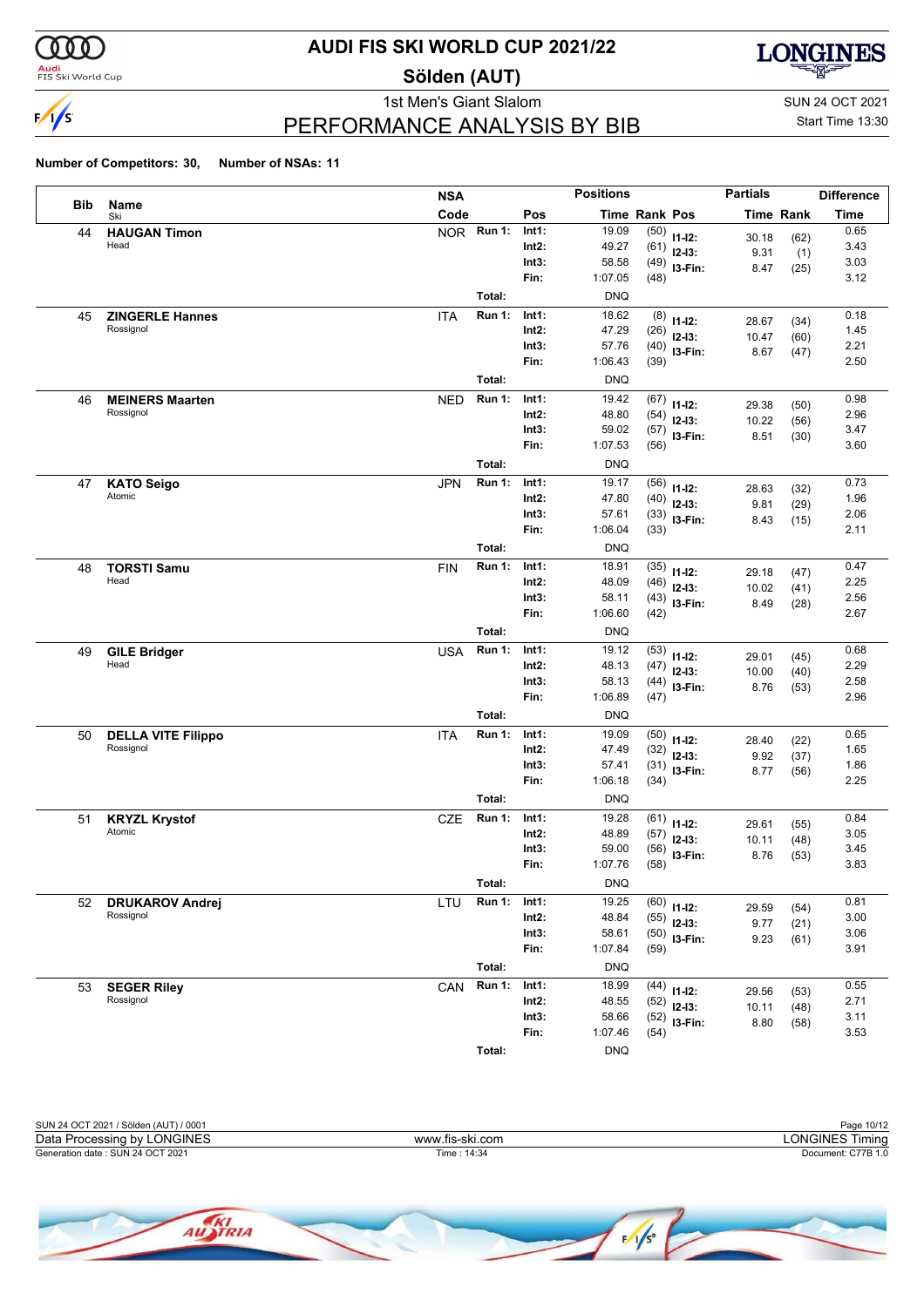# AUDI FIS SKI WORLD CUP 2021/22

## Sölden (AUT)

1st Men's Giant Slalom

SUN 24 OCT 2021

Start Time 13:30

## PERFORMANCE ANALYSIS BY BIB

**Number of Competitors: 30, Number of NSAs: 11**

| Bib | Name / Ski | NSA Code | | Pos | Time | Rank | Pos | Partials Time | Partials Rank | Difference Time |
|---|---|---|---|---|---|---|---|---|---|---|
| 44 | **HAUGAN Timon** | NOR | Run 1: | Int1: | 19.09 | (50) | I1-I2: | 30.18 | (62) | 0.65 |
| | Head | | | Int2: | 49.27 | (61) | I2-I3: | 9.31 | (1) | 3.43 |
| | | | | Int3: | 58.58 | (49) | I3-Fin: | 8.47 | (25) | 3.03 |
| | | | | Fin: | 1:07.05 | (48) | | | | 3.12 |
| | | | Total: | | DNQ | | | | | |
| 45 | **ZINGERLE Hannes** | ITA | Run 1: | Int1: | 18.62 | (8) | I1-I2: | 28.67 | (34) | 0.18 |
| | Rossignol | | | Int2: | 47.29 | (26) | I2-I3: | 10.47 | (60) | 1.45 |
| | | | | Int3: | 57.76 | (40) | I3-Fin: | 8.67 | (47) | 2.21 |
| | | | | Fin: | 1:06.43 | (39) | | | | 2.50 |
| | | | Total: | | DNQ | | | | | |
| 46 | **MEINERS Maarten** | NED | Run 1: | Int1: | 19.42 | (67) | I1-I2: | 29.38 | (50) | 0.98 |
| | Rossignol | | | Int2: | 48.80 | (54) | I2-I3: | 10.22 | (56) | 2.96 |
| | | | | Int3: | 59.02 | (57) | I3-Fin: | 8.51 | (30) | 3.47 |
| | | | | Fin: | 1:07.53 | (56) | | | | 3.60 |
| | | | Total: | | DNQ | | | | | |
| 47 | **KATO Seigo** | JPN | Run 1: | Int1: | 19.17 | (56) | I1-I2: | 28.63 | (32) | 0.73 |
| | Atomic | | | Int2: | 47.80 | (40) | I2-I3: | 9.81 | (29) | 1.96 |
| | | | | Int3: | 57.61 | (33) | I3-Fin: | 8.43 | (15) | 2.06 |
| | | | | Fin: | 1:06.04 | (33) | | | | 2.11 |
| | | | Total: | | DNQ | | | | | |
| 48 | **TORSTI Samu** | FIN | Run 1: | Int1: | 18.91 | (35) | I1-I2: | 29.18 | (47) | 0.47 |
| | Head | | | Int2: | 48.09 | (46) | I2-I3: | 10.02 | (41) | 2.25 |
| | | | | Int3: | 58.11 | (43) | I3-Fin: | 8.49 | (28) | 2.56 |
| | | | | Fin: | 1:06.60 | (42) | | | | 2.67 |
| | | | Total: | | DNQ | | | | | |
| 49 | **GILE Bridger** | USA | Run 1: | Int1: | 19.12 | (53) | I1-I2: | 29.01 | (45) | 0.68 |
| | Head | | | Int2: | 48.13 | (47) | I2-I3: | 10.00 | (40) | 2.29 |
| | | | | Int3: | 58.13 | (44) | I3-Fin: | 8.76 | (53) | 2.58 |
| | | | | Fin: | 1:06.89 | (47) | | | | 2.96 |
| | | | Total: | | DNQ | | | | | |
| 50 | **DELLA VITE Filippo** | ITA | Run 1: | Int1: | 19.09 | (50) | I1-I2: | 28.40 | (22) | 0.65 |
| | Rossignol | | | Int2: | 47.49 | (32) | I2-I3: | 9.92 | (37) | 1.65 |
| | | | | Int3: | 57.41 | (31) | I3-Fin: | 8.77 | (56) | 1.86 |
| | | | | Fin: | 1:06.18 | (34) | | | | 2.25 |
| | | | Total: | | DNQ | | | | | |
| 51 | **KRYZL Krystof** | CZE | Run 1: | Int1: | 19.28 | (61) | I1-I2: | 29.61 | (55) | 0.84 |
| | Atomic | | | Int2: | 48.89 | (57) | I2-I3: | 10.11 | (48) | 3.05 |
| | | | | Int3: | 59.00 | (56) | I3-Fin: | 8.76 | (53) | 3.45 |
| | | | | Fin: | 1:07.76 | (58) | | | | 3.83 |
| | | | Total: | | DNQ | | | | | |
| 52 | **DRUKAROV Andrej** | LTU | Run 1: | Int1: | 19.25 | (60) | I1-I2: | 29.59 | (54) | 0.81 |
| | Rossignol | | | Int2: | 48.84 | (55) | I2-I3: | 9.77 | (21) | 3.00 |
| | | | | Int3: | 58.61 | (50) | I3-Fin: | 9.23 | (61) | 3.06 |
| | | | | Fin: | 1:07.84 | (59) | | | | 3.91 |
| | | | Total: | | DNQ | | | | | |
| 53 | **SEGER Riley** | CAN | Run 1: | Int1: | 18.99 | (44) | I1-I2: | 29.56 | (53) | 0.55 |
| | Rossignol | | | Int2: | 48.55 | (52) | I2-I3: | 10.11 | (48) | 2.71 |
| | | | | Int3: | 58.66 | (52) | I3-Fin: | 8.80 | (58) | 3.11 |
| | | | | Fin: | 1:07.46 | (54) | | | | 3.53 |
| | | | Total: | | DNQ | | | | | |

SUN 24 OCT 2021 / Sölden (AUT) / 0001

Data Processing by LONGINES | www.fis-ski.com | LONGINES Timing

Generation date : SUN 24 OCT 2021 | Time : 14:34 | Document: C77B 1.0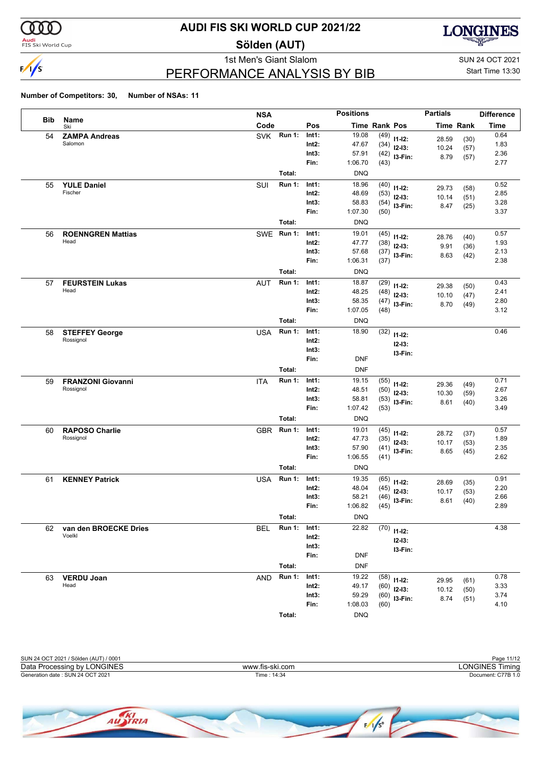# AUDI FIS SKI WORLD CUP 2021/22

## Sölden (AUT)

1st Men's Giant Slalom

SUN 24 OCT 2021

Start Time 13:30

## PERFORMANCE ANALYSIS BY BIB

**Number of Competitors: 30, Number of NSAs: 11**

| Bib | Name / Ski | NSA Code | Run | Pos | Time | Rank | Pos | Partials Time | Partials Rank | Difference Time |
|---|---|---|---|---|---|---|---|---|---|---|
| 54 | **ZAMPA Andreas** | SVK | Run 1: | Int1: | 19.08 | (49) | I1-I2: | 28.59 | (30) | 0.64 |
| | Salomon | | | Int2: | 47.67 | (34) | I2-I3: | 10.24 | (57) | 1.83 |
| | | | | Int3: | 57.91 | (42) | I3-Fin: | 8.79 | (57) | 2.36 |
| | | | | Fin: | 1:06.70 | (43) | | | | 2.77 |
| | | | Total: | | DNQ | | | | | |
| 55 | **YULE Daniel** | SUI | Run 1: | Int1: | 18.96 | (40) | I1-I2: | 29.73 | (58) | 0.52 |
| | Fischer | | | Int2: | 48.69 | (53) | I2-I3: | 10.14 | (51) | 2.85 |
| | | | | Int3: | 58.83 | (54) | I3-Fin: | 8.47 | (25) | 3.28 |
| | | | | Fin: | 1:07.30 | (50) | | | | 3.37 |
| | | | Total: | | DNQ | | | | | |
| 56 | **ROENNGREN Mattias** | SWE | Run 1: | Int1: | 19.01 | (45) | I1-I2: | 28.76 | (40) | 0.57 |
| | Head | | | Int2: | 47.77 | (38) | I2-I3: | 9.91 | (36) | 1.93 |
| | | | | Int3: | 57.68 | (37) | I3-Fin: | 8.63 | (42) | 2.13 |
| | | | | Fin: | 1:06.31 | (37) | | | | 2.38 |
| | | | Total: | | DNQ | | | | | |
| 57 | **FEURSTEIN Lukas** | AUT | Run 1: | Int1: | 18.87 | (29) | I1-I2: | 29.38 | (50) | 0.43 |
| | Head | | | Int2: | 48.25 | (48) | I2-I3: | 10.10 | (47) | 2.41 |
| | | | | Int3: | 58.35 | (47) | I3-Fin: | 8.70 | (49) | 2.80 |
| | | | | Fin: | 1:07.05 | (48) | | | | 3.12 |
| | | | Total: | | DNQ | | | | | |
| 58 | **STEFFEY George** | USA | Run 1: | Int1: | 18.90 | (32) | I1-I2: | | | 0.46 |
| | Rossignol | | | Int2: | | | I2-I3: | | | |
| | | | | Int3: | | | I3-Fin: | | | |
| | | | | Fin: | DNF | | | | | |
| | | | Total: | | DNF | | | | | |
| 59 | **FRANZONI Giovanni** | ITA | Run 1: | Int1: | 19.15 | (55) | I1-I2: | 29.36 | (49) | 0.71 |
| | Rossignol | | | Int2: | 48.51 | (50) | I2-I3: | 10.30 | (59) | 2.67 |
| | | | | Int3: | 58.81 | (53) | I3-Fin: | 8.61 | (40) | 3.26 |
| | | | | Fin: | 1:07.42 | (53) | | | | 3.49 |
| | | | Total: | | DNQ | | | | | |
| 60 | **RAPOSO Charlie** | GBR | Run 1: | Int1: | 19.01 | (45) | I1-I2: | 28.72 | (37) | 0.57 |
| | Rossignol | | | Int2: | 47.73 | (35) | I2-I3: | 10.17 | (53) | 1.89 |
| | | | | Int3: | 57.90 | (41) | I3-Fin: | 8.65 | (45) | 2.35 |
| | | | | Fin: | 1:06.55 | (41) | | | | 2.62 |
| | | | Total: | | DNQ | | | | | |
| 61 | **KENNEY Patrick** | USA | Run 1: | Int1: | 19.35 | (65) | I1-I2: | 28.69 | (35) | 0.91 |
| | | | | Int2: | 48.04 | (45) | I2-I3: | 10.17 | (53) | 2.20 |
| | | | | Int3: | 58.21 | (46) | I3-Fin: | 8.61 | (40) | 2.66 |
| | | | | Fin: | 1:06.82 | (45) | | | | 2.89 |
| | | | Total: | | DNQ | | | | | |
| 62 | **van den BROECKE Dries** | BEL | Run 1: | Int1: | 22.82 | (70) | I1-I2: | | | 4.38 |
| | Voelkl | | | Int2: | | | I2-I3: | | | |
| | | | | Int3: | | | I3-Fin: | | | |
| | | | | Fin: | DNF | | | | | |
| | | | Total: | | DNF | | | | | |
| 63 | **VERDU Joan** | AND | Run 1: | Int1: | 19.22 | (58) | I1-I2: | 29.95 | (61) | 0.78 |
| | Head | | | Int2: | 49.17 | (60) | I2-I3: | 10.12 | (50) | 3.33 |
| | | | | Int3: | 59.29 | (60) | I3-Fin: | 8.74 | (51) | 3.74 |
| | | | | Fin: | 1:08.03 | (60) | | | | 4.10 |
| | | | Total: | | DNQ | | | | | |

SUN 24 OCT 2021 / Sölden (AUT) / 0001

Data Processing by LONGINES — www.fis-ski.com — LONGINES Timing

Generation date : SUN 24 OCT 2021 — Time : 14:34 — Document: C77B 1.0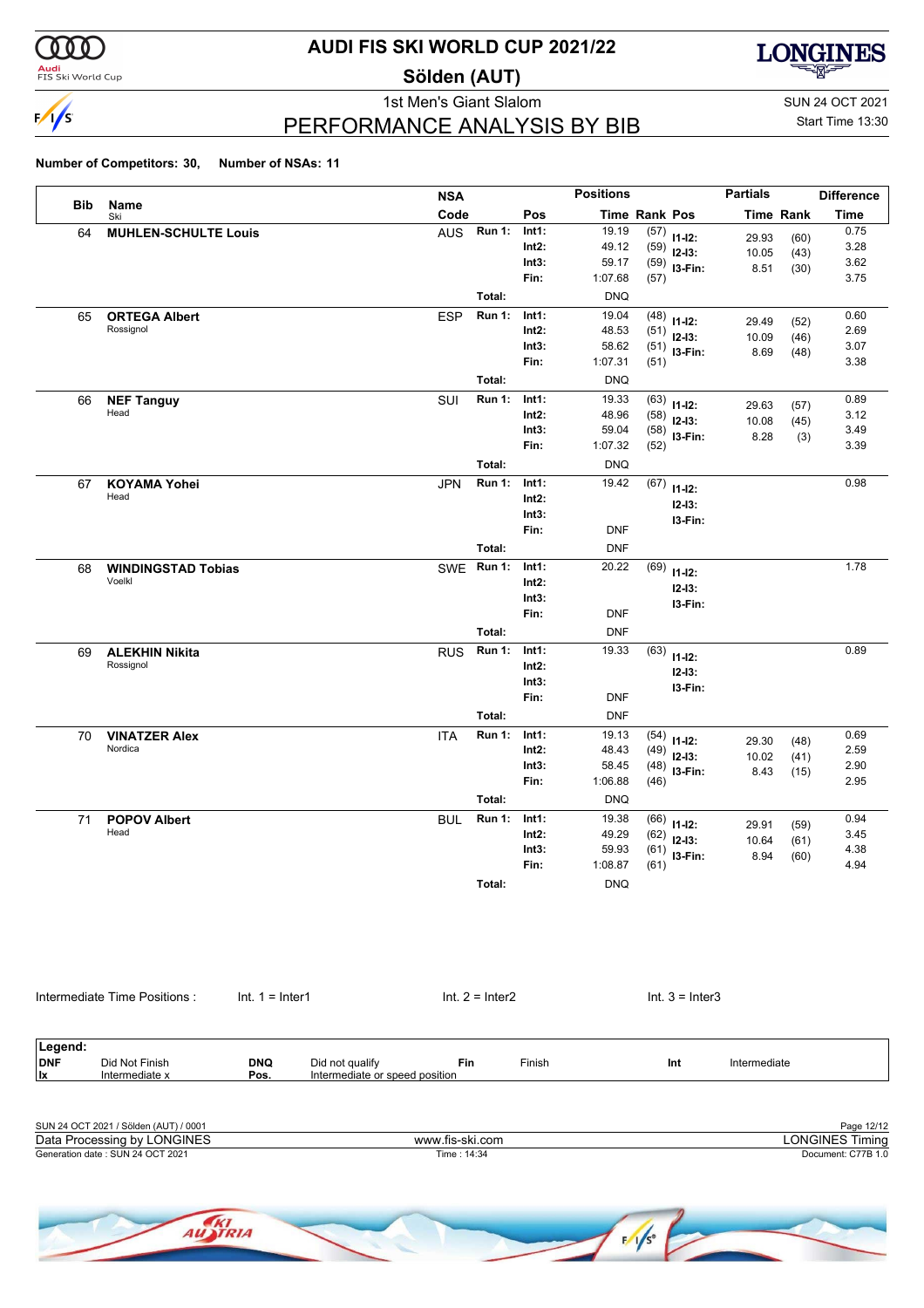# AUDI FIS SKI WORLD CUP 2021/22

## Sölden (AUT)

1st Men's Giant Slalom

SUN 24 OCT 2021

Start Time 13:30

## PERFORMANCE ANALYSIS BY BIB

**Number of Competitors: 30, Number of NSAs: 11**

| Bib | Name | NSA Code | | Pos | Time | Rank | Pos | Partials Time | Rank | Difference Time |
|---|---|---|---|---|---|---|---|---|---|---|
| 64 | **MUHLEN-SCHULTE Louis** | AUS | **Run 1:** | **Int1:** | 19.19 | (57) | **I1-I2:** | 29.93 | (60) | 0.75 |
| | | | | **Int2:** | 49.12 | (59) | **I2-I3:** | 10.05 | (43) | 3.28 |
| | | | | **Int3:** | 59.17 | (59) | **I3-Fin:** | 8.51 | (30) | 3.62 |
| | | | | **Fin:** | 1:07.68 | (57) | | | | 3.75 |
| | | | **Total:** | | DNQ | | | | | |
| 65 | **ORTEGA Albert** | ESP | **Run 1:** | **Int1:** | 19.04 | (48) | **I1-I2:** | 29.49 | (52) | 0.60 |
| | Rossignol | | | **Int2:** | 48.53 | (51) | **I2-I3:** | 10.09 | (46) | 2.69 |
| | | | | **Int3:** | 58.62 | (51) | **I3-Fin:** | 8.69 | (48) | 3.07 |
| | | | | **Fin:** | 1:07.31 | (51) | | | | 3.38 |
| | | | **Total:** | | DNQ | | | | | |
| 66 | **NEF Tanguy** | SUI | **Run 1:** | **Int1:** | 19.33 | (63) | **I1-I2:** | 29.63 | (57) | 0.89 |
| | Head | | | **Int2:** | 48.96 | (58) | **I2-I3:** | 10.08 | (45) | 3.12 |
| | | | | **Int3:** | 59.04 | (58) | **I3-Fin:** | 8.28 | (3) | 3.49 |
| | | | | **Fin:** | 1:07.32 | (52) | | | | 3.39 |
| | | | **Total:** | | DNQ | | | | | |
| 67 | **KOYAMA Yohei** | JPN | **Run 1:** | **Int1:** | 19.42 | (67) | **I1-I2:** | | | 0.98 |
| | Head | | | **Int2:** | | | **I2-I3:** | | | |
| | | | | **Int3:** | | | **I3-Fin:** | | | |
| | | | | **Fin:** | DNF | | | | | |
| | | | **Total:** | | DNF | | | | | |
| 68 | **WINDINGSTAD Tobias** | SWE | **Run 1:** | **Int1:** | 20.22 | (69) | **I1-I2:** | | | 1.78 |
| | Voelkl | | | **Int2:** | | | **I2-I3:** | | | |
| | | | | **Int3:** | | | **I3-Fin:** | | | |
| | | | | **Fin:** | DNF | | | | | |
| | | | **Total:** | | DNF | | | | | |
| 69 | **ALEKHIN Nikita** | RUS | **Run 1:** | **Int1:** | 19.33 | (63) | **I1-I2:** | | | 0.89 |
| | Rossignol | | | **Int2:** | | | **I2-I3:** | | | |
| | | | | **Int3:** | | | **I3-Fin:** | | | |
| | | | | **Fin:** | DNF | | | | | |
| | | | **Total:** | | DNF | | | | | |
| 70 | **VINATZER Alex** | ITA | **Run 1:** | **Int1:** | 19.13 | (54) | **I1-I2:** | 29.30 | (48) | 0.69 |
| | Nordica | | | **Int2:** | 48.43 | (49) | **I2-I3:** | 10.02 | (41) | 2.59 |
| | | | | **Int3:** | 58.45 | (48) | **I3-Fin:** | 8.43 | (15) | 2.90 |
| | | | | **Fin:** | 1:06.88 | (46) | | | | 2.95 |
| | | | **Total:** | | DNQ | | | | | |
| 71 | **POPOV Albert** | BUL | **Run 1:** | **Int1:** | 19.38 | (66) | **I1-I2:** | 29.91 | (59) | 0.94 |
| | Head | | | **Int2:** | 49.29 | (62) | **I2-I3:** | 10.64 | (61) | 3.45 |
| | | | | **Int3:** | 59.93 | (61) | **I3-Fin:** | 8.94 | (60) | 4.38 |
| | | | | **Fin:** | 1:08.87 | (61) | | | | 4.94 |
| | | | **Total:** | | DNQ | | | | | |

Intermediate Time Positions : Int. 1 = Inter1 Int. 2 = Inter2 Int. 3 = Inter3

**Legend:**

| | | | | | | | |
|---|---|---|---|---|---|---|---|
| **DNF** | Did Not Finish | **DNQ** | Did not qualify | **Fin** | Finish | **Int** | Intermediate |
| **Ix** | Intermediate x | **Pos.** | Intermediate or speed position | | | | |

SUN 24 OCT 2021 / Sölden (AUT) / 0001

Data Processing by LONGINES — www.fis-ski.com — LONGINES Timing

Generation date : SUN 24 OCT 2021 — Time : 14:34 — Document: C77B 1.0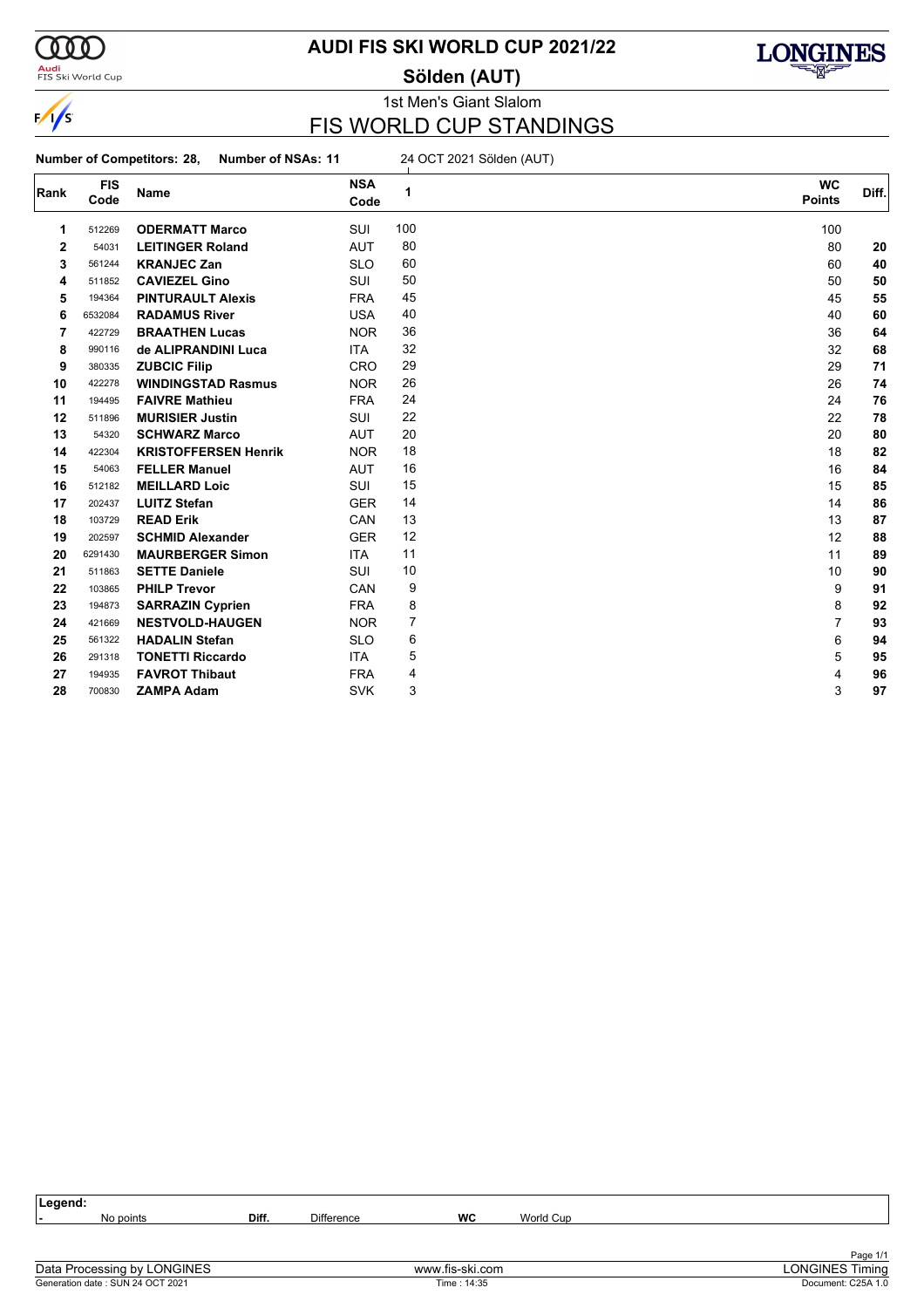# AUDI FIS SKI WORLD CUP 2021/22

## Sölden (AUT)

1st Men's Giant Slalom

## FIS WORLD CUP STANDINGS

**Number of Competitors: 28, Number of NSAs: 11** 24 OCT 2021 Sölden (AUT)

| Rank | FIS Code | Name | NSA Code | 1 | WC Points | Diff. |
|---|---|---|---|---|---|---|
| 1 | 512269 | **ODERMATT Marco** | SUI | 100 | 100 | |
| 2 | 54031 | **LEITINGER Roland** | AUT | 80 | 80 | **20** |
| 3 | 561244 | **KRANJEC Zan** | SLO | 60 | 60 | **40** |
| 4 | 511852 | **CAVIEZEL Gino** | SUI | 50 | 50 | **50** |
| 5 | 194364 | **PINTURAULT Alexis** | FRA | 45 | 45 | **55** |
| 6 | 6532084 | **RADAMUS River** | USA | 40 | 40 | **60** |
| 7 | 422729 | **BRAATHEN Lucas** | NOR | 36 | 36 | **64** |
| 8 | 990116 | **de ALIPRANDINI Luca** | ITA | 32 | 32 | **68** |
| 9 | 380335 | **ZUBCIC Filip** | CRO | 29 | 29 | **71** |
| 10 | 422278 | **WINDINGSTAD Rasmus** | NOR | 26 | 26 | **74** |
| 11 | 194495 | **FAIVRE Mathieu** | FRA | 24 | 24 | **76** |
| 12 | 511896 | **MURISIER Justin** | SUI | 22 | 22 | **78** |
| 13 | 54320 | **SCHWARZ Marco** | AUT | 20 | 20 | **80** |
| 14 | 422304 | **KRISTOFFERSEN Henrik** | NOR | 18 | 18 | **82** |
| 15 | 54063 | **FELLER Manuel** | AUT | 16 | 16 | **84** |
| 16 | 512182 | **MEILLARD Loic** | SUI | 15 | 15 | **85** |
| 17 | 202437 | **LUITZ Stefan** | GER | 14 | 14 | **86** |
| 18 | 103729 | **READ Erik** | CAN | 13 | 13 | **87** |
| 19 | 202597 | **SCHMID Alexander** | GER | 12 | 12 | **88** |
| 20 | 6291430 | **MAURBERGER Simon** | ITA | 11 | 11 | **89** |
| 21 | 511863 | **SETTE Daniele** | SUI | 10 | 10 | **90** |
| 22 | 103865 | **PHILP Trevor** | CAN | 9 | 9 | **91** |
| 23 | 194873 | **SARRAZIN Cyprien** | FRA | 8 | 8 | **92** |
| 24 | 421669 | **NESTVOLD-HAUGEN** | NOR | 7 | 7 | **93** |
| 25 | 561322 | **HADALIN Stefan** | SLO | 6 | 6 | **94** |
| 26 | 291318 | **TONETTI Riccardo** | ITA | 5 | 5 | **95** |
| 27 | 194935 | **FAVROT Thibaut** | FRA | 4 | 4 | **96** |
| 28 | 700830 | **ZAMPA Adam** | SVK | 3 | 3 | **97** |

**Legend:**

| - | No points | **Diff.** | Difference | **WC** | World Cup |
|---|---|---|---|---|---|

Data Processing by LONGINES — www.fis-ski.com — LONGINES Timing

Generation date : SUN 24 OCT 2021 — Time : 14:35 — Document: C25A 1.0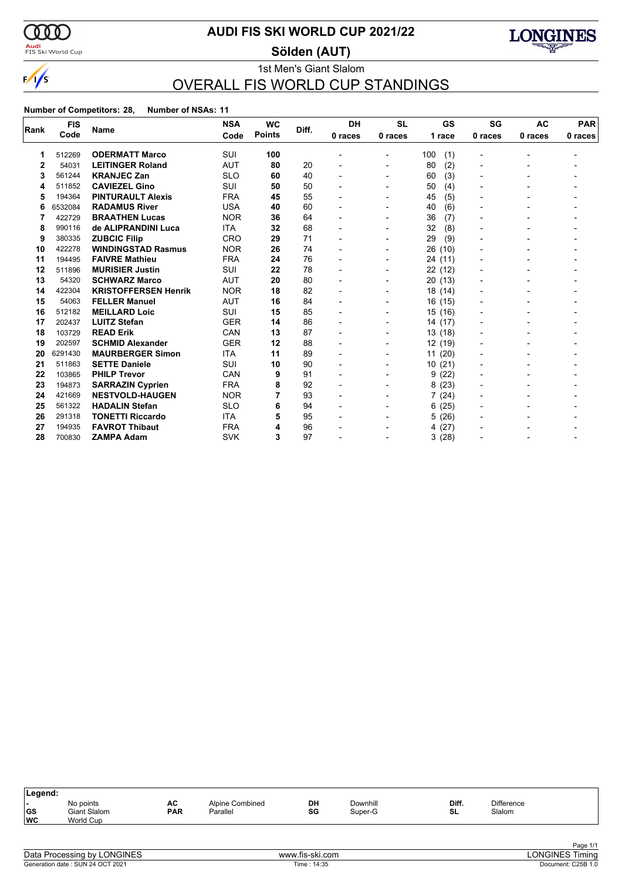# AUDI FIS SKI WORLD CUP 2021/22

## Sölden (AUT)

1st Men's Giant Slalom

## OVERALL FIS WORLD CUP STANDINGS

**Number of Competitors: 28, Number of NSAs: 11**

| Rank | FIS Code | Name | NSA Code | WC Points | Diff. | DH 0 races | SL 0 races | GS 1 race | SG 0 races | AC 0 races | PAR 0 races |
|---|---|---|---|---|---|---|---|---|---|---|---|
| 1 | 512269 | **ODERMATT Marco** | SUI | **100** | | - | - | 100 (1) | - | - | - |
| 2 | 54031 | **LEITINGER Roland** | AUT | **80** | 20 | - | - | 80 (2) | - | - | - |
| 3 | 561244 | **KRANJEC Zan** | SLO | **60** | 40 | - | - | 60 (3) | - | - | - |
| 4 | 511852 | **CAVIEZEL Gino** | SUI | **50** | 50 | - | - | 50 (4) | - | - | - |
| 5 | 194364 | **PINTURAULT Alexis** | FRA | **45** | 55 | - | - | 45 (5) | - | - | - |
| 6 | 6532084 | **RADAMUS River** | USA | **40** | 60 | - | - | 40 (6) | - | - | - |
| 7 | 422729 | **BRAATHEN Lucas** | NOR | **36** | 64 | - | - | 36 (7) | - | - | - |
| 8 | 990116 | **de ALIPRANDINI Luca** | ITA | **32** | 68 | - | - | 32 (8) | - | - | - |
| 9 | 380335 | **ZUBCIC Filip** | CRO | **29** | 71 | - | - | 29 (9) | - | - | - |
| 10 | 422278 | **WINDINGSTAD Rasmus** | NOR | **26** | 74 | - | - | 26 (10) | - | - | - |
| 11 | 194495 | **FAIVRE Mathieu** | FRA | **24** | 76 | - | - | 24 (11) | - | - | - |
| 12 | 511896 | **MURISIER Justin** | SUI | **22** | 78 | - | - | 22 (12) | - | - | - |
| 13 | 54320 | **SCHWARZ Marco** | AUT | **20** | 80 | - | - | 20 (13) | - | - | - |
| 14 | 422304 | **KRISTOFFERSEN Henrik** | NOR | **18** | 82 | - | - | 18 (14) | - | - | - |
| 15 | 54063 | **FELLER Manuel** | AUT | **16** | 84 | - | - | 16 (15) | - | - | - |
| 16 | 512182 | **MEILLARD Loic** | SUI | **15** | 85 | - | - | 15 (16) | - | - | - |
| 17 | 202437 | **LUITZ Stefan** | GER | **14** | 86 | - | - | 14 (17) | - | - | - |
| 18 | 103729 | **READ Erik** | CAN | **13** | 87 | - | - | 13 (18) | - | - | - |
| 19 | 202597 | **SCHMID Alexander** | GER | **12** | 88 | - | - | 12 (19) | - | - | - |
| 20 | 6291430 | **MAURBERGER Simon** | ITA | **11** | 89 | - | - | 11 (20) | - | - | - |
| 21 | 511863 | **SETTE Daniele** | SUI | **10** | 90 | - | - | 10 (21) | - | - | - |
| 22 | 103865 | **PHILP Trevor** | CAN | **9** | 91 | - | - | 9 (22) | - | - | - |
| 23 | 194873 | **SARRAZIN Cyprien** | FRA | **8** | 92 | - | - | 8 (23) | - | - | - |
| 24 | 421669 | **NESTVOLD-HAUGEN** | NOR | **7** | 93 | - | - | 7 (24) | - | - | - |
| 25 | 561322 | **HADALIN Stefan** | SLO | **6** | 94 | - | - | 6 (25) | - | - | - |
| 26 | 291318 | **TONETTI Riccardo** | ITA | **5** | 95 | - | - | 5 (26) | - | - | - |
| 27 | 194935 | **FAVROT Thibaut** | FRA | **4** | 96 | - | - | 4 (27) | - | - | - |
| 28 | 700830 | **ZAMPA Adam** | SVK | **3** | 97 | - | - | 3 (28) | - | - | - |

**Legend:**

| | | | | | | | |
|---|---|---|---|---|---|---|---|
| - | No points | AC | Alpine Combined | DH | Downhill | Diff. | Difference |
| GS | Giant Slalom | PAR | Parallel | SG | Super-G | SL | Slalom |
| WC | World Cup | | | | | | |

Data Processing by LONGINES — www.fis-ski.com — LONGINES Timing

Generation date : SUN 24 OCT 2021 — Time : 14:35 — Document: C25B 1.0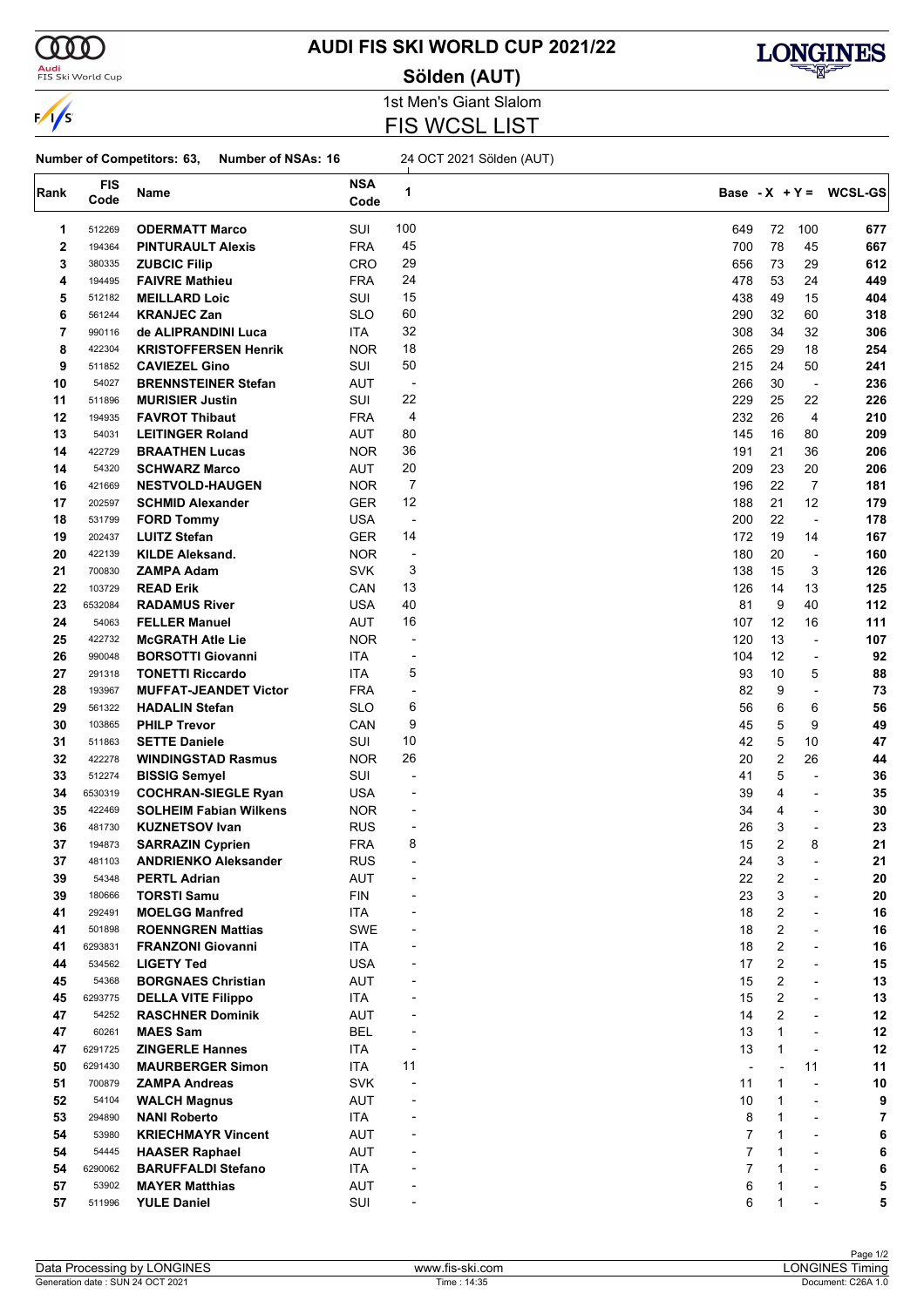# AUDI FIS SKI WORLD CUP 2021/22

## Sölden (AUT)

1st Men's Giant Slalom

## FIS WCSL LIST

**Number of Competitors: 63, Number of NSAs: 16** 24 OCT 2021 Sölden (AUT)

| Rank | FIS Code | Name | NSA Code | 1 | Base | - X | + Y = | WCSL-GS |
|---|---|---|---|---|---|---|---|---|
| 1 | 512269 | **ODERMATT Marco** | SUI | 100 | 649 | 72 | 100 | **677** |
| 2 | 194364 | **PINTURAULT Alexis** | FRA | 45 | 700 | 78 | 45 | **667** |
| 3 | 380335 | **ZUBCIC Filip** | CRO | 29 | 656 | 73 | 29 | **612** |
| 4 | 194495 | **FAIVRE Mathieu** | FRA | 24 | 478 | 53 | 24 | **449** |
| 5 | 512182 | **MEILLARD Loic** | SUI | 15 | 438 | 49 | 15 | **404** |
| 6 | 561244 | **KRANJEC Zan** | SLO | 60 | 290 | 32 | 60 | **318** |
| 7 | 990116 | **de ALIPRANDINI Luca** | ITA | 32 | 308 | 34 | 32 | **306** |
| 8 | 422304 | **KRISTOFFERSEN Henrik** | NOR | 18 | 265 | 29 | 18 | **254** |
| 9 | 511852 | **CAVIEZEL Gino** | SUI | 50 | 215 | 24 | 50 | **241** |
| 10 | 54027 | **BRENNSTEINER Stefan** | AUT | - | 266 | 30 | - | **236** |
| 11 | 511896 | **MURISIER Justin** | SUI | 22 | 229 | 25 | 22 | **226** |
| 12 | 194935 | **FAVROT Thibaut** | FRA | 4 | 232 | 26 | 4 | **210** |
| 13 | 54031 | **LEITINGER Roland** | AUT | 80 | 145 | 16 | 80 | **209** |
| 14 | 422729 | **BRAATHEN Lucas** | NOR | 36 | 191 | 21 | 36 | **206** |
| 14 | 54320 | **SCHWARZ Marco** | AUT | 20 | 209 | 23 | 20 | **206** |
| 16 | 421669 | **NESTVOLD-HAUGEN** | NOR | 7 | 196 | 22 | 7 | **181** |
| 17 | 202597 | **SCHMID Alexander** | GER | 12 | 188 | 21 | 12 | **179** |
| 18 | 531799 | **FORD Tommy** | USA | - | 200 | 22 | - | **178** |
| 19 | 202437 | **LUITZ Stefan** | GER | 14 | 172 | 19 | 14 | **167** |
| 20 | 422139 | **KILDE Aleksand.** | NOR | - | 180 | 20 | - | **160** |
| 21 | 700830 | **ZAMPA Adam** | SVK | 3 | 138 | 15 | 3 | **126** |
| 22 | 103729 | **READ Erik** | CAN | 13 | 126 | 14 | 13 | **125** |
| 23 | 6532084 | **RADAMUS River** | USA | 40 | 81 | 9 | 40 | **112** |
| 24 | 54063 | **FELLER Manuel** | AUT | 16 | 107 | 12 | 16 | **111** |
| 25 | 422732 | **McGRATH Atle Lie** | NOR | - | 120 | 13 | - | **107** |
| 26 | 990048 | **BORSOTTI Giovanni** | ITA | - | 104 | 12 | - | **92** |
| 27 | 291318 | **TONETTI Riccardo** | ITA | 5 | 93 | 10 | 5 | **88** |
| 28 | 193967 | **MUFFAT-JEANDET Victor** | FRA | - | 82 | 9 | - | **73** |
| 29 | 561322 | **HADALIN Stefan** | SLO | 6 | 56 | 6 | 6 | **56** |
| 30 | 103865 | **PHILP Trevor** | CAN | 9 | 45 | 5 | 9 | **49** |
| 31 | 511863 | **SETTE Daniele** | SUI | 10 | 42 | 5 | 10 | **47** |
| 32 | 422278 | **WINDINGSTAD Rasmus** | NOR | 26 | 20 | 2 | 26 | **44** |
| 33 | 512274 | **BISSIG Semyel** | SUI | - | 41 | 5 | - | **36** |
| 34 | 6530319 | **COCHRAN-SIEGLE Ryan** | USA | - | 39 | 4 | - | **35** |
| 35 | 422469 | **SOLHEIM Fabian Wilkens** | NOR | - | 34 | 4 | - | **30** |
| 36 | 481730 | **KUZNETSOV Ivan** | RUS | - | 26 | 3 | - | **23** |
| 37 | 194873 | **SARRAZIN Cyprien** | FRA | 8 | 15 | 2 | 8 | **21** |
| 37 | 481103 | **ANDRIENKO Aleksander** | RUS | - | 24 | 3 | - | **21** |
| 39 | 54348 | **PERTL Adrian** | AUT | - | 22 | 2 | - | **20** |
| 39 | 180666 | **TORSTI Samu** | FIN | - | 23 | 3 | - | **20** |
| 41 | 292491 | **MOELGG Manfred** | ITA | - | 18 | 2 | - | **16** |
| 41 | 501898 | **ROENNGREN Mattias** | SWE | - | 18 | 2 | - | **16** |
| 41 | 6293831 | **FRANZONI Giovanni** | ITA | - | 18 | 2 | - | **16** |
| 44 | 534562 | **LIGETY Ted** | USA | - | 17 | 2 | - | **15** |
| 45 | 54368 | **BORGNAES Christian** | AUT | - | 15 | 2 | - | **13** |
| 45 | 6293775 | **DELLA VITE Filippo** | ITA | - | 15 | 2 | - | **13** |
| 47 | 54252 | **RASCHNER Dominik** | AUT | - | 14 | 2 | - | **12** |
| 47 | 60261 | **MAES Sam** | BEL | - | 13 | 1 | - | **12** |
| 47 | 6291725 | **ZINGERLE Hannes** | ITA | - | 13 | 1 | - | **12** |
| 50 | 6291430 | **MAURBERGER Simon** | ITA | 11 | - | - | 11 | **11** |
| 51 | 700879 | **ZAMPA Andreas** | SVK | - | 11 | 1 | - | **10** |
| 52 | 54104 | **WALCH Magnus** | AUT | - | 10 | 1 | - | **9** |
| 53 | 294890 | **NANI Roberto** | ITA | - | 8 | 1 | - | **7** |
| 54 | 53980 | **KRIECHMAYR Vincent** | AUT | - | 7 | 1 | - | **6** |
| 54 | 54445 | **HAASER Raphael** | AUT | - | 7 | 1 | - | **6** |
| 54 | 6290062 | **BARUFFALDI Stefano** | ITA | - | 7 | 1 | - | **6** |
| 57 | 53902 | **MAYER Matthias** | AUT | - | 6 | 1 | - | **5** |
| 57 | 511996 | **YULE Daniel** | SUI | - | 6 | 1 | - | **5** |

Data Processing by LONGINES www.fis-ski.com LONGINES Timing

Generation date : SUN 24 OCT 2021 Time : 14:35 Document: C26A 1.0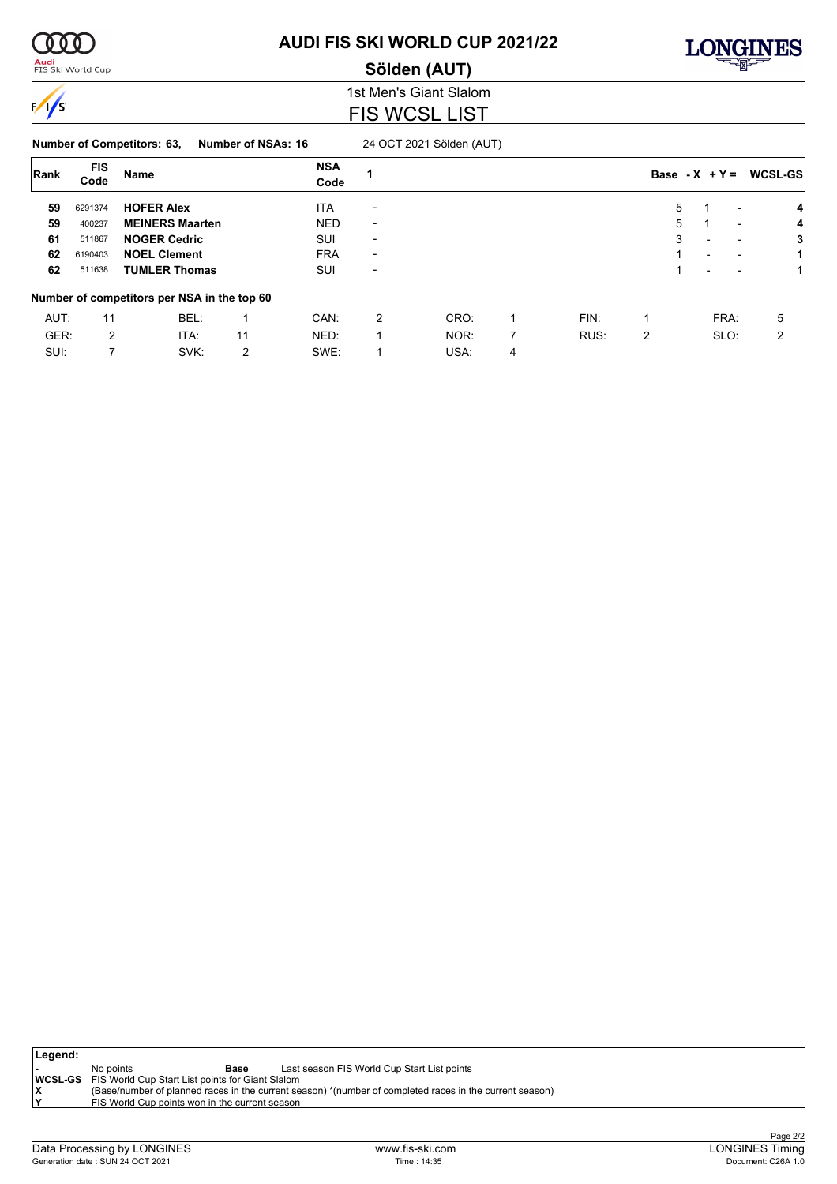# AUDI FIS SKI WORLD CUP 2021/22

## Sölden (AUT)

### 1st Men's Giant Slalom

### FIS WCSL LIST

**Number of Competitors: 63, Number of NSAs: 16** 24 OCT 2021 Sölden (AUT)

| Rank | FIS Code | Name | NSA Code | 1 | Base | - X | + Y = | WCSL-GS |
|---|---|---|---|---|---|---|---|---|
| 59 | 6291374 | **HOFER Alex** | ITA | - | 5 | 1 | - | **4** |
| 59 | 400237 | **MEINERS Maarten** | NED | - | 5 | 1 | - | **4** |
| 61 | 511867 | **NOGER Cedric** | SUI | - | 3 | - | - | **3** |
| 62 | 6190403 | **NOEL Clement** | FRA | - | 1 | - | - | **1** |
| 62 | 511638 | **TUMLER Thomas** | SUI | - | 1 | - | - | **1** |

**Number of competitors per NSA in the top 60**

| | | | | | | | | | | | |
|---|---|---|---|---|---|---|---|---|---|---|---|
| AUT: | 11 | BEL: | 1 | CAN: | 2 | CRO: | 1 | FIN: | 1 | FRA: | 5 |
| GER: | 2 | ITA: | 11 | NED: | 1 | NOR: | 7 | RUS: | 2 | SLO: | 2 |
| SUI: | 7 | SVK: | 2 | SWE: | 1 | USA: | 4 | | | | |

**Legend:**

- **-** No points
- **Base** Last season FIS World Cup Start List points
- **WCSL-GS** FIS World Cup Start List points for Giant Slalom
- **X** (Base/number of planned races in the current season) *(number of completed races in the current season)
- **Y** FIS World Cup points won in the current season

Data Processing by LONGINES — www.fis-ski.com — LONGINES Timing

Generation date : SUN 24 OCT 2021 — Time : 14:35 — Document: C26A 1.0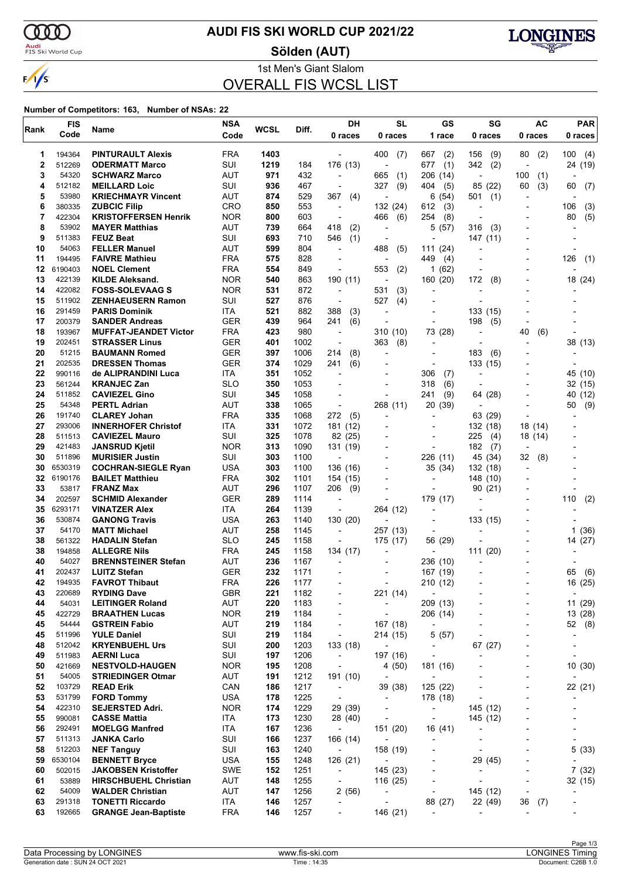# AUDI FIS SKI WORLD CUP 2021/22

**Sölden (AUT)**

1st Men's Giant Slalom

## OVERALL FIS WCSL LIST

**Number of Competitors: 163, Number of NSAs: 22**

| Rank | FIS Code | Name | NSA Code | WCSL | Diff. | DH 0 races | SL 0 races | GS 1 race | SG 0 races | AC 0 races | PAR 0 races |
|---|---|---|---|---|---|---|---|---|---|---|---|
| 1 | 194364 | **PINTURAULT Alexis** | FRA | **1403** | | - | 400 (7) | 667 (2) | 156 (9) | 80 (2) | 100 (4) |
| 2 | 512269 | **ODERMATT Marco** | SUI | **1219** | 184 | 176 (13) | - | 677 (1) | 342 (2) | - | 24 (19) |
| 3 | 54320 | **SCHWARZ Marco** | AUT | **971** | 432 | - | 665 (1) | 206 (14) | - | 100 (1) | - |
| 4 | 512182 | **MEILLARD Loic** | SUI | **936** | 467 | - | 327 (9) | 404 (5) | 85 (22) | 60 (3) | 60 (7) |
| 5 | 53980 | **KRIECHMAYR Vincent** | AUT | **874** | 529 | 367 (4) | - | 6 (54) | 501 (1) | - | - |
| 6 | 380335 | **ZUBCIC Filip** | CRO | **850** | 553 | - | 132 (24) | 612 (3) | - | - | 106 (3) |
| 7 | 422304 | **KRISTOFFERSEN Henrik** | NOR | **800** | 603 | - | 466 (6) | 254 (8) | - | - | 80 (5) |
| 8 | 53902 | **MAYER Matthias** | AUT | **739** | 664 | 418 (2) | - | 5 (57) | 316 (3) | - | - |
| 9 | 511383 | **FEUZ Beat** | SUI | **693** | 710 | 546 (1) | - | - | 147 (11) | - | - |
| 10 | 54063 | **FELLER Manuel** | AUT | **599** | 804 | - | 488 (5) | 111 (24) | - | - | - |
| 11 | 194495 | **FAIVRE Mathieu** | FRA | **575** | 828 | - | - | 449 (4) | - | - | 126 (1) |
| 12 | 6190403 | **NOEL Clement** | FRA | **554** | 849 | - | 553 (2) | 1 (62) | - | - | - |
| 13 | 422139 | **KILDE Aleksand.** | NOR | **540** | 863 | 190 (11) | - | 160 (20) | 172 (8) | - | 18 (24) |
| 14 | 422082 | **FOSS-SOLEVAAG S** | NOR | **531** | 872 | - | 531 (3) | - | - | - | - |
| 15 | 511902 | **ZENHAEUSERN Ramon** | SUI | **527** | 876 | - | 527 (4) | - | - | - | - |
| 16 | 291459 | **PARIS Dominik** | ITA | **521** | 882 | 388 (3) | - | - | 133 (15) | - | - |
| 17 | 200379 | **SANDER Andreas** | GER | **439** | 964 | 241 (6) | - | - | 198 (5) | - | - |
| 18 | 193967 | **MUFFAT-JEANDET Victor** | FRA | **423** | 980 | - | 310 (10) | 73 (28) | - | 40 (6) | - |
| 19 | 202451 | **STRASSER Linus** | GER | **401** | 1002 | - | 363 (8) | - | - | - | 38 (13) |
| 20 | 51215 | **BAUMANN Romed** | GER | **397** | 1006 | 214 (8) | - | - | 183 (6) | - | - |
| 21 | 202535 | **DRESSEN Thomas** | GER | **374** | 1029 | 241 (6) | - | - | 133 (15) | - | - |
| 22 | 990116 | **de ALIPRANDINI Luca** | ITA | **351** | 1052 | - | - | 306 (7) | - | - | 45 (10) |
| 23 | 561244 | **KRANJEC Zan** | SLO | **350** | 1053 | - | - | 318 (6) | - | - | 32 (15) |
| 24 | 511852 | **CAVIEZEL Gino** | SUI | **345** | 1058 | - | - | 241 (9) | 64 (28) | - | 40 (12) |
| 25 | 54348 | **PERTL Adrian** | AUT | **338** | 1065 | - | 268 (11) | 20 (39) | - | - | 50 (9) |
| 26 | 191740 | **CLAREY Johan** | FRA | **335** | 1068 | 272 (5) | - | - | 63 (29) | - | - |
| 27 | 293006 | **INNERHOFER Christof** | ITA | **331** | 1072 | 181 (12) | - | - | 132 (18) | 18 (14) | - |
| 28 | 511513 | **CAVIEZEL Mauro** | SUI | **325** | 1078 | 82 (25) | - | - | 225 (4) | 18 (14) | - |
| 29 | 421483 | **JANSRUD Kjetil** | NOR | **313** | 1090 | 131 (19) | - | - | 182 (7) | - | - |
| 30 | 511896 | **MURISIER Justin** | SUI | **303** | 1100 | - | - | 226 (11) | 45 (34) | 32 (8) | - |
| 30 | 6530319 | **COCHRAN-SIEGLE Ryan** | USA | **303** | 1100 | 136 (16) | - | 35 (34) | 132 (18) | - | - |
| 32 | 6190176 | **BAILET Matthieu** | FRA | **302** | 1101 | 154 (15) | - | - | 148 (10) | - | - |
| 33 | 53817 | **FRANZ Max** | AUT | **296** | 1107 | 206 (9) | - | - | 90 (21) | - | - |
| 34 | 202597 | **SCHMID Alexander** | GER | **289** | 1114 | - | - | 179 (17) | - | - | 110 (2) |
| 35 | 6293171 | **VINATZER Alex** | ITA | **264** | 1139 | - | 264 (12) | - | - | - | - |
| 36 | 530874 | **GANONG Travis** | USA | **263** | 1140 | 130 (20) | - | - | 133 (15) | - | - |
| 37 | 54170 | **MATT Michael** | AUT | **258** | 1145 | - | 257 (13) | - | - | - | 1 (36) |
| 38 | 561322 | **HADALIN Stefan** | SLO | **245** | 1158 | - | 175 (17) | 56 (29) | - | - | 14 (27) |
| 38 | 194858 | **ALLEGRE Nils** | FRA | **245** | 1158 | 134 (17) | - | - | 111 (20) | - | - |
| 40 | 54027 | **BRENNSTEINER Stefan** | AUT | **236** | 1167 | - | - | 236 (10) | - | - | - |
| 41 | 202437 | **LUITZ Stefan** | GER | **232** | 1171 | - | - | 167 (19) | - | - | 65 (6) |
| 42 | 194935 | **FAVROT Thibaut** | FRA | **226** | 1177 | - | - | 210 (12) | - | - | 16 (25) |
| 43 | 220689 | **RYDING Dave** | GBR | **221** | 1182 | - | 221 (14) | - | - | - | - |
| 44 | 54031 | **LEITINGER Roland** | AUT | **220** | 1183 | - | - | 209 (13) | - | - | 11 (29) |
| 45 | 422729 | **BRAATHEN Lucas** | NOR | **219** | 1184 | - | - | 206 (14) | - | - | 13 (28) |
| 45 | 54444 | **GSTREIN Fabio** | AUT | **219** | 1184 | - | 167 (18) | - | - | - | 52 (8) |
| 45 | 511996 | **YULE Daniel** | SUI | **219** | 1184 | - | 214 (15) | 5 (57) | - | - | - |
| 48 | 512042 | **KRYENBUEHL Urs** | SUI | **200** | 1203 | 133 (18) | - | - | 67 (27) | - | - |
| 49 | 511983 | **AERNI Luca** | SUI | **197** | 1206 | - | 197 (16) | - | - | - | - |
| 50 | 421669 | **NESTVOLD-HAUGEN** | NOR | **195** | 1208 | - | 4 (50) | 181 (16) | - | - | 10 (30) |
| 51 | 54005 | **STRIEDINGER Otmar** | AUT | **191** | 1212 | 191 (10) | - | - | - | - | - |
| 52 | 103729 | **READ Erik** | CAN | **186** | 1217 | - | 39 (38) | 125 (22) | - | - | 22 (21) |
| 53 | 531799 | **FORD Tommy** | USA | **178** | 1225 | - | - | 178 (18) | - | - | - |
| 54 | 422310 | **SEJERSTED Adri.** | NOR | **174** | 1229 | 29 (39) | - | - | 145 (12) | - | - |
| 55 | 990081 | **CASSE Mattia** | ITA | **173** | 1230 | 28 (40) | - | - | 145 (12) | - | - |
| 56 | 292491 | **MOELGG Manfred** | ITA | **167** | 1236 | - | 151 (20) | 16 (41) | - | - | - |
| 57 | 511313 | **JANKA Carlo** | SUI | **166** | 1237 | 166 (14) | - | - | - | - | - |
| 58 | 512203 | **NEF Tanguy** | SUI | **163** | 1240 | - | 158 (19) | - | - | - | 5 (33) |
| 59 | 6530104 | **BENNETT Bryce** | USA | **155** | 1248 | 126 (21) | - | - | 29 (45) | - | - |
| 60 | 502015 | **JAKOBSEN Kristoffer** | SWE | **152** | 1251 | - | 145 (23) | - | - | - | 7 (32) |
| 61 | 53889 | **HIRSCHBUEHL Christian** | AUT | **148** | 1255 | - | 116 (25) | - | - | - | 32 (15) |
| 62 | 54009 | **WALDER Christian** | AUT | **147** | 1256 | 2 (56) | - | - | 145 (12) | - | - |
| 63 | 291318 | **TONETTI Riccardo** | ITA | **146** | 1257 | - | - | 88 (27) | 22 (49) | 36 (7) | - |
| 63 | 192665 | **GRANGE Jean-Baptiste** | FRA | **146** | 1257 | - | 146 (21) | - | - | - | - |

Data Processing by LONGINES | www.fis-ski.com | LONGINES Timing

Generation date : SUN 24 OCT 2021 | Time : 14:35 | Document: C26B 1.0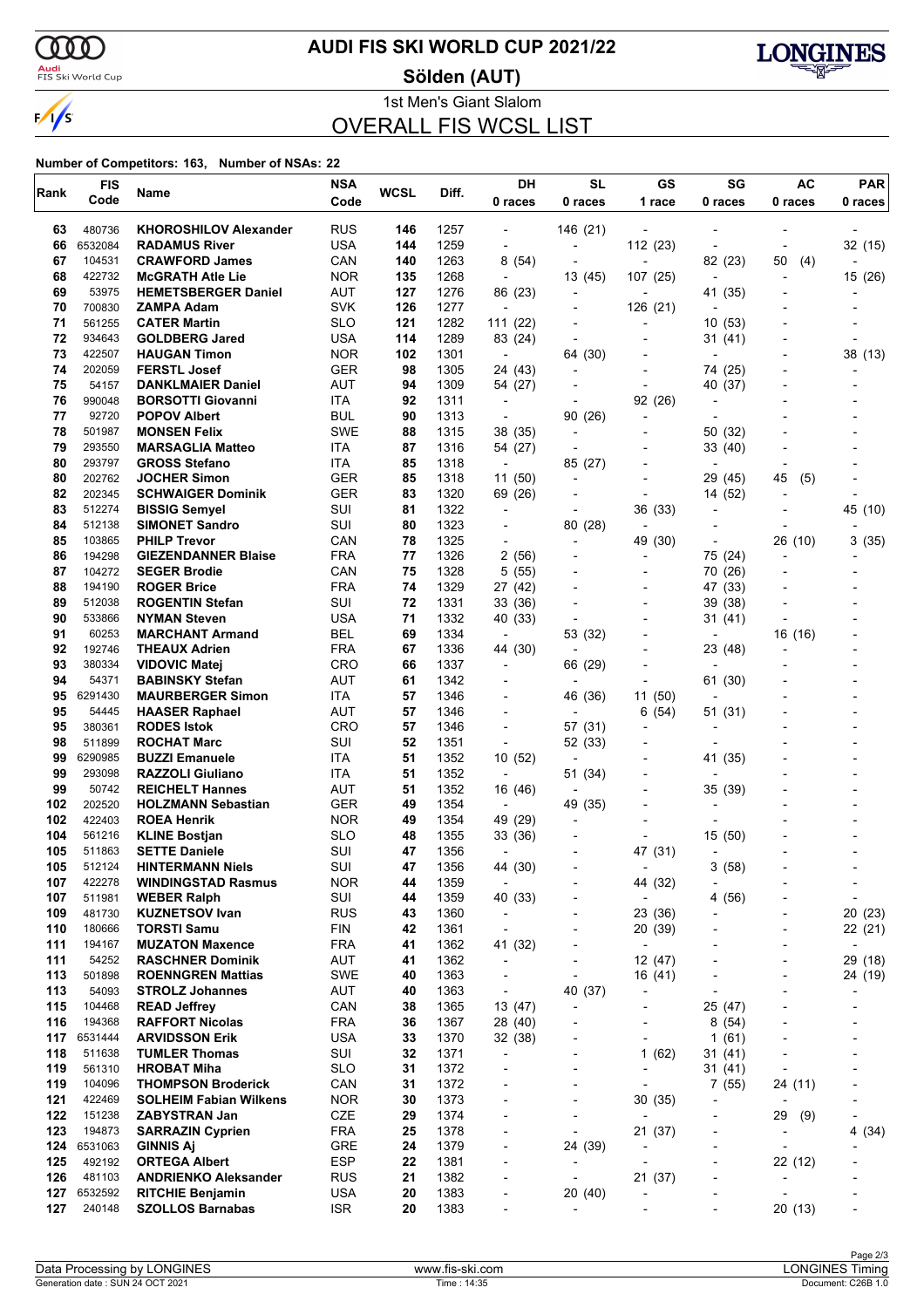# AUDI FIS SKI WORLD CUP 2021/22

**Sölden (AUT)**

1st Men's Giant Slalom

## OVERALL FIS WCSL LIST

**Number of Competitors: 163, Number of NSAs: 22**

| Rank | FIS Code | Name | NSA Code | WCSL | Diff. | DH 0 races | SL 0 races | GS 1 race | SG 0 races | AC 0 races | PAR 0 races |
|---|---|---|---|---|---|---|---|---|---|---|---|
| 63 | 480736 | **KHOROSHILOV Alexander** | RUS | **146** | 1257 | - | 146 (21) | - | - | - | - |
| 66 | 6532084 | **RADAMUS River** | USA | **144** | 1259 | - | - | 112 (23) | - | - | 32 (15) |
| 67 | 104531 | **CRAWFORD James** | CAN | **140** | 1263 | 8 (54) | - | - | 82 (23) | 50 (4) | - |
| 68 | 422732 | **McGRATH Atle Lie** | NOR | **135** | 1268 | - | 13 (45) | 107 (25) | - | - | 15 (26) |
| 69 | 53975 | **HEMETSBERGER Daniel** | AUT | **127** | 1276 | 86 (23) | - | - | 41 (35) | - | - |
| 70 | 700830 | **ZAMPA Adam** | SVK | **126** | 1277 | - | - | 126 (21) | - | - | - |
| 71 | 561255 | **CATER Martin** | SLO | **121** | 1282 | 111 (22) | - | - | 10 (53) | - | - |
| 72 | 934643 | **GOLDBERG Jared** | USA | **114** | 1289 | 83 (24) | - | - | 31 (41) | - | - |
| 73 | 422507 | **HAUGAN Timon** | NOR | **102** | 1301 | - | 64 (30) | - | - | - | 38 (13) |
| 74 | 202059 | **FERSTL Josef** | GER | **98** | 1305 | 24 (43) | - | - | 74 (25) | - | - |
| 75 | 54157 | **DANKLMAIER Daniel** | AUT | **94** | 1309 | 54 (27) | - | - | 40 (37) | - | - |
| 76 | 990048 | **BORSOTTI Giovanni** | ITA | **92** | 1311 | - | - | 92 (26) | - | - | - |
| 77 | 92720 | **POPOV Albert** | BUL | **90** | 1313 | - | 90 (26) | - | - | - | - |
| 78 | 501987 | **MONSEN Felix** | SWE | **88** | 1315 | 38 (35) | - | - | 50 (32) | - | - |
| 79 | 293550 | **MARSAGLIA Matteo** | ITA | **87** | 1316 | 54 (27) | - | - | 33 (40) | - | - |
| 80 | 293797 | **GROSS Stefano** | ITA | **85** | 1318 | - | 85 (27) | - | - | - | - |
| 80 | 202762 | **JOCHER Simon** | GER | **85** | 1318 | 11 (50) | - | - | 29 (45) | 45 (5) | - |
| 82 | 202345 | **SCHWAIGER Dominik** | GER | **83** | 1320 | 69 (26) | - | - | 14 (52) | - | - |
| 83 | 512274 | **BISSIG Semyel** | SUI | **81** | 1322 | - | - | 36 (33) | - | - | 45 (10) |
| 84 | 512138 | **SIMONET Sandro** | SUI | **80** | 1323 | - | 80 (28) | - | - | - | - |
| 85 | 103865 | **PHILP Trevor** | CAN | **78** | 1325 | - | - | 49 (30) | - | 26 (10) | 3 (35) |
| 86 | 194298 | **GIEZENDANNER Blaise** | FRA | **77** | 1326 | 2 (56) | - | - | 75 (24) | - | - |
| 87 | 104272 | **SEGER Brodie** | CAN | **75** | 1328 | 5 (55) | - | - | 70 (26) | - | - |
| 88 | 194190 | **ROGER Brice** | FRA | **74** | 1329 | 27 (42) | - | - | 47 (33) | - | - |
| 89 | 512038 | **ROGENTIN Stefan** | SUI | **72** | 1331 | 33 (36) | - | - | 39 (38) | - | - |
| 90 | 533866 | **NYMAN Steven** | USA | **71** | 1332 | 40 (33) | - | - | 31 (41) | - | - |
| 91 | 60253 | **MARCHANT Armand** | BEL | **69** | 1334 | - | 53 (32) | - | - | 16 (16) | - |
| 92 | 192746 | **THEAUX Adrien** | FRA | **67** | 1336 | 44 (30) | - | - | 23 (48) | - | - |
| 93 | 380334 | **VIDOVIC Matej** | CRO | **66** | 1337 | - | 66 (29) | - | - | - | - |
| 94 | 54371 | **BABINSKY Stefan** | AUT | **61** | 1342 | - | - | - | 61 (30) | - | - |
| 95 | 6291430 | **MAURBERGER Simon** | ITA | **57** | 1346 | - | 46 (36) | 11 (50) | - | - | - |
| 95 | 54445 | **HAASER Raphael** | AUT | **57** | 1346 | - | - | 6 (54) | 51 (31) | - | - |
| 95 | 380361 | **RODES Istok** | CRO | **57** | 1346 | - | 57 (31) | - | - | - | - |
| 98 | 511899 | **ROCHAT Marc** | SUI | **52** | 1351 | - | 52 (33) | - | - | - | - |
| 99 | 6290985 | **BUZZI Emanuele** | ITA | **51** | 1352 | 10 (52) | - | - | 41 (35) | - | - |
| 99 | 293098 | **RAZZOLI Giuliano** | ITA | **51** | 1352 | - | 51 (34) | - | - | - | - |
| 99 | 50742 | **REICHELT Hannes** | AUT | **51** | 1352 | 16 (46) | - | - | 35 (39) | - | - |
| 102 | 202520 | **HOLZMANN Sebastian** | GER | **49** | 1354 | - | 49 (35) | - | - | - | - |
| 102 | 422403 | **ROEA Henrik** | NOR | **49** | 1354 | 49 (29) | - | - | - | - | - |
| 104 | 561216 | **KLINE Bostjan** | SLO | **48** | 1355 | 33 (36) | - | - | 15 (50) | - | - |
| 105 | 511863 | **SETTE Daniele** | SUI | **47** | 1356 | - | - | 47 (31) | - | - | - |
| 105 | 512124 | **HINTERMANN Niels** | SUI | **47** | 1356 | 44 (30) | - | - | 3 (58) | - | - |
| 107 | 422278 | **WINDINGSTAD Rasmus** | NOR | **44** | 1359 | - | - | 44 (32) | - | - | - |
| 107 | 511981 | **WEBER Ralph** | SUI | **44** | 1359 | 40 (33) | - | - | 4 (56) | - | - |
| 109 | 481730 | **KUZNETSOV Ivan** | RUS | **43** | 1360 | - | - | 23 (36) | - | - | 20 (23) |
| 110 | 180666 | **TORSTI Samu** | FIN | **42** | 1361 | - | - | 20 (39) | - | - | 22 (21) |
| 111 | 194167 | **MUZATON Maxence** | FRA | **41** | 1362 | 41 (32) | - | - | - | - | - |
| 111 | 54252 | **RASCHNER Dominik** | AUT | **41** | 1362 | - | - | 12 (47) | - | - | 29 (18) |
| 113 | 501898 | **ROENNGREN Mattias** | SWE | **40** | 1363 | - | - | 16 (41) | - | - | 24 (19) |
| 113 | 54093 | **STROLZ Johannes** | AUT | **40** | 1363 | - | 40 (37) | - | - | - | - |
| 115 | 104468 | **READ Jeffrey** | CAN | **38** | 1365 | 13 (47) | - | - | 25 (47) | - | - |
| 116 | 194368 | **RAFFORT Nicolas** | FRA | **36** | 1367 | 28 (40) | - | - | 8 (54) | - | - |
| 117 | 6531444 | **ARVIDSSON Erik** | USA | **33** | 1370 | 32 (38) | - | - | 1 (61) | - | - |
| 118 | 511638 | **TUMLER Thomas** | SUI | **32** | 1371 | - | - | 1 (62) | 31 (41) | - | - |
| 119 | 561310 | **HROBAT Miha** | SLO | **31** | 1372 | - | - | - | 31 (41) | - | - |
| 119 | 104096 | **THOMPSON Broderick** | CAN | **31** | 1372 | - | - | - | 7 (55) | 24 (11) | - |
| 121 | 422469 | **SOLHEIM Fabian Wilkens** | NOR | **30** | 1373 | - | - | 30 (35) | - | - | - |
| 122 | 151238 | **ZABYSTRAN Jan** | CZE | **29** | 1374 | - | - | - | - | 29 (9) | - |
| 123 | 194873 | **SARRAZIN Cyprien** | FRA | **25** | 1378 | - | - | 21 (37) | - | - | 4 (34) |
| 124 | 6531063 | **GINNIS Aj** | GRE | **24** | 1379 | - | 24 (39) | - | - | - | - |
| 125 | 492192 | **ORTEGA Albert** | ESP | **22** | 1381 | - | - | - | - | 22 (12) | - |
| 126 | 481103 | **ANDRIENKO Aleksander** | RUS | **21** | 1382 | - | - | 21 (37) | - | - | - |
| 127 | 6532592 | **RITCHIE Benjamin** | USA | **20** | 1383 | - | 20 (40) | - | - | - | - |
| 127 | 240148 | **SZOLLOS Barnabas** | ISR | **20** | 1383 | - | - | - | - | 20 (13) | - |

Data Processing by LONGINES | www.fis-ski.com | LONGINES Timing

Generation date : SUN 24 OCT 2021 | Time : 14:35 | Document: C26B 1.0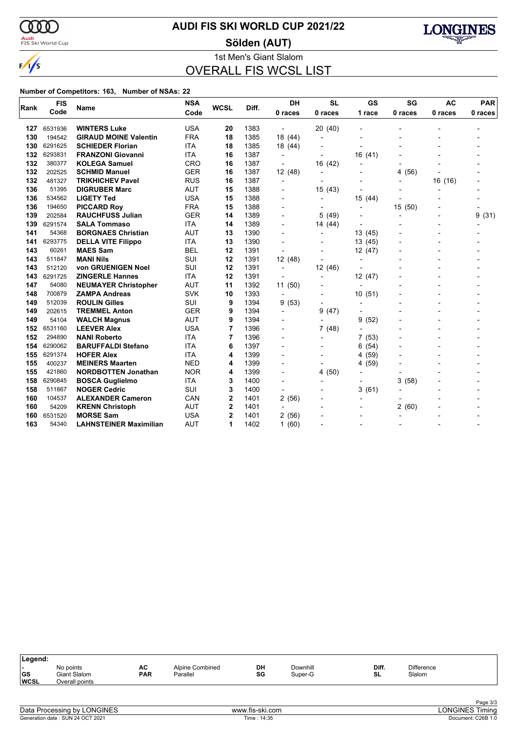# AUDI FIS SKI WORLD CUP 2021/22

## Sölden (AUT)

1st Men's Giant Slalom

## OVERALL FIS WCSL LIST

**Number of Competitors: 163, Number of NSAs: 22**

| Rank | FIS Code | Name | NSA Code | WCSL | Diff. | DH 0 races | SL 0 races | GS 1 race | SG 0 races | AC 0 races | PAR 0 races |
|---|---|---|---|---|---|---|---|---|---|---|---|
| 127 | 6531936 | **WINTERS Luke** | USA | **20** | 1383 | - | 20 (40) | - | - | - | - |
| 130 | 194542 | **GIRAUD MOINE Valentin** | FRA | **18** | 1385 | 18 (44) | - | - | - | - | - |
| 130 | 6291625 | **SCHIEDER Florian** | ITA | **18** | 1385 | 18 (44) | - | - | - | - | - |
| 132 | 6293831 | **FRANZONI Giovanni** | ITA | **16** | 1387 | - | - | 16 (41) | - | - | - |
| 132 | 380377 | **KOLEGA Samuel** | CRO | **16** | 1387 | - | 16 (42) | - | - | - | - |
| 132 | 202525 | **SCHMID Manuel** | GER | **16** | 1387 | 12 (48) | - | - | 4 (56) | - | - |
| 132 | 481327 | **TRIKHICHEV Pavel** | RUS | **16** | 1387 | - | - | - | - | 16 (16) | - |
| 136 | 51395 | **DIGRUBER Marc** | AUT | **15** | 1388 | - | 15 (43) | - | - | - | - |
| 136 | 534562 | **LIGETY Ted** | USA | **15** | 1388 | - | - | 15 (44) | - | - | - |
| 136 | 194650 | **PICCARD Roy** | FRA | **15** | 1388 | - | - | - | 15 (50) | - | - |
| 139 | 202584 | **RAUCHFUSS Julian** | GER | **14** | 1389 | - | 5 (49) | - | - | - | 9 (31) |
| 139 | 6291574 | **SALA Tommaso** | ITA | **14** | 1389 | - | 14 (44) | - | - | - | - |
| 141 | 54368 | **BORGNAES Christian** | AUT | **13** | 1390 | - | - | 13 (45) | - | - | - |
| 141 | 6293775 | **DELLA VITE Filippo** | ITA | **13** | 1390 | - | - | 13 (45) | - | - | - |
| 143 | 60261 | **MAES Sam** | BEL | **12** | 1391 | - | - | 12 (47) | - | - | - |
| 143 | 511847 | **MANI Nils** | SUI | **12** | 1391 | 12 (48) | - | - | - | - | - |
| 143 | 512120 | **von GRUENIGEN Noel** | SUI | **12** | 1391 | - | 12 (46) | - | - | - | - |
| 143 | 6291725 | **ZINGERLE Hannes** | ITA | **12** | 1391 | - | - | 12 (47) | - | - | - |
| 147 | 54080 | **NEUMAYER Christopher** | AUT | **11** | 1392 | 11 (50) | - | - | - | - | - |
| 148 | 700879 | **ZAMPA Andreas** | SVK | **10** | 1393 | - | - | 10 (51) | - | - | - |
| 149 | 512039 | **ROULIN Gilles** | SUI | **9** | 1394 | 9 (53) | - | - | - | - | - |
| 149 | 202615 | **TREMMEL Anton** | GER | **9** | 1394 | - | 9 (47) | - | - | - | - |
| 149 | 54104 | **WALCH Magnus** | AUT | **9** | 1394 | - | - | 9 (52) | - | - | - |
| 152 | 6531160 | **LEEVER Alex** | USA | **7** | 1396 | - | 7 (48) | - | - | - | - |
| 152 | 294890 | **NANI Roberto** | ITA | **7** | 1396 | - | - | 7 (53) | - | - | - |
| 154 | 6290062 | **BARUFFALDI Stefano** | ITA | **6** | 1397 | - | - | 6 (54) | - | - | - |
| 155 | 6291374 | **HOFER Alex** | ITA | **4** | 1399 | - | - | 4 (59) | - | - | - |
| 155 | 400237 | **MEINERS Maarten** | NED | **4** | 1399 | - | - | 4 (59) | - | - | - |
| 155 | 421860 | **NORDBOTTEN Jonathan** | NOR | **4** | 1399 | - | 4 (50) | - | - | - | - |
| 158 | 6290845 | **BOSCA Guglielmo** | ITA | **3** | 1400 | - | - | - | 3 (58) | - | - |
| 158 | 511867 | **NOGER Cedric** | SUI | **3** | 1400 | - | - | 3 (61) | - | - | - |
| 160 | 104537 | **ALEXANDER Cameron** | CAN | **2** | 1401 | 2 (56) | - | - | - | - | - |
| 160 | 54209 | **KRENN Christoph** | AUT | **2** | 1401 | - | - | - | 2 (60) | - | - |
| 160 | 6531520 | **MORSE Sam** | USA | **2** | 1401 | 2 (56) | - | - | - | - | - |
| 163 | 54340 | **LAHNSTEINER Maximilian** | AUT | **1** | 1402 | 1 (60) | - | - | - | - | - |

**Legend:**

| | | | | | | | |
|---|---|---|---|---|---|---|---|
| - | No points | AC | Alpine Combined | DH | Downhill | Diff. | Difference |
| GS | Giant Slalom | PAR | Parallel | SG | Super-G | SL | Slalom |
| WCSL | Overall points | | | | | | |

Data Processing by LONGINES | www.fis-ski.com | LONGINES Timing

Generation date : SUN 24 OCT 2021 | Time : 14:35 | Document: C26B 1.0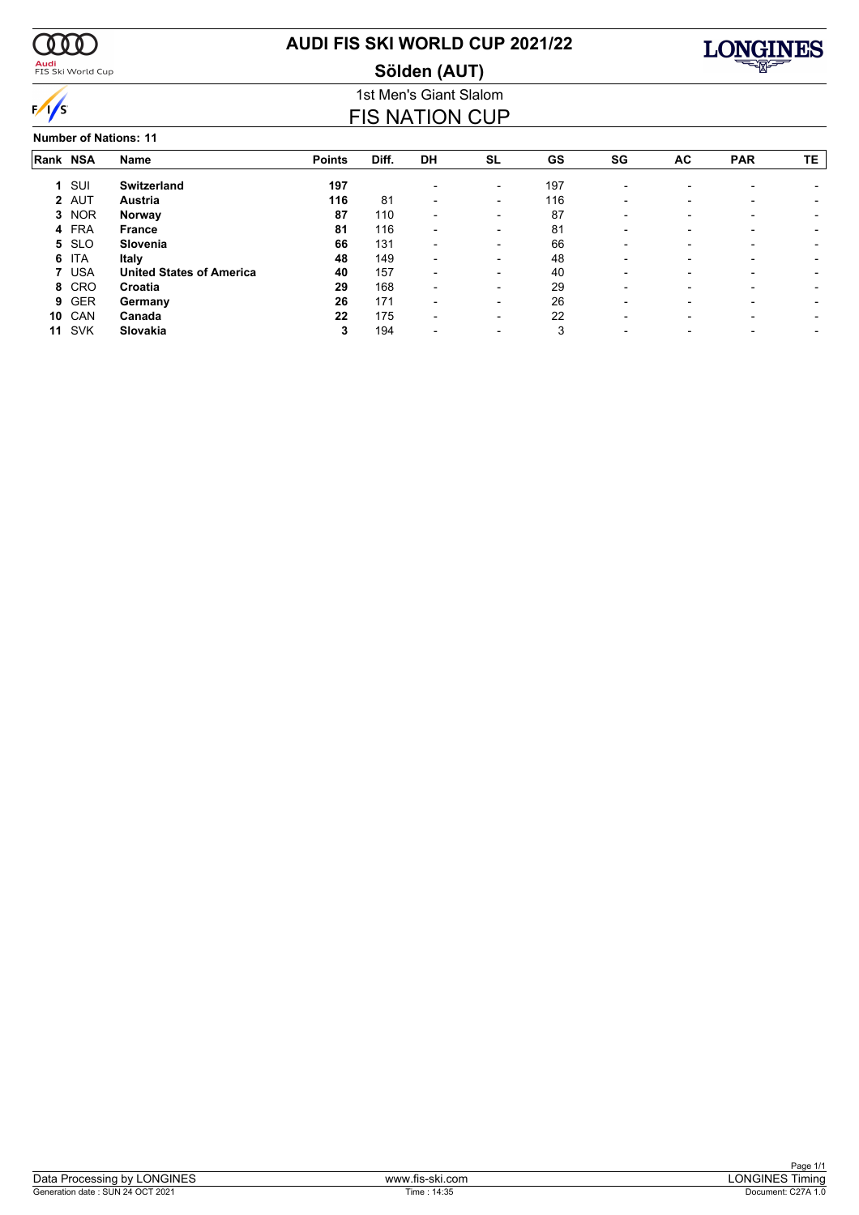# AUDI FIS SKI WORLD CUP 2021/22

## Sölden (AUT)

1st Men's Giant Slalom

## FIS NATION CUP

**Number of Nations: 11**

| Rank | NSA | Name | Points | Diff. | DH | SL | GS | SG | AC | PAR | TE |
|---|---|---|---|---|---|---|---|---|---|---|---|
| 1 | SUI | **Switzerland** | **197** | | - | - | 197 | - | - | - | - |
| 2 | AUT | **Austria** | **116** | 81 | - | - | 116 | - | - | - | - |
| 3 | NOR | **Norway** | **87** | 110 | - | - | 87 | - | - | - | - |
| 4 | FRA | **France** | **81** | 116 | - | - | 81 | - | - | - | - |
| 5 | SLO | **Slovenia** | **66** | 131 | - | - | 66 | - | - | - | - |
| 6 | ITA | **Italy** | **48** | 149 | - | - | 48 | - | - | - | - |
| 7 | USA | **United States of America** | **40** | 157 | - | - | 40 | - | - | - | - |
| 8 | CRO | **Croatia** | **29** | 168 | - | - | 29 | - | - | - | - |
| 9 | GER | **Germany** | **26** | 171 | - | - | 26 | - | - | - | - |
| 10 | CAN | **Canada** | **22** | 175 | - | - | 22 | - | - | - | - |
| 11 | SVK | **Slovakia** | **3** | 194 | - | - | 3 | - | - | - | - |

Data Processing by LONGINES | www.fis-ski.com | LONGINES Timing

Generation date : SUN 24 OCT 2021 | Time : 14:35 | Document: C27A 1.0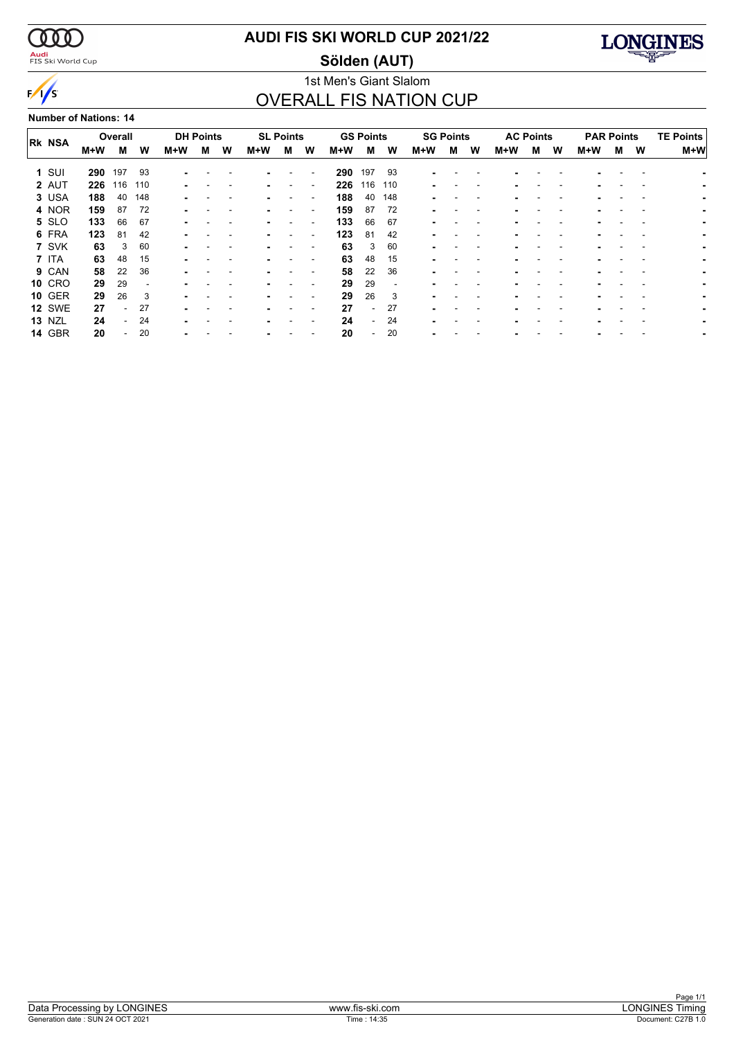# AUDI FIS SKI WORLD CUP 2021/22

## Sölden (AUT)

### 1st Men's Giant Slalom

## OVERALL FIS NATION CUP

**Number of Nations: 14**

| Rk | NSA | Overall | | | DH Points | | | SL Points | | | GS Points | | | SG Points | | | AC Points | | | PAR Points | | | TE Points |
|---|---|---|---|---|---|---|---|---|---|---|---|---|---|---|---|---|---|---|---|---|---|---|---|
| | | M+W | M | W | M+W | M | W | M+W | M | W | M+W | M | W | M+W | M | W | M+W | M | W | M+W | M | W | M+W |
| 1 | SUI | **290** | 197 | 93 | - | - | - | - | - | - | **290** | 197 | 93 | - | - | - | - | - | - | - | - | - | - |
| 2 | AUT | **226** | 116 | 110 | - | - | - | - | - | - | **226** | 116 | 110 | - | - | - | - | - | - | - | - | - | - |
| 3 | USA | **188** | 40 | 148 | - | - | - | - | - | - | **188** | 40 | 148 | - | - | - | - | - | - | - | - | - | - |
| 4 | NOR | **159** | 87 | 72 | - | - | - | - | - | - | **159** | 87 | 72 | - | - | - | - | - | - | - | - | - | - |
| 5 | SLO | **133** | 66 | 67 | - | - | - | - | - | - | **133** | 66 | 67 | - | - | - | - | - | - | - | - | - | - |
| 6 | FRA | **123** | 81 | 42 | - | - | - | - | - | - | **123** | 81 | 42 | - | - | - | - | - | - | - | - | - | - |
| 7 | SVK | **63** | 3 | 60 | - | - | - | - | - | - | **63** | 3 | 60 | - | - | - | - | - | - | - | - | - | - |
| 7 | ITA | **63** | 48 | 15 | - | - | - | - | - | - | **63** | 48 | 15 | - | - | - | - | - | - | - | - | - | - |
| 9 | CAN | **58** | 22 | 36 | - | - | - | - | - | - | **58** | 22 | 36 | - | - | - | - | - | - | - | - | - | - |
| 10 | CRO | **29** | 29 | - | - | - | - | - | - | - | **29** | 29 | - | - | - | - | - | - | - | - | - | - | - |
| 10 | GER | **29** | 26 | 3 | - | - | - | - | - | - | **29** | 26 | 3 | - | - | - | - | - | - | - | - | - | - |
| 12 | SWE | **27** | - | 27 | - | - | - | - | - | - | **27** | - | 27 | - | - | - | - | - | - | - | - | - | - |
| 13 | NZL | **24** | - | 24 | - | - | - | - | - | - | **24** | - | 24 | - | - | - | - | - | - | - | - | - | - |
| 14 | GBR | **20** | - | 20 | - | - | - | - | - | - | **20** | - | 20 | - | - | - | - | - | - | - | - | - | - |

Data Processing by LONGINES | www.fis-ski.com | LONGINES Timing

Generation date : SUN 24 OCT 2021 | Time : 14:35 | Document: C27B 1.0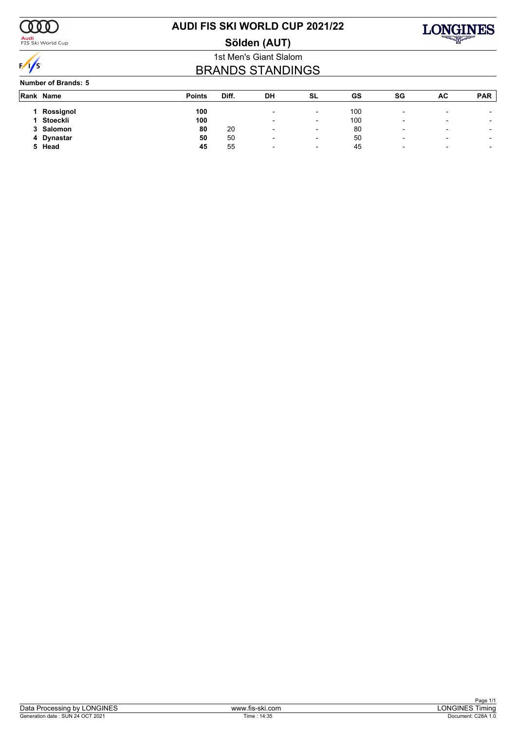# AUDI FIS SKI WORLD CUP 2021/22

## Sölden (AUT)

1st Men's Giant Slalom

## BRANDS STANDINGS

**Number of Brands: 5**

| Rank | Name | Points | Diff. | DH | SL | GS | SG | AC | PAR |
|---|---|---|---|---|---|---|---|---|---|
| 1 | **Rossignol** | **100** | | - | - | 100 | - | - | - |
| 1 | **Stoeckli** | **100** | | - | - | 100 | - | - | - |
| 3 | **Salomon** | **80** | 20 | - | - | 80 | - | - | - |
| 4 | **Dynastar** | **50** | 50 | - | - | 50 | - | - | - |
| 5 | **Head** | **45** | 55 | - | - | 45 | - | - | - |

Data Processing by LONGINES | www.fis-ski.com | LONGINES Timing

Generation date : SUN 24 OCT 2021 | Time : 14:35 | Document: C28A 1.0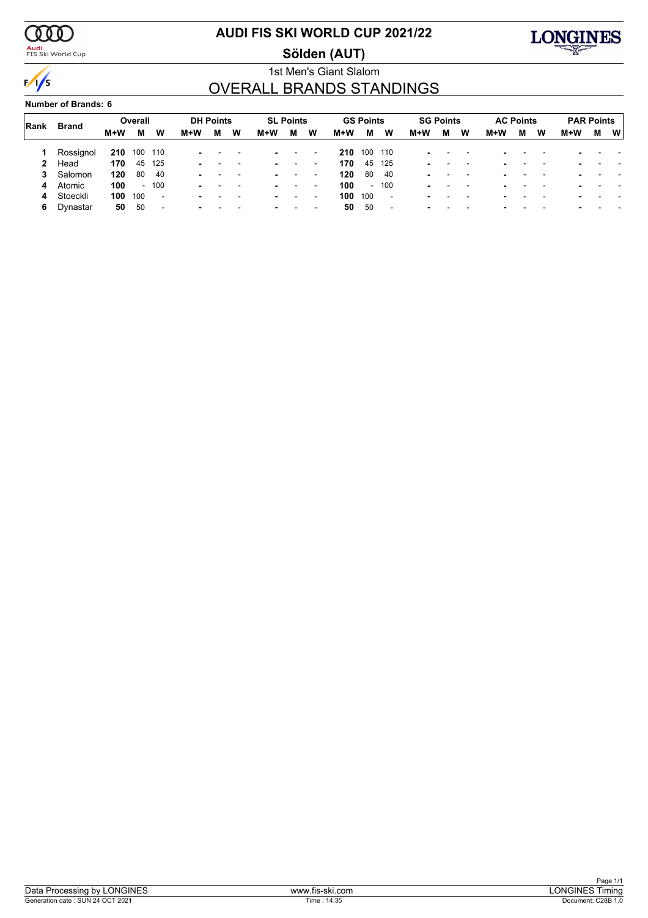# AUDI FIS SKI WORLD CUP 2021/22

## Sölden (AUT)

1st Men's Giant Slalom

## OVERALL BRANDS STANDINGS

**Number of Brands: 6**

| Rank | Brand | Overall | | | DH Points | | | SL Points | | | GS Points | | | SG Points | | | AC Points | | | PAR Points | | |
|---|---|---|---|---|---|---|---|---|---|---|---|---|---|---|---|---|---|---|---|---|---|---|
| | | M+W | M | W | M+W | M | W | M+W | M | W | M+W | M | W | M+W | M | W | M+W | M | W | M+W | M | W |
| 1 | Rossignol | **210** | 100 | 110 | - | - | - | - | - | - | **210** | 100 | 110 | - | - | - | - | - | - | - | - | - |
| 2 | Head | **170** | 45 | 125 | - | - | - | - | - | - | **170** | 45 | 125 | - | - | - | - | - | - | - | - | - |
| 3 | Salomon | **120** | 80 | 40 | - | - | - | - | - | - | **120** | 80 | 40 | - | - | - | - | - | - | - | - | - |
| 4 | Atomic | **100** | - | 100 | - | - | - | - | - | - | **100** | - | 100 | - | - | - | - | - | - | - | - | - |
| 4 | Stoeckli | **100** | 100 | - | - | - | - | - | - | - | **100** | 100 | - | - | - | - | - | - | - | - | - | - |
| 6 | Dynastar | **50** | 50 | - | - | - | - | - | - | - | **50** | 50 | - | - | - | - | - | - | - | - | - | - |

Data Processing by LONGINES | www.fis-ski.com | LONGINES Timing

Generation date : SUN 24 OCT 2021 | Time : 14:35 | Document: C28B 1.0